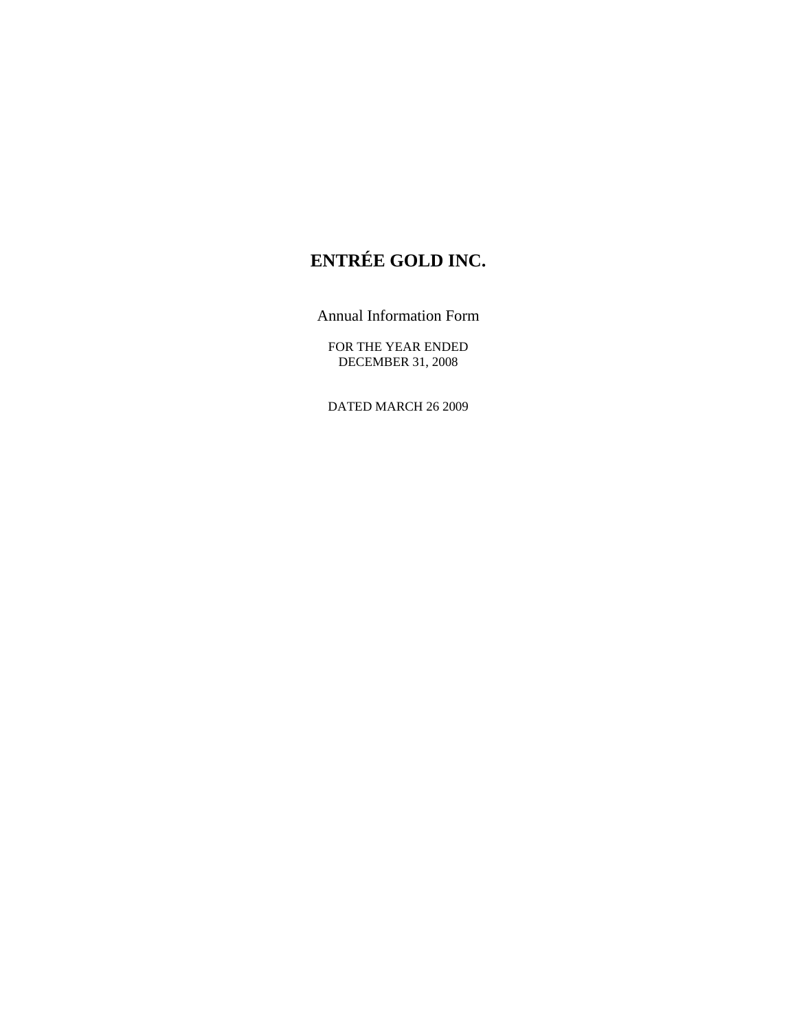# ENTRÉE GOLD INC.

Annual Information Form

FOR THE YEAR ENDED
DECEMBER 31, 2008

DATED MARCH 26 2009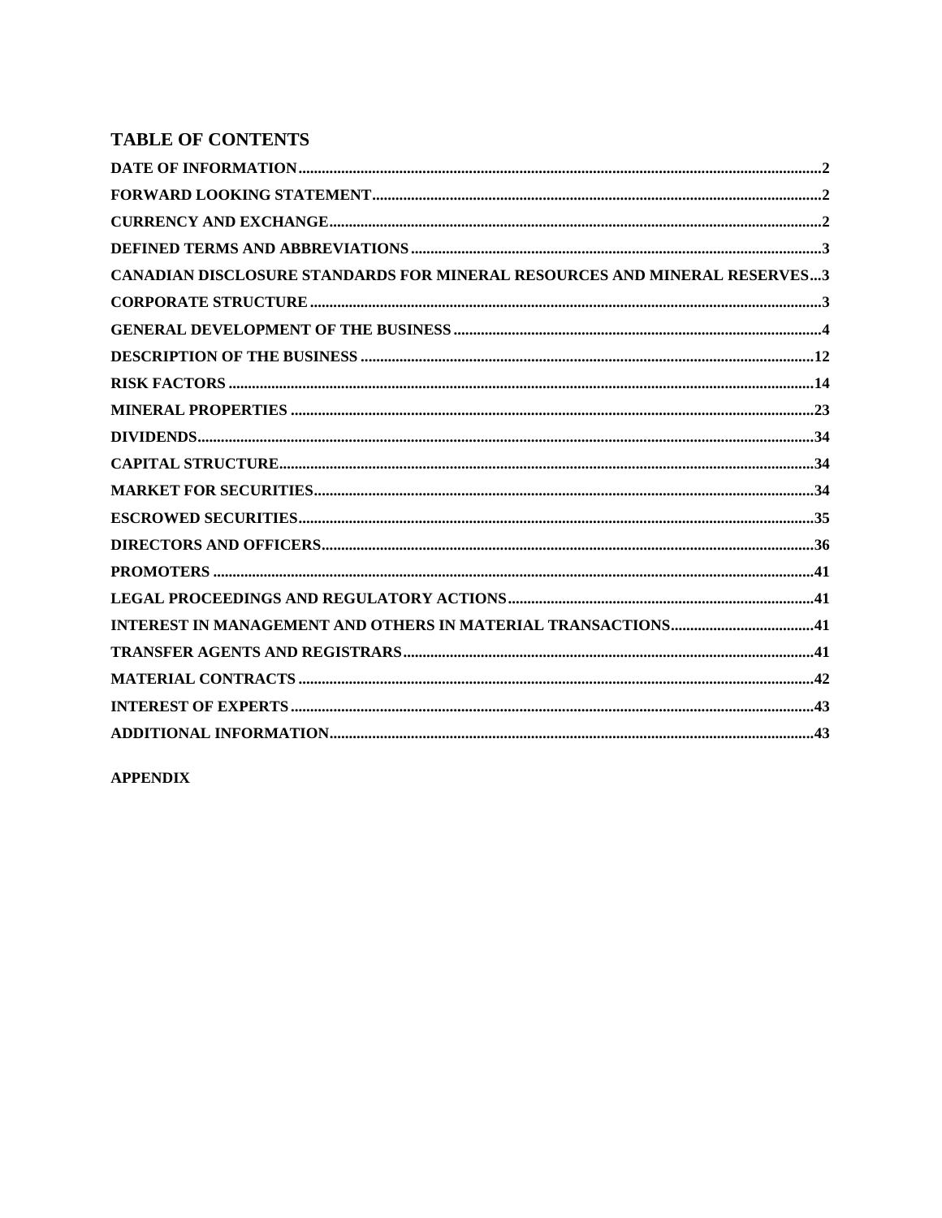## TABLE OF CONTENTS

| Section | Page |
|---|---|
| **DATE OF INFORMATION** | **2** |
| **FORWARD LOOKING STATEMENT** | **2** |
| **CURRENCY AND EXCHANGE** | **2** |
| **DEFINED TERMS AND ABBREVIATIONS** | **3** |
| **CANADIAN DISCLOSURE STANDARDS FOR MINERAL RESOURCES AND MINERAL RESERVES** | **3** |
| **CORPORATE STRUCTURE** | **3** |
| **GENERAL DEVELOPMENT OF THE BUSINESS** | **4** |
| **DESCRIPTION OF THE BUSINESS** | **12** |
| **RISK FACTORS** | **14** |
| **MINERAL PROPERTIES** | **23** |
| **DIVIDENDS** | **34** |
| **CAPITAL STRUCTURE** | **34** |
| **MARKET FOR SECURITIES** | **34** |
| **ESCROWED SECURITIES** | **35** |
| **DIRECTORS AND OFFICERS** | **36** |
| **PROMOTERS** | **41** |
| **LEGAL PROCEEDINGS AND REGULATORY ACTIONS** | **41** |
| **INTEREST IN MANAGEMENT AND OTHERS IN MATERIAL TRANSACTIONS** | **41** |
| **TRANSFER AGENTS AND REGISTRARS** | **41** |
| **MATERIAL CONTRACTS** | **42** |
| **INTEREST OF EXPERTS** | **43** |
| **ADDITIONAL INFORMATION** | **43** |

**APPENDIX**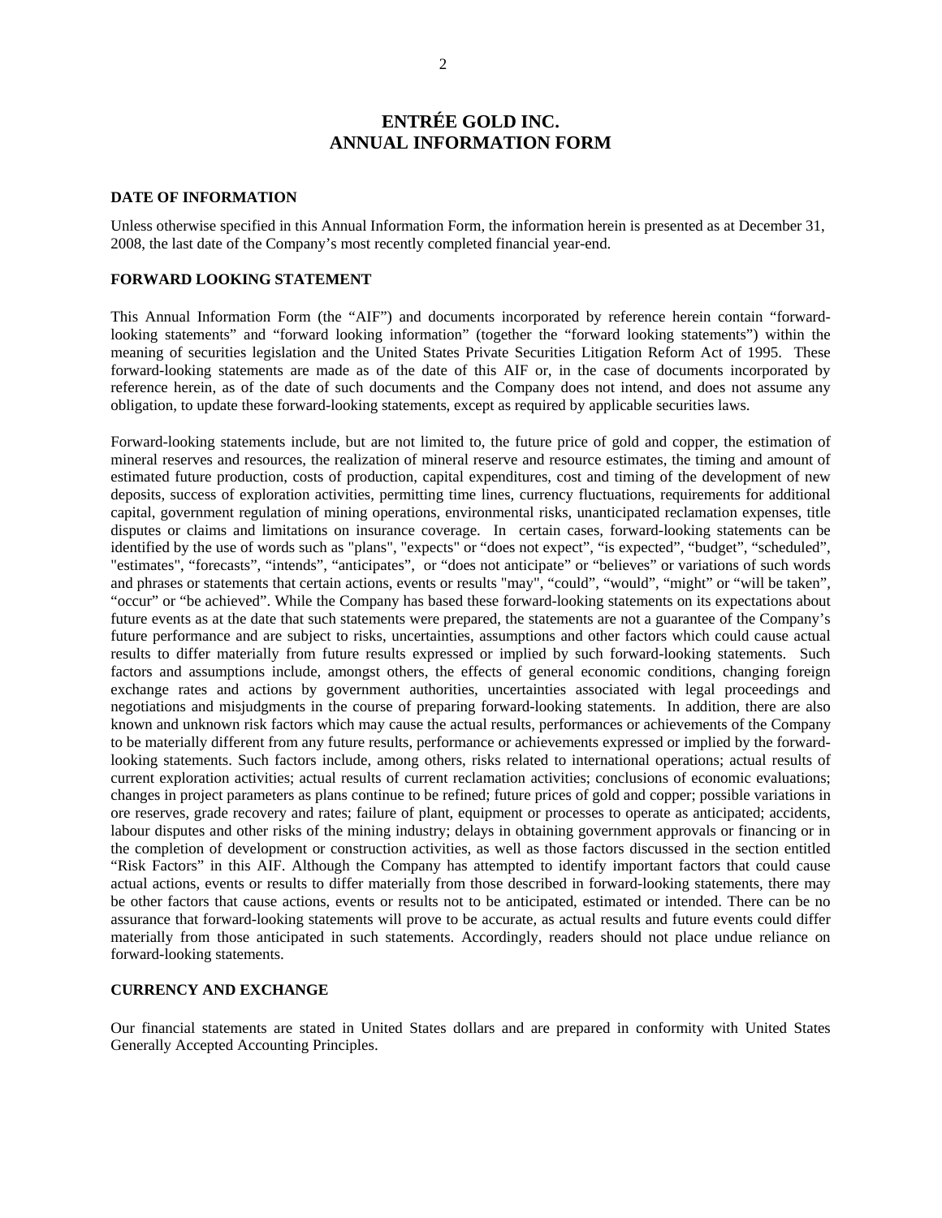# ENTRÉE GOLD INC.
# ANNUAL INFORMATION FORM

## DATE OF INFORMATION

Unless otherwise specified in this Annual Information Form, the information herein is presented as at December 31, 2008, the last date of the Company's most recently completed financial year-end.

## FORWARD LOOKING STATEMENT

This Annual Information Form (the "AIF") and documents incorporated by reference herein contain "forward-looking statements" and "forward looking information" (together the "forward looking statements") within the meaning of securities legislation and the United States Private Securities Litigation Reform Act of 1995. These forward-looking statements are made as of the date of this AIF or, in the case of documents incorporated by reference herein, as of the date of such documents and the Company does not intend, and does not assume any obligation, to update these forward-looking statements, except as required by applicable securities laws.

Forward-looking statements include, but are not limited to, the future price of gold and copper, the estimation of mineral reserves and resources, the realization of mineral reserve and resource estimates, the timing and amount of estimated future production, costs of production, capital expenditures, cost and timing of the development of new deposits, success of exploration activities, permitting time lines, currency fluctuations, requirements for additional capital, government regulation of mining operations, environmental risks, unanticipated reclamation expenses, title disputes or claims and limitations on insurance coverage. In certain cases, forward-looking statements can be identified by the use of words such as "plans", "expects" or "does not expect", "is expected", "budget", "scheduled", "estimates", "forecasts", "intends", "anticipates", or "does not anticipate" or "believes" or variations of such words and phrases or statements that certain actions, events or results "may", "could", "would", "might" or "will be taken", "occur" or "be achieved". While the Company has based these forward-looking statements on its expectations about future events as at the date that such statements were prepared, the statements are not a guarantee of the Company's future performance and are subject to risks, uncertainties, assumptions and other factors which could cause actual results to differ materially from future results expressed or implied by such forward-looking statements. Such factors and assumptions include, amongst others, the effects of general economic conditions, changing foreign exchange rates and actions by government authorities, uncertainties associated with legal proceedings and negotiations and misjudgments in the course of preparing forward-looking statements. In addition, there are also known and unknown risk factors which may cause the actual results, performances or achievements of the Company to be materially different from any future results, performance or achievements expressed or implied by the forward-looking statements. Such factors include, among others, risks related to international operations; actual results of current exploration activities; actual results of current reclamation activities; conclusions of economic evaluations; changes in project parameters as plans continue to be refined; future prices of gold and copper; possible variations in ore reserves, grade recovery and rates; failure of plant, equipment or processes to operate as anticipated; accidents, labour disputes and other risks of the mining industry; delays in obtaining government approvals or financing or in the completion of development or construction activities, as well as those factors discussed in the section entitled "Risk Factors" in this AIF. Although the Company has attempted to identify important factors that could cause actual actions, events or results to differ materially from those described in forward-looking statements, there may be other factors that cause actions, events or results not to be anticipated, estimated or intended. There can be no assurance that forward-looking statements will prove to be accurate, as actual results and future events could differ materially from those anticipated in such statements. Accordingly, readers should not place undue reliance on forward-looking statements.

## CURRENCY AND EXCHANGE

Our financial statements are stated in United States dollars and are prepared in conformity with United States Generally Accepted Accounting Principles.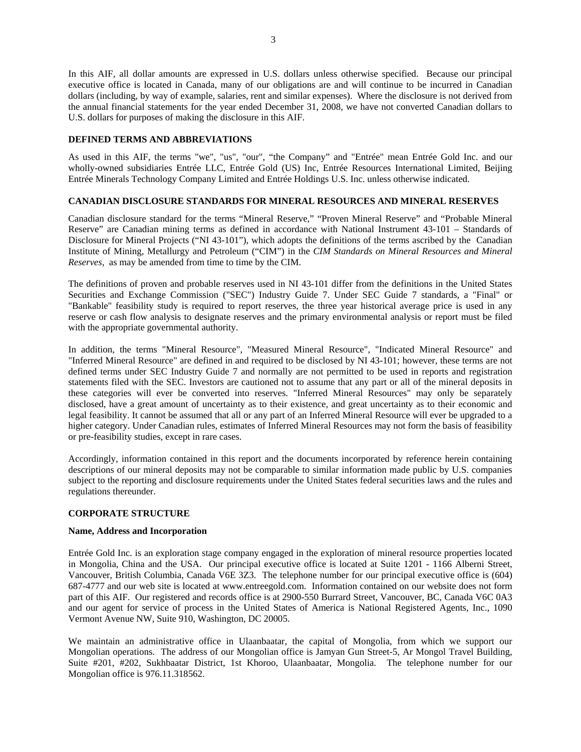In this AIF, all dollar amounts are expressed in U.S. dollars unless otherwise specified. Because our principal executive office is located in Canada, many of our obligations are and will continue to be incurred in Canadian dollars (including, by way of example, salaries, rent and similar expenses). Where the disclosure is not derived from the annual financial statements for the year ended December 31, 2008, we have not converted Canadian dollars to U.S. dollars for purposes of making the disclosure in this AIF.

## DEFINED TERMS AND ABBREVIATIONS

As used in this AIF, the terms "we", "us", "our", "the Company" and "Entrée" mean Entrée Gold Inc. and our wholly-owned subsidiaries Entrée LLC, Entrée Gold (US) Inc, Entrée Resources International Limited, Beijing Entrée Minerals Technology Company Limited and Entrée Holdings U.S. Inc. unless otherwise indicated.

## CANADIAN DISCLOSURE STANDARDS FOR MINERAL RESOURCES AND MINERAL RESERVES

Canadian disclosure standard for the terms "Mineral Reserve," "Proven Mineral Reserve" and "Probable Mineral Reserve" are Canadian mining terms as defined in accordance with National Instrument 43-101 – Standards of Disclosure for Mineral Projects ("NI 43-101"), which adopts the definitions of the terms ascribed by the Canadian Institute of Mining, Metallurgy and Petroleum ("CIM") in the *CIM Standards on Mineral Resources and Mineral Reserves*, as may be amended from time to time by the CIM.

The definitions of proven and probable reserves used in NI 43-101 differ from the definitions in the United States Securities and Exchange Commission ("SEC") Industry Guide 7. Under SEC Guide 7 standards, a "Final" or "Bankable" feasibility study is required to report reserves, the three year historical average price is used in any reserve or cash flow analysis to designate reserves and the primary environmental analysis or report must be filed with the appropriate governmental authority.

In addition, the terms "Mineral Resource", "Measured Mineral Resource", "Indicated Mineral Resource" and "Inferred Mineral Resource" are defined in and required to be disclosed by NI 43-101; however, these terms are not defined terms under SEC Industry Guide 7 and normally are not permitted to be used in reports and registration statements filed with the SEC. Investors are cautioned not to assume that any part or all of the mineral deposits in these categories will ever be converted into reserves. "Inferred Mineral Resources" may only be separately disclosed, have a great amount of uncertainty as to their existence, and great uncertainty as to their economic and legal feasibility. It cannot be assumed that all or any part of an Inferred Mineral Resource will ever be upgraded to a higher category. Under Canadian rules, estimates of Inferred Mineral Resources may not form the basis of feasibility or pre-feasibility studies, except in rare cases.

Accordingly, information contained in this report and the documents incorporated by reference herein containing descriptions of our mineral deposits may not be comparable to similar information made public by U.S. companies subject to the reporting and disclosure requirements under the United States federal securities laws and the rules and regulations thereunder.

## CORPORATE STRUCTURE

### Name, Address and Incorporation

Entrée Gold Inc. is an exploration stage company engaged in the exploration of mineral resource properties located in Mongolia, China and the USA. Our principal executive office is located at Suite 1201 - 1166 Alberni Street, Vancouver, British Columbia, Canada V6E 3Z3. The telephone number for our principal executive office is (604) 687-4777 and our web site is located at www.entreegold.com. Information contained on our website does not form part of this AIF. Our registered and records office is at 2900-550 Burrard Street, Vancouver, BC, Canada V6C 0A3 and our agent for service of process in the United States of America is National Registered Agents, Inc., 1090 Vermont Avenue NW, Suite 910, Washington, DC 20005.

We maintain an administrative office in Ulaanbaatar, the capital of Mongolia, from which we support our Mongolian operations. The address of our Mongolian office is Jamyan Gun Street-5, Ar Mongol Travel Building, Suite #201, #202, Sukhbaatar District, 1st Khoroo, Ulaanbaatar, Mongolia. The telephone number for our Mongolian office is 976.11.318562.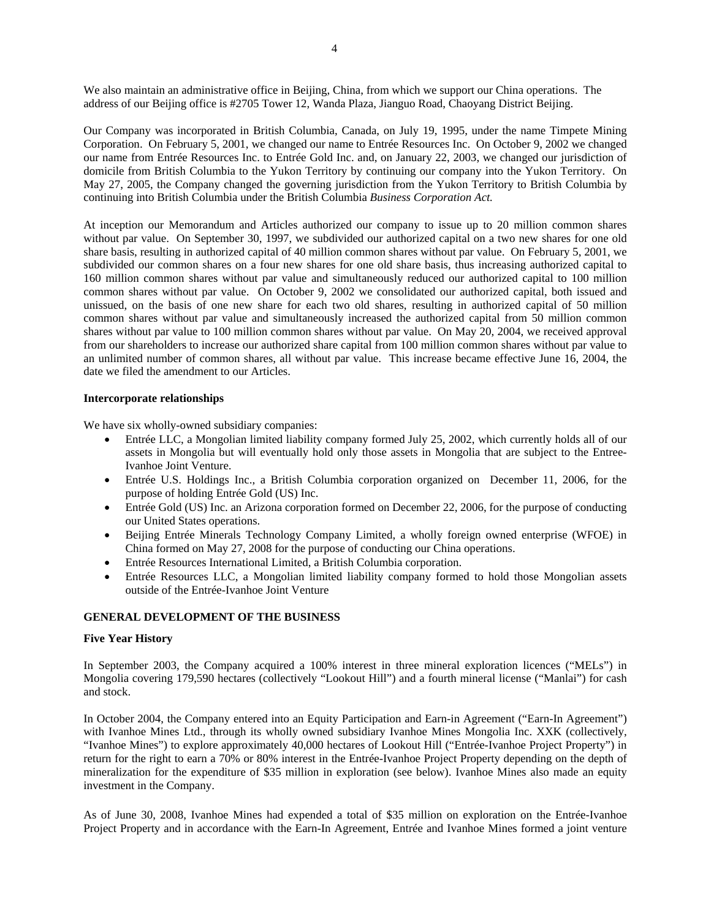We also maintain an administrative office in Beijing, China, from which we support our China operations. The address of our Beijing office is #2705 Tower 12, Wanda Plaza, Jianguo Road, Chaoyang District Beijing.

Our Company was incorporated in British Columbia, Canada, on July 19, 1995, under the name Timpete Mining Corporation. On February 5, 2001, we changed our name to Entrée Resources Inc. On October 9, 2002 we changed our name from Entrée Resources Inc. to Entrée Gold Inc. and, on January 22, 2003, we changed our jurisdiction of domicile from British Columbia to the Yukon Territory by continuing our company into the Yukon Territory. On May 27, 2005, the Company changed the governing jurisdiction from the Yukon Territory to British Columbia by continuing into British Columbia under the British Columbia *Business Corporation Act.*

At inception our Memorandum and Articles authorized our company to issue up to 20 million common shares without par value. On September 30, 1997, we subdivided our authorized capital on a two new shares for one old share basis, resulting in authorized capital of 40 million common shares without par value. On February 5, 2001, we subdivided our common shares on a four new shares for one old share basis, thus increasing authorized capital to 160 million common shares without par value and simultaneously reduced our authorized capital to 100 million common shares without par value. On October 9, 2002 we consolidated our authorized capital, both issued and unissued, on the basis of one new share for each two old shares, resulting in authorized capital of 50 million common shares without par value and simultaneously increased the authorized capital from 50 million common shares without par value to 100 million common shares without par value. On May 20, 2004, we received approval from our shareholders to increase our authorized share capital from 100 million common shares without par value to an unlimited number of common shares, all without par value. This increase became effective June 16, 2004, the date we filed the amendment to our Articles.

**Intercorporate relationships**

We have six wholly-owned subsidiary companies:

- Entrée LLC, a Mongolian limited liability company formed July 25, 2002, which currently holds all of our assets in Mongolia but will eventually hold only those assets in Mongolia that are subject to the Entree-Ivanhoe Joint Venture.
- Entrée U.S. Holdings Inc., a British Columbia corporation organized on December 11, 2006, for the purpose of holding Entrée Gold (US) Inc.
- Entrée Gold (US) Inc. an Arizona corporation formed on December 22, 2006, for the purpose of conducting our United States operations.
- Beijing Entrée Minerals Technology Company Limited, a wholly foreign owned enterprise (WFOE) in China formed on May 27, 2008 for the purpose of conducting our China operations.
- Entrée Resources International Limited, a British Columbia corporation.
- Entrée Resources LLC, a Mongolian limited liability company formed to hold those Mongolian assets outside of the Entrée-Ivanhoe Joint Venture

## GENERAL DEVELOPMENT OF THE BUSINESS

**Five Year History**

In September 2003, the Company acquired a 100% interest in three mineral exploration licences ("MELs") in Mongolia covering 179,590 hectares (collectively "Lookout Hill") and a fourth mineral license ("Manlai") for cash and stock.

In October 2004, the Company entered into an Equity Participation and Earn-in Agreement ("Earn-In Agreement") with Ivanhoe Mines Ltd., through its wholly owned subsidiary Ivanhoe Mines Mongolia Inc. XXK (collectively, "Ivanhoe Mines") to explore approximately 40,000 hectares of Lookout Hill ("Entrée-Ivanhoe Project Property") in return for the right to earn a 70% or 80% interest in the Entrée-Ivanhoe Project Property depending on the depth of mineralization for the expenditure of $35 million in exploration (see below). Ivanhoe Mines also made an equity investment in the Company.

As of June 30, 2008, Ivanhoe Mines had expended a total of $35 million on exploration on the Entrée-Ivanhoe Project Property and in accordance with the Earn-In Agreement, Entrée and Ivanhoe Mines formed a joint venture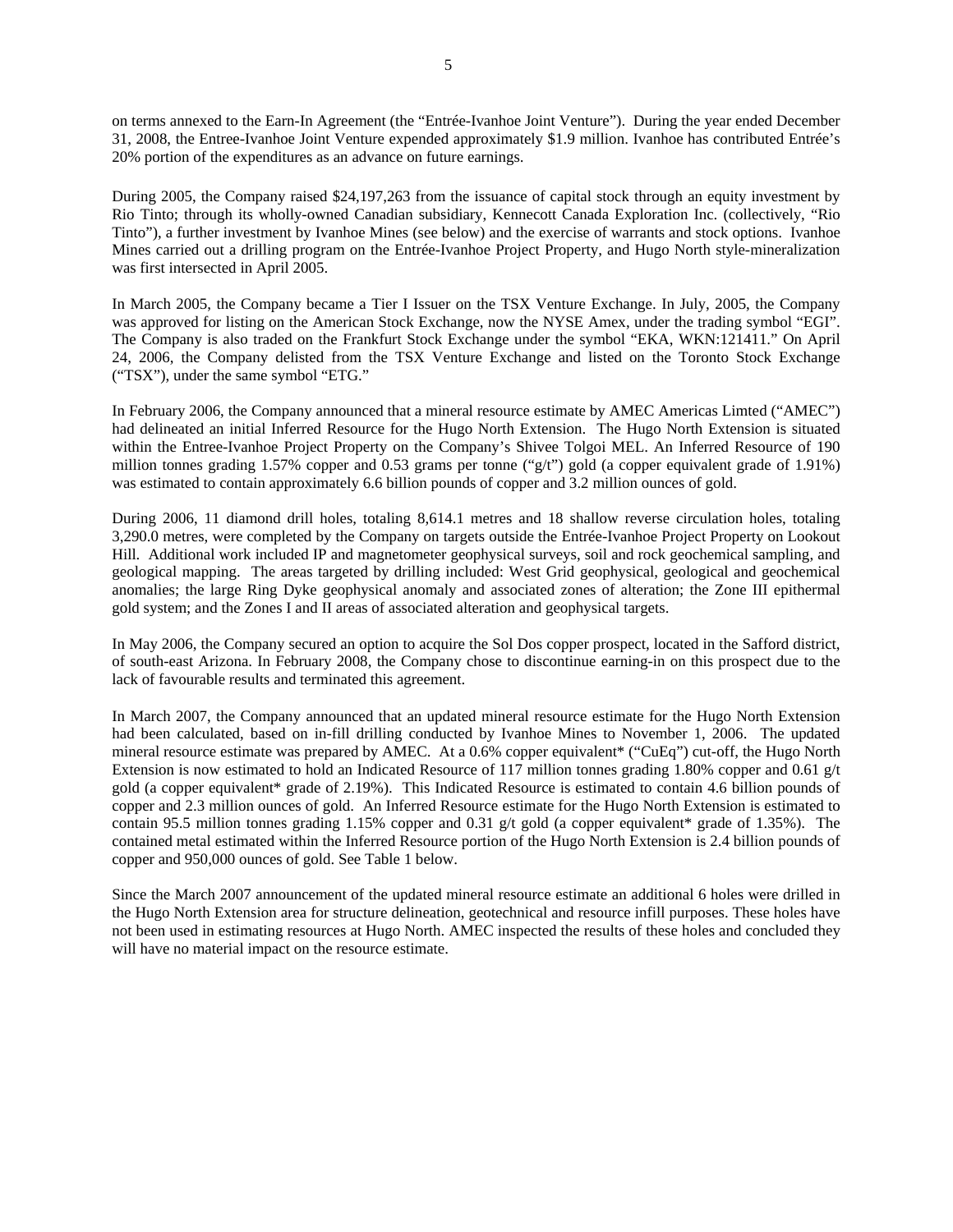on terms annexed to the Earn-In Agreement (the "Entrée-Ivanhoe Joint Venture"). During the year ended December 31, 2008, the Entree-Ivanhoe Joint Venture expended approximately $1.9 million. Ivanhoe has contributed Entrée's 20% portion of the expenditures as an advance on future earnings.

During 2005, the Company raised $24,197,263 from the issuance of capital stock through an equity investment by Rio Tinto; through its wholly-owned Canadian subsidiary, Kennecott Canada Exploration Inc. (collectively, "Rio Tinto"), a further investment by Ivanhoe Mines (see below) and the exercise of warrants and stock options. Ivanhoe Mines carried out a drilling program on the Entrée-Ivanhoe Project Property, and Hugo North style-mineralization was first intersected in April 2005.

In March 2005, the Company became a Tier I Issuer on the TSX Venture Exchange. In July, 2005, the Company was approved for listing on the American Stock Exchange, now the NYSE Amex, under the trading symbol "EGI". The Company is also traded on the Frankfurt Stock Exchange under the symbol "EKA, WKN:121411." On April 24, 2006, the Company delisted from the TSX Venture Exchange and listed on the Toronto Stock Exchange ("TSX"), under the same symbol "ETG."

In February 2006, the Company announced that a mineral resource estimate by AMEC Americas Limted ("AMEC") had delineated an initial Inferred Resource for the Hugo North Extension. The Hugo North Extension is situated within the Entree-Ivanhoe Project Property on the Company's Shivee Tolgoi MEL. An Inferred Resource of 190 million tonnes grading 1.57% copper and 0.53 grams per tonne ("g/t") gold (a copper equivalent grade of 1.91%) was estimated to contain approximately 6.6 billion pounds of copper and 3.2 million ounces of gold.

During 2006, 11 diamond drill holes, totaling 8,614.1 metres and 18 shallow reverse circulation holes, totaling 3,290.0 metres, were completed by the Company on targets outside the Entrée-Ivanhoe Project Property on Lookout Hill. Additional work included IP and magnetometer geophysical surveys, soil and rock geochemical sampling, and geological mapping. The areas targeted by drilling included: West Grid geophysical, geological and geochemical anomalies; the large Ring Dyke geophysical anomaly and associated zones of alteration; the Zone III epithermal gold system; and the Zones I and II areas of associated alteration and geophysical targets.

In May 2006, the Company secured an option to acquire the Sol Dos copper prospect, located in the Safford district, of south-east Arizona. In February 2008, the Company chose to discontinue earning-in on this prospect due to the lack of favourable results and terminated this agreement.

In March 2007, the Company announced that an updated mineral resource estimate for the Hugo North Extension had been calculated, based on in-fill drilling conducted by Ivanhoe Mines to November 1, 2006. The updated mineral resource estimate was prepared by AMEC. At a 0.6% copper equivalent* ("CuEq") cut-off, the Hugo North Extension is now estimated to hold an Indicated Resource of 117 million tonnes grading 1.80% copper and 0.61 g/t gold (a copper equivalent* grade of 2.19%). This Indicated Resource is estimated to contain 4.6 billion pounds of copper and 2.3 million ounces of gold. An Inferred Resource estimate for the Hugo North Extension is estimated to contain 95.5 million tonnes grading 1.15% copper and 0.31 g/t gold (a copper equivalent* grade of 1.35%). The contained metal estimated within the Inferred Resource portion of the Hugo North Extension is 2.4 billion pounds of copper and 950,000 ounces of gold. See Table 1 below.

Since the March 2007 announcement of the updated mineral resource estimate an additional 6 holes were drilled in the Hugo North Extension area for structure delineation, geotechnical and resource infill purposes. These holes have not been used in estimating resources at Hugo North. AMEC inspected the results of these holes and concluded they will have no material impact on the resource estimate.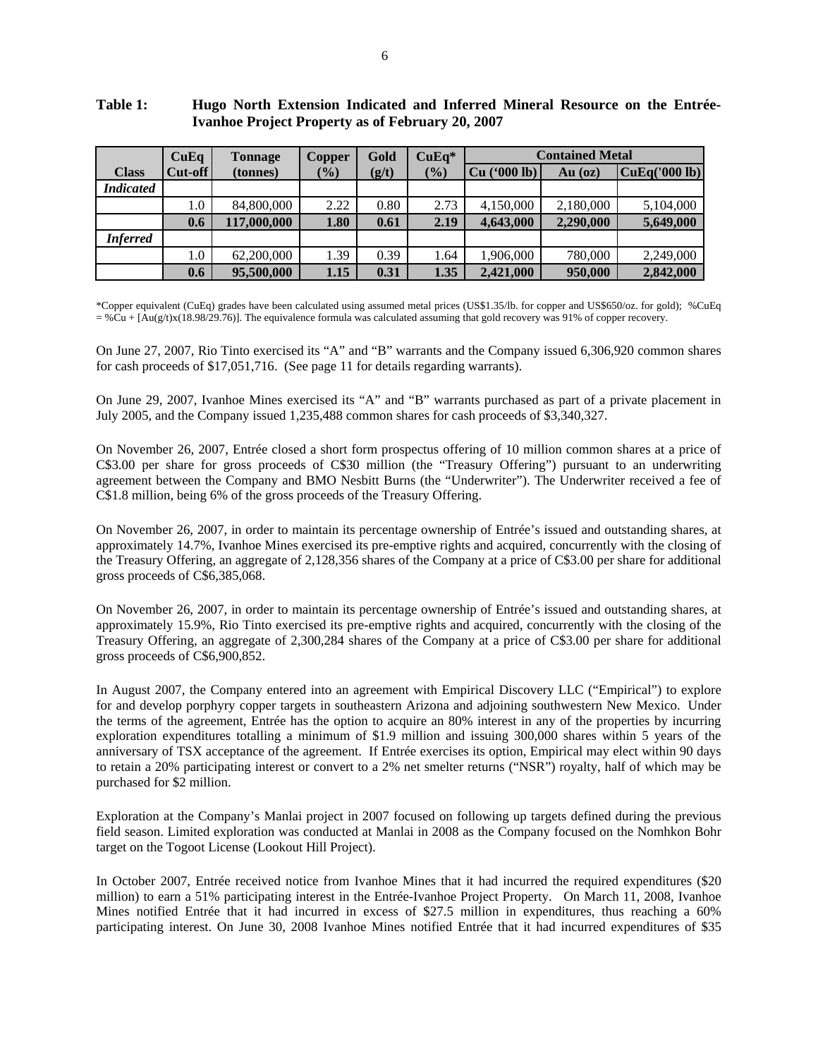**Table 1: Hugo North Extension Indicated and Inferred Mineral Resource on the Entrée-Ivanhoe Project Property as of February 20, 2007**

| Class | CuEq Cut-off | Tonnage (tonnes) | Copper (%) | Gold (g/t) | CuEq* (%) | Contained Metal | | |
|---|---|---|---|---|---|---|---|---|
| | | | | | | Cu ('000 lb) | Au (oz) | CuEq('000 lb) |
| ***Indicated*** | | | | | | | | |
| | 1.0 | 84,800,000 | 2.22 | 0.80 | 2.73 | 4,150,000 | 2,180,000 | 5,104,000 |
| | **0.6** | **117,000,000** | **1.80** | **0.61** | **2.19** | **4,643,000** | **2,290,000** | **5,649,000** |
| ***Inferred*** | | | | | | | | |
| | 1.0 | 62,200,000 | 1.39 | 0.39 | 1.64 | 1,906,000 | 780,000 | 2,249,000 |
| | **0.6** | **95,500,000** | **1.15** | **0.31** | **1.35** | **2,421,000** | **950,000** | **2,842,000** |

*Copper equivalent (CuEq) grades have been calculated using assumed metal prices (US$1.35/lb. for copper and US$650/oz. for gold); %CuEq = %Cu + [Au(g/t)x(18.98/29.76)]. The equivalence formula was calculated assuming that gold recovery was 91% of copper recovery.

On June 27, 2007, Rio Tinto exercised its "A" and "B" warrants and the Company issued 6,306,920 common shares for cash proceeds of $17,051,716. (See page 11 for details regarding warrants).

On June 29, 2007, Ivanhoe Mines exercised its "A" and "B" warrants purchased as part of a private placement in July 2005, and the Company issued 1,235,488 common shares for cash proceeds of $3,340,327.

On November 26, 2007, Entrée closed a short form prospectus offering of 10 million common shares at a price of C$3.00 per share for gross proceeds of C$30 million (the "Treasury Offering") pursuant to an underwriting agreement between the Company and BMO Nesbitt Burns (the "Underwriter"). The Underwriter received a fee of C$1.8 million, being 6% of the gross proceeds of the Treasury Offering.

On November 26, 2007, in order to maintain its percentage ownership of Entrée's issued and outstanding shares, at approximately 14.7%, Ivanhoe Mines exercised its pre-emptive rights and acquired, concurrently with the closing of the Treasury Offering, an aggregate of 2,128,356 shares of the Company at a price of C$3.00 per share for additional gross proceeds of C$6,385,068.

On November 26, 2007, in order to maintain its percentage ownership of Entrée's issued and outstanding shares, at approximately 15.9%, Rio Tinto exercised its pre-emptive rights and acquired, concurrently with the closing of the Treasury Offering, an aggregate of 2,300,284 shares of the Company at a price of C$3.00 per share for additional gross proceeds of C$6,900,852.

In August 2007, the Company entered into an agreement with Empirical Discovery LLC ("Empirical") to explore for and develop porphyry copper targets in southeastern Arizona and adjoining southwestern New Mexico. Under the terms of the agreement, Entrée has the option to acquire an 80% interest in any of the properties by incurring exploration expenditures totalling a minimum of $1.9 million and issuing 300,000 shares within 5 years of the anniversary of TSX acceptance of the agreement. If Entrée exercises its option, Empirical may elect within 90 days to retain a 20% participating interest or convert to a 2% net smelter returns ("NSR") royalty, half of which may be purchased for $2 million.

Exploration at the Company's Manlai project in 2007 focused on following up targets defined during the previous field season. Limited exploration was conducted at Manlai in 2008 as the Company focused on the Nomhkon Bohr target on the Togoot License (Lookout Hill Project).

In October 2007, Entrée received notice from Ivanhoe Mines that it had incurred the required expenditures ($20 million) to earn a 51% participating interest in the Entrée-Ivanhoe Project Property. On March 11, 2008, Ivanhoe Mines notified Entrée that it had incurred in excess of $27.5 million in expenditures, thus reaching a 60% participating interest. On June 30, 2008 Ivanhoe Mines notified Entrée that it had incurred expenditures of $35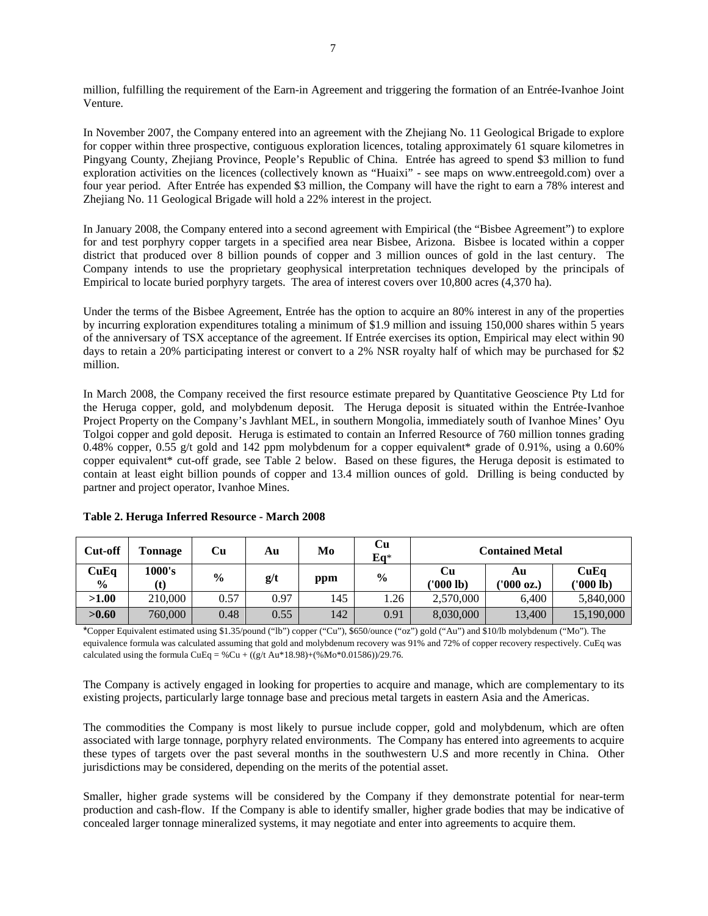million, fulfilling the requirement of the Earn-in Agreement and triggering the formation of an Entrée-Ivanhoe Joint Venture.

In November 2007, the Company entered into an agreement with the Zhejiang No. 11 Geological Brigade to explore for copper within three prospective, contiguous exploration licences, totaling approximately 61 square kilometres in Pingyang County, Zhejiang Province, People's Republic of China. Entrée has agreed to spend $3 million to fund exploration activities on the licences (collectively known as "Huaixi" - see maps on www.entreegold.com) over a four year period. After Entrée has expended $3 million, the Company will have the right to earn a 78% interest and Zhejiang No. 11 Geological Brigade will hold a 22% interest in the project.

In January 2008, the Company entered into a second agreement with Empirical (the "Bisbee Agreement") to explore for and test porphyry copper targets in a specified area near Bisbee, Arizona. Bisbee is located within a copper district that produced over 8 billion pounds of copper and 3 million ounces of gold in the last century. The Company intends to use the proprietary geophysical interpretation techniques developed by the principals of Empirical to locate buried porphyry targets. The area of interest covers over 10,800 acres (4,370 ha).

Under the terms of the Bisbee Agreement, Entrée has the option to acquire an 80% interest in any of the properties by incurring exploration expenditures totaling a minimum of $1.9 million and issuing 150,000 shares within 5 years of the anniversary of TSX acceptance of the agreement. If Entrée exercises its option, Empirical may elect within 90 days to retain a 20% participating interest or convert to a 2% NSR royalty half of which may be purchased for $2 million.

In March 2008, the Company received the first resource estimate prepared by Quantitative Geoscience Pty Ltd for the Heruga copper, gold, and molybdenum deposit. The Heruga deposit is situated within the Entrée-Ivanhoe Project Property on the Company's Javhlant MEL, in southern Mongolia, immediately south of Ivanhoe Mines' Oyu Tolgoi copper and gold deposit. Heruga is estimated to contain an Inferred Resource of 760 million tonnes grading 0.48% copper, 0.55 g/t gold and 142 ppm molybdenum for a copper equivalent* grade of 0.91%, using a 0.60% copper equivalent* cut-off grade, see Table 2 below. Based on these figures, the Heruga deposit is estimated to contain at least eight billion pounds of copper and 13.4 million ounces of gold. Drilling is being conducted by partner and project operator, Ivanhoe Mines.

**Table 2. Heruga Inferred Resource - March 2008**

| Cut-off | Tonnage | Cu | Au | Mo | Cu Eq* | Contained Metal | | |
|---|---|---|---|---|---|---|---|---|
| CuEq % | 1000's (t) | % | g/t | ppm | % | Cu ('000 lb) | Au ('000 oz.) | CuEq ('000 lb) |
| **>1.00** | 210,000 | 0.57 | 0.97 | 145 | 1.26 | 2,570,000 | 6,400 | 5,840,000 |
| **>0.60** | 760,000 | 0.48 | 0.55 | 142 | 0.91 | 8,030,000 | 13,400 | 15,190,000 |

*Copper Equivalent estimated using $1.35/pound ("lb") copper ("Cu"), $650/ounce ("oz") gold ("Au") and $10/lb molybdenum ("Mo"). The equivalence formula was calculated assuming that gold and molybdenum recovery was 91% and 72% of copper recovery respectively. CuEq was calculated using the formula $CuEq = \%Cu + ((g/t\ Au*18.98)+(\%Mo*0.01586))/29.76$.

The Company is actively engaged in looking for properties to acquire and manage, which are complementary to its existing projects, particularly large tonnage base and precious metal targets in eastern Asia and the Americas.

The commodities the Company is most likely to pursue include copper, gold and molybdenum, which are often associated with large tonnage, porphyry related environments. The Company has entered into agreements to acquire these types of targets over the past several months in the southwestern U.S and more recently in China. Other jurisdictions may be considered, depending on the merits of the potential asset.

Smaller, higher grade systems will be considered by the Company if they demonstrate potential for near-term production and cash-flow. If the Company is able to identify smaller, higher grade bodies that may be indicative of concealed larger tonnage mineralized systems, it may negotiate and enter into agreements to acquire them.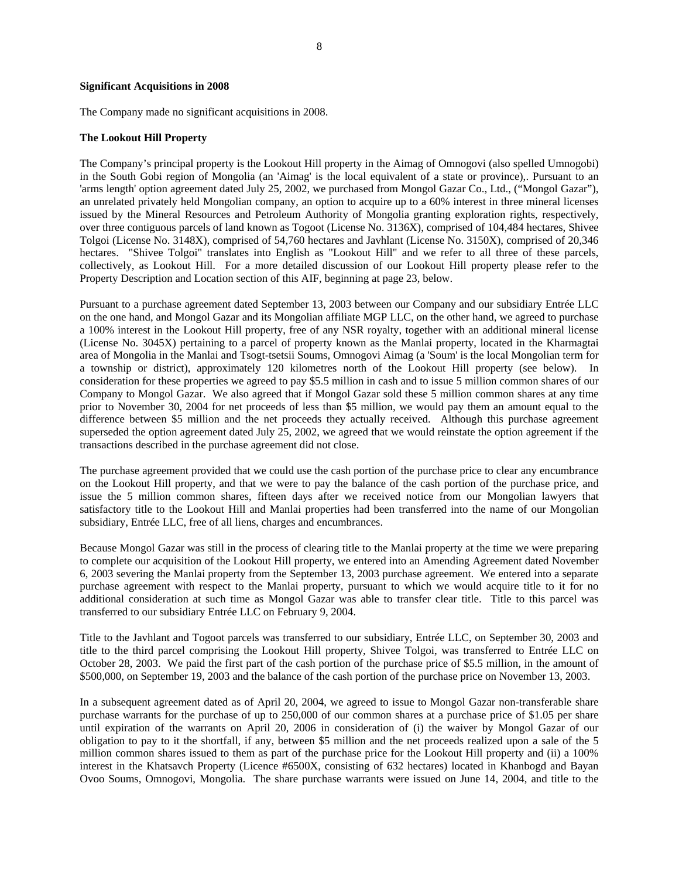**Significant Acquisitions in 2008**

The Company made no significant acquisitions in 2008.

**The Lookout Hill Property**

The Company's principal property is the Lookout Hill property in the Aimag of Omnogovi (also spelled Umnogobi) in the South Gobi region of Mongolia (an 'Aimag' is the local equivalent of a state or province),. Pursuant to an 'arms length' option agreement dated July 25, 2002, we purchased from Mongol Gazar Co., Ltd., ("Mongol Gazar"), an unrelated privately held Mongolian company, an option to acquire up to a 60% interest in three mineral licenses issued by the Mineral Resources and Petroleum Authority of Mongolia granting exploration rights, respectively, over three contiguous parcels of land known as Togoot (License No. 3136X), comprised of 104,484 hectares, Shivee Tolgoi (License No. 3148X), comprised of 54,760 hectares and Javhlant (License No. 3150X), comprised of 20,346 hectares. "Shivee Tolgoi" translates into English as "Lookout Hill" and we refer to all three of these parcels, collectively, as Lookout Hill. For a more detailed discussion of our Lookout Hill property please refer to the Property Description and Location section of this AIF, beginning at page 23, below.

Pursuant to a purchase agreement dated September 13, 2003 between our Company and our subsidiary Entrée LLC on the one hand, and Mongol Gazar and its Mongolian affiliate MGP LLC, on the other hand, we agreed to purchase a 100% interest in the Lookout Hill property, free of any NSR royalty, together with an additional mineral license (License No. 3045X) pertaining to a parcel of property known as the Manlai property, located in the Kharmagtai area of Mongolia in the Manlai and Tsogt-tsetsii Soums, Omnogovi Aimag (a 'Soum' is the local Mongolian term for a township or district), approximately 120 kilometres north of the Lookout Hill property (see below). In consideration for these properties we agreed to pay $5.5 million in cash and to issue 5 million common shares of our Company to Mongol Gazar. We also agreed that if Mongol Gazar sold these 5 million common shares at any time prior to November 30, 2004 for net proceeds of less than $5 million, we would pay them an amount equal to the difference between $5 million and the net proceeds they actually received. Although this purchase agreement superseded the option agreement dated July 25, 2002, we agreed that we would reinstate the option agreement if the transactions described in the purchase agreement did not close.

The purchase agreement provided that we could use the cash portion of the purchase price to clear any encumbrance on the Lookout Hill property, and that we were to pay the balance of the cash portion of the purchase price, and issue the 5 million common shares, fifteen days after we received notice from our Mongolian lawyers that satisfactory title to the Lookout Hill and Manlai properties had been transferred into the name of our Mongolian subsidiary, Entrée LLC, free of all liens, charges and encumbrances.

Because Mongol Gazar was still in the process of clearing title to the Manlai property at the time we were preparing to complete our acquisition of the Lookout Hill property, we entered into an Amending Agreement dated November 6, 2003 severing the Manlai property from the September 13, 2003 purchase agreement. We entered into a separate purchase agreement with respect to the Manlai property, pursuant to which we would acquire title to it for no additional consideration at such time as Mongol Gazar was able to transfer clear title. Title to this parcel was transferred to our subsidiary Entrée LLC on February 9, 2004.

Title to the Javhlant and Togoot parcels was transferred to our subsidiary, Entrée LLC, on September 30, 2003 and title to the third parcel comprising the Lookout Hill property, Shivee Tolgoi, was transferred to Entrée LLC on October 28, 2003. We paid the first part of the cash portion of the purchase price of $5.5 million, in the amount of $500,000, on September 19, 2003 and the balance of the cash portion of the purchase price on November 13, 2003.

In a subsequent agreement dated as of April 20, 2004, we agreed to issue to Mongol Gazar non-transferable share purchase warrants for the purchase of up to 250,000 of our common shares at a purchase price of $1.05 per share until expiration of the warrants on April 20, 2006 in consideration of (i) the waiver by Mongol Gazar of our obligation to pay to it the shortfall, if any, between $5 million and the net proceeds realized upon a sale of the 5 million common shares issued to them as part of the purchase price for the Lookout Hill property and (ii) a 100% interest in the Khatsavch Property (Licence #6500X, consisting of 632 hectares) located in Khanbogd and Bayan Ovoo Soums, Omnogovi, Mongolia. The share purchase warrants were issued on June 14, 2004, and title to the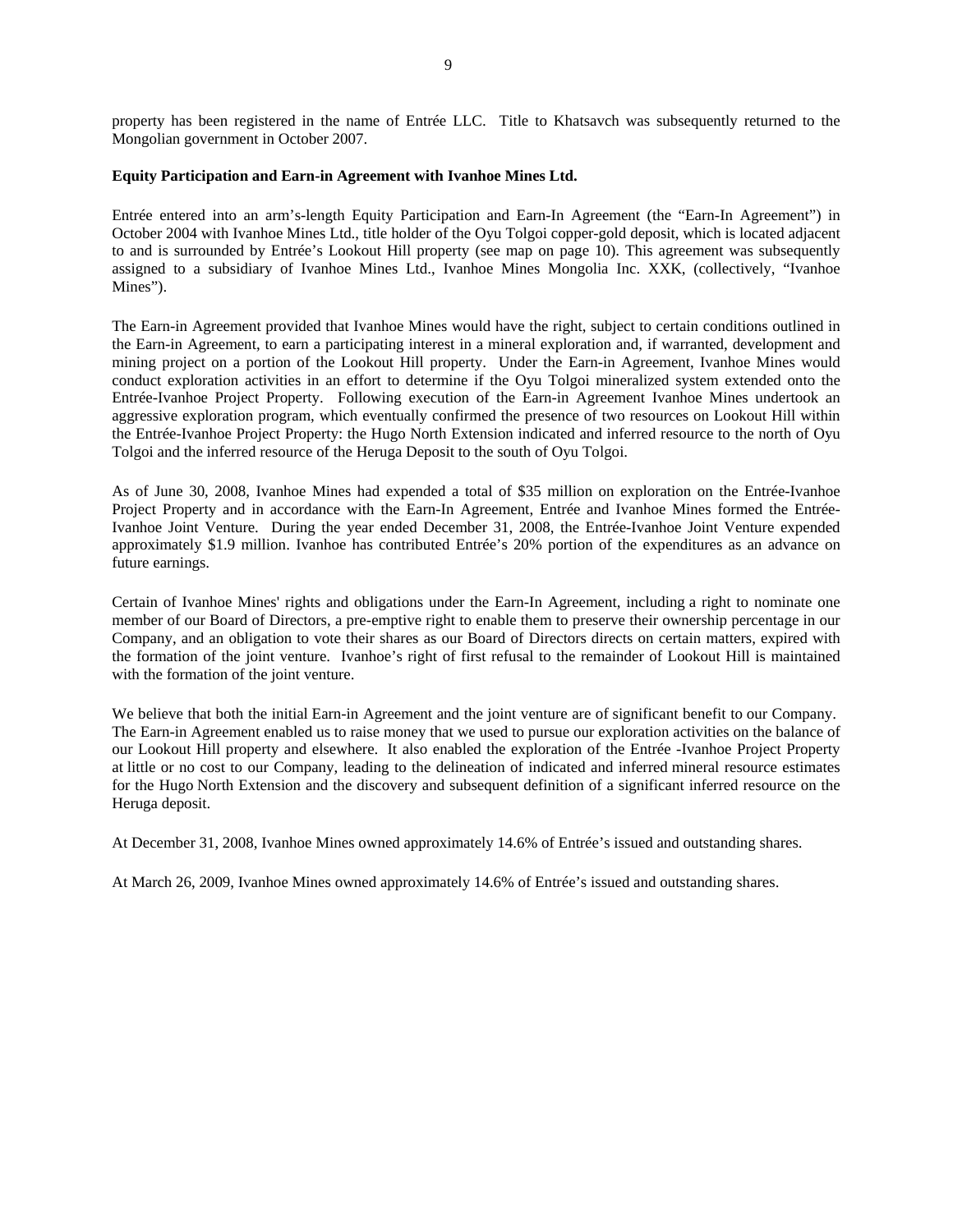property has been registered in the name of Entrée LLC. Title to Khatsavch was subsequently returned to the Mongolian government in October 2007.

**Equity Participation and Earn-in Agreement with Ivanhoe Mines Ltd.**

Entrée entered into an arm's-length Equity Participation and Earn-In Agreement (the "Earn-In Agreement") in October 2004 with Ivanhoe Mines Ltd., title holder of the Oyu Tolgoi copper-gold deposit, which is located adjacent to and is surrounded by Entrée's Lookout Hill property (see map on page 10). This agreement was subsequently assigned to a subsidiary of Ivanhoe Mines Ltd., Ivanhoe Mines Mongolia Inc. XXK, (collectively, "Ivanhoe Mines").

The Earn-in Agreement provided that Ivanhoe Mines would have the right, subject to certain conditions outlined in the Earn-in Agreement, to earn a participating interest in a mineral exploration and, if warranted, development and mining project on a portion of the Lookout Hill property. Under the Earn-in Agreement, Ivanhoe Mines would conduct exploration activities in an effort to determine if the Oyu Tolgoi mineralized system extended onto the Entrée-Ivanhoe Project Property. Following execution of the Earn-in Agreement Ivanhoe Mines undertook an aggressive exploration program, which eventually confirmed the presence of two resources on Lookout Hill within the Entrée-Ivanhoe Project Property: the Hugo North Extension indicated and inferred resource to the north of Oyu Tolgoi and the inferred resource of the Heruga Deposit to the south of Oyu Tolgoi.

As of June 30, 2008, Ivanhoe Mines had expended a total of $35 million on exploration on the Entrée-Ivanhoe Project Property and in accordance with the Earn-In Agreement, Entrée and Ivanhoe Mines formed the Entrée-Ivanhoe Joint Venture. During the year ended December 31, 2008, the Entrée-Ivanhoe Joint Venture expended approximately $1.9 million. Ivanhoe has contributed Entrée's 20% portion of the expenditures as an advance on future earnings.

Certain of Ivanhoe Mines' rights and obligations under the Earn-In Agreement, including a right to nominate one member of our Board of Directors, a pre-emptive right to enable them to preserve their ownership percentage in our Company, and an obligation to vote their shares as our Board of Directors directs on certain matters, expired with the formation of the joint venture. Ivanhoe's right of first refusal to the remainder of Lookout Hill is maintained with the formation of the joint venture.

We believe that both the initial Earn-in Agreement and the joint venture are of significant benefit to our Company. The Earn-in Agreement enabled us to raise money that we used to pursue our exploration activities on the balance of our Lookout Hill property and elsewhere. It also enabled the exploration of the Entrée -Ivanhoe Project Property at little or no cost to our Company, leading to the delineation of indicated and inferred mineral resource estimates for the Hugo North Extension and the discovery and subsequent definition of a significant inferred resource on the Heruga deposit.

At December 31, 2008, Ivanhoe Mines owned approximately 14.6% of Entrée's issued and outstanding shares.

At March 26, 2009, Ivanhoe Mines owned approximately 14.6% of Entrée's issued and outstanding shares.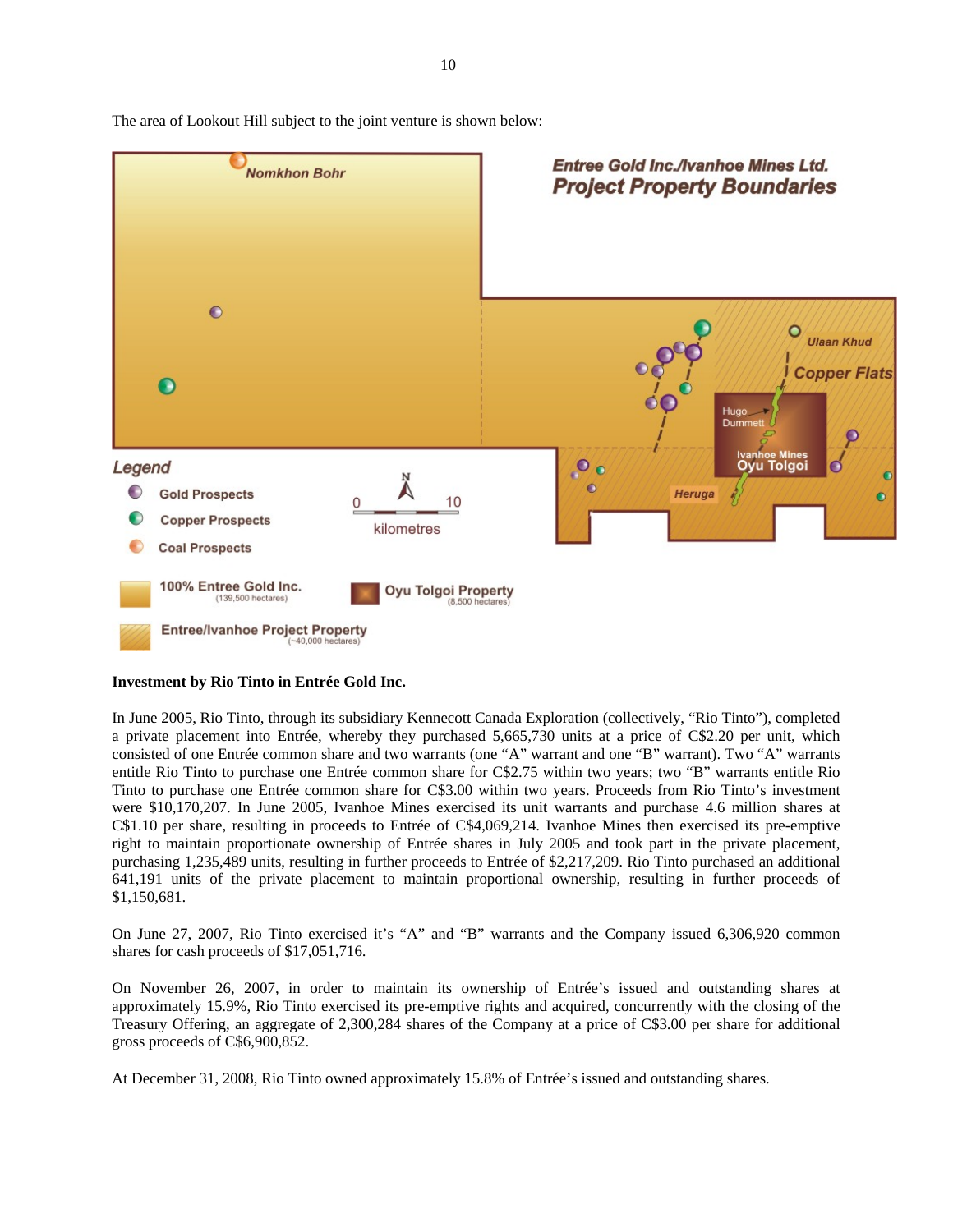The area of Lookout Hill subject to the joint venture is shown below:

**Investment by Rio Tinto in Entrée Gold Inc.**

In June 2005, Rio Tinto, through its subsidiary Kennecott Canada Exploration (collectively, "Rio Tinto"), completed a private placement into Entrée, whereby they purchased 5,665,730 units at a price of C$2.20 per unit, which consisted of one Entrée common share and two warrants (one "A" warrant and one "B" warrant). Two "A" warrants entitle Rio Tinto to purchase one Entrée common share for C$2.75 within two years; two "B" warrants entitle Rio Tinto to purchase one Entrée common share for C$3.00 within two years. Proceeds from Rio Tinto's investment were $10,170,207. In June 2005, Ivanhoe Mines exercised its unit warrants and purchase 4.6 million shares at C$1.10 per share, resulting in proceeds to Entrée of C$4,069,214. Ivanhoe Mines then exercised its pre-emptive right to maintain proportionate ownership of Entrée shares in July 2005 and took part in the private placement, purchasing 1,235,489 units, resulting in further proceeds to Entrée of $2,217,209. Rio Tinto purchased an additional 641,191 units of the private placement to maintain proportional ownership, resulting in further proceeds of $1,150,681.

On June 27, 2007, Rio Tinto exercised it's "A" and "B" warrants and the Company issued 6,306,920 common shares for cash proceeds of $17,051,716.

On November 26, 2007, in order to maintain its ownership of Entrée's issued and outstanding shares at approximately 15.9%, Rio Tinto exercised its pre-emptive rights and acquired, concurrently with the closing of the Treasury Offering, an aggregate of 2,300,284 shares of the Company at a price of C$3.00 per share for additional gross proceeds of C$6,900,852.

At December 31, 2008, Rio Tinto owned approximately 15.8% of Entrée's issued and outstanding shares.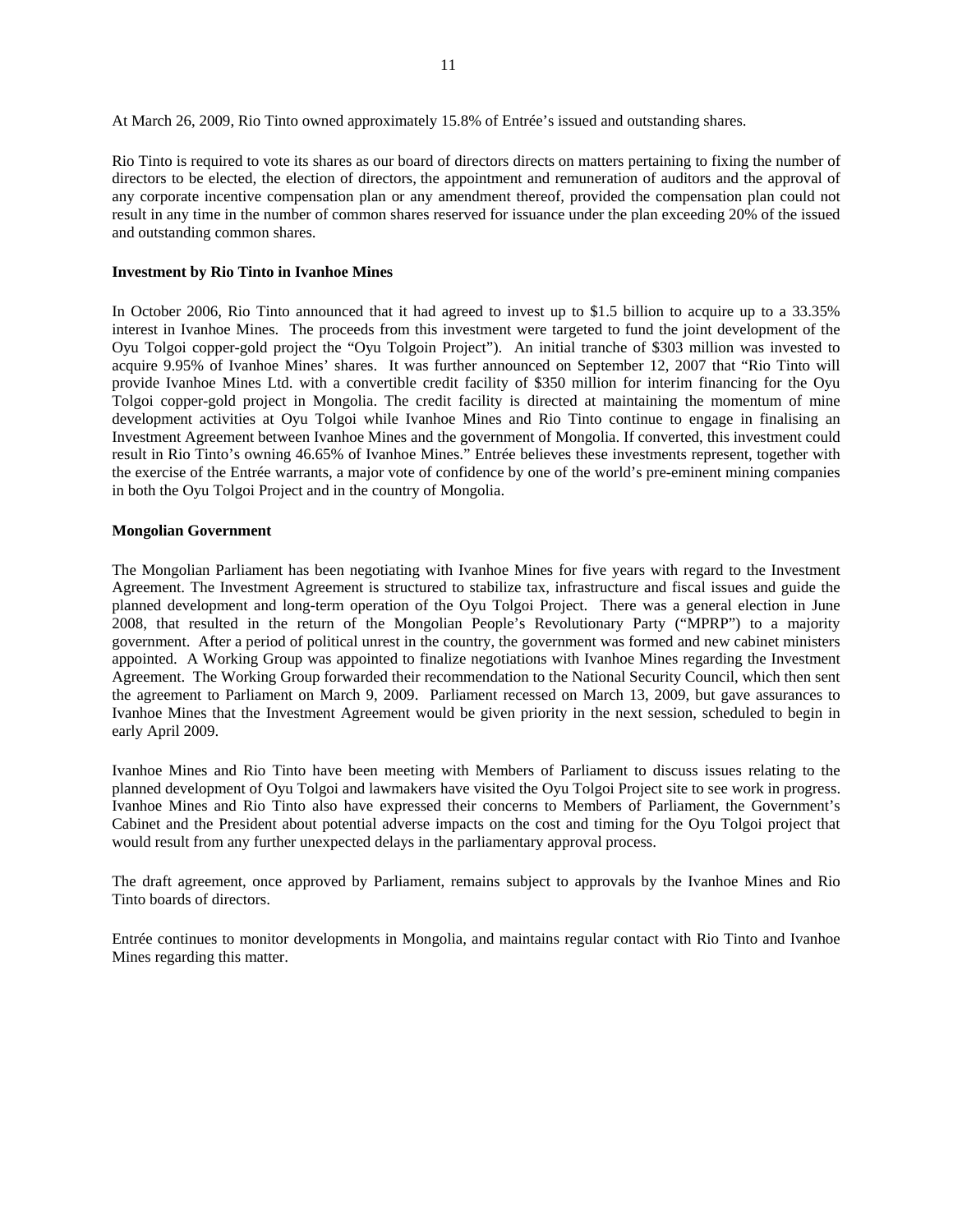At March 26, 2009, Rio Tinto owned approximately 15.8% of Entrée's issued and outstanding shares.

Rio Tinto is required to vote its shares as our board of directors directs on matters pertaining to fixing the number of directors to be elected, the election of directors, the appointment and remuneration of auditors and the approval of any corporate incentive compensation plan or any amendment thereof, provided the compensation plan could not result in any time in the number of common shares reserved for issuance under the plan exceeding 20% of the issued and outstanding common shares.

**Investment by Rio Tinto in Ivanhoe Mines**

In October 2006, Rio Tinto announced that it had agreed to invest up to $1.5 billion to acquire up to a 33.35% interest in Ivanhoe Mines. The proceeds from this investment were targeted to fund the joint development of the Oyu Tolgoi copper-gold project the "Oyu Tolgoin Project"). An initial tranche of $303 million was invested to acquire 9.95% of Ivanhoe Mines' shares. It was further announced on September 12, 2007 that "Rio Tinto will provide Ivanhoe Mines Ltd. with a convertible credit facility of $350 million for interim financing for the Oyu Tolgoi copper-gold project in Mongolia. The credit facility is directed at maintaining the momentum of mine development activities at Oyu Tolgoi while Ivanhoe Mines and Rio Tinto continue to engage in finalising an Investment Agreement between Ivanhoe Mines and the government of Mongolia. If converted, this investment could result in Rio Tinto's owning 46.65% of Ivanhoe Mines." Entrée believes these investments represent, together with the exercise of the Entrée warrants, a major vote of confidence by one of the world's pre-eminent mining companies in both the Oyu Tolgoi Project and in the country of Mongolia.

**Mongolian Government**

The Mongolian Parliament has been negotiating with Ivanhoe Mines for five years with regard to the Investment Agreement. The Investment Agreement is structured to stabilize tax, infrastructure and fiscal issues and guide the planned development and long-term operation of the Oyu Tolgoi Project. There was a general election in June 2008, that resulted in the return of the Mongolian People's Revolutionary Party ("MPRP") to a majority government. After a period of political unrest in the country, the government was formed and new cabinet ministers appointed. A Working Group was appointed to finalize negotiations with Ivanhoe Mines regarding the Investment Agreement. The Working Group forwarded their recommendation to the National Security Council, which then sent the agreement to Parliament on March 9, 2009. Parliament recessed on March 13, 2009, but gave assurances to Ivanhoe Mines that the Investment Agreement would be given priority in the next session, scheduled to begin in early April 2009.

Ivanhoe Mines and Rio Tinto have been meeting with Members of Parliament to discuss issues relating to the planned development of Oyu Tolgoi and lawmakers have visited the Oyu Tolgoi Project site to see work in progress. Ivanhoe Mines and Rio Tinto also have expressed their concerns to Members of Parliament, the Government's Cabinet and the President about potential adverse impacts on the cost and timing for the Oyu Tolgoi project that would result from any further unexpected delays in the parliamentary approval process.

The draft agreement, once approved by Parliament, remains subject to approvals by the Ivanhoe Mines and Rio Tinto boards of directors.

Entrée continues to monitor developments in Mongolia, and maintains regular contact with Rio Tinto and Ivanhoe Mines regarding this matter.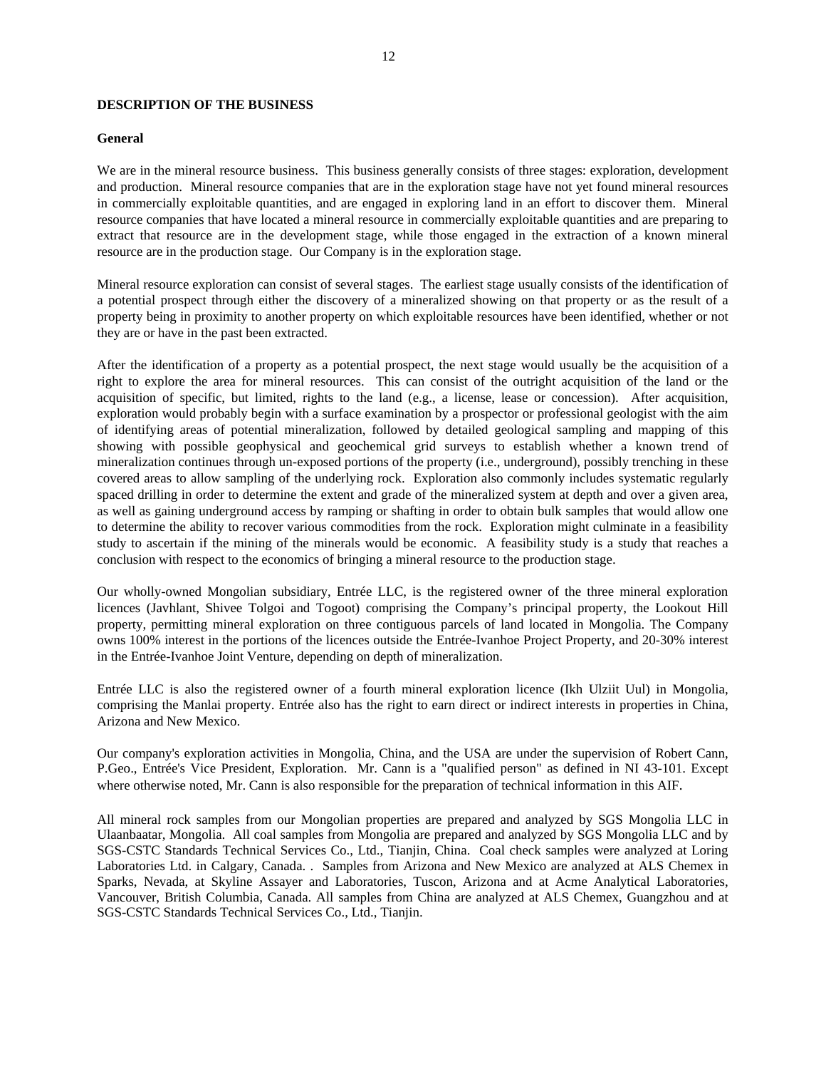**DESCRIPTION OF THE BUSINESS**

**General**

We are in the mineral resource business. This business generally consists of three stages: exploration, development and production. Mineral resource companies that are in the exploration stage have not yet found mineral resources in commercially exploitable quantities, and are engaged in exploring land in an effort to discover them. Mineral resource companies that have located a mineral resource in commercially exploitable quantities and are preparing to extract that resource are in the development stage, while those engaged in the extraction of a known mineral resource are in the production stage. Our Company is in the exploration stage.

Mineral resource exploration can consist of several stages. The earliest stage usually consists of the identification of a potential prospect through either the discovery of a mineralized showing on that property or as the result of a property being in proximity to another property on which exploitable resources have been identified, whether or not they are or have in the past been extracted.

After the identification of a property as a potential prospect, the next stage would usually be the acquisition of a right to explore the area for mineral resources. This can consist of the outright acquisition of the land or the acquisition of specific, but limited, rights to the land (e.g., a license, lease or concession). After acquisition, exploration would probably begin with a surface examination by a prospector or professional geologist with the aim of identifying areas of potential mineralization, followed by detailed geological sampling and mapping of this showing with possible geophysical and geochemical grid surveys to establish whether a known trend of mineralization continues through un-exposed portions of the property (i.e., underground), possibly trenching in these covered areas to allow sampling of the underlying rock. Exploration also commonly includes systematic regularly spaced drilling in order to determine the extent and grade of the mineralized system at depth and over a given area, as well as gaining underground access by ramping or shafting in order to obtain bulk samples that would allow one to determine the ability to recover various commodities from the rock. Exploration might culminate in a feasibility study to ascertain if the mining of the minerals would be economic. A feasibility study is a study that reaches a conclusion with respect to the economics of bringing a mineral resource to the production stage.

Our wholly-owned Mongolian subsidiary, Entrée LLC, is the registered owner of the three mineral exploration licences (Javhlant, Shivee Tolgoi and Togoot) comprising the Company's principal property, the Lookout Hill property, permitting mineral exploration on three contiguous parcels of land located in Mongolia. The Company owns 100% interest in the portions of the licences outside the Entrée-Ivanhoe Project Property, and 20-30% interest in the Entrée-Ivanhoe Joint Venture, depending on depth of mineralization.

Entrée LLC is also the registered owner of a fourth mineral exploration licence (Ikh Ulziit Uul) in Mongolia, comprising the Manlai property. Entrée also has the right to earn direct or indirect interests in properties in China, Arizona and New Mexico.

Our company's exploration activities in Mongolia, China, and the USA are under the supervision of Robert Cann, P.Geo., Entrée's Vice President, Exploration. Mr. Cann is a "qualified person" as defined in NI 43-101. Except where otherwise noted, Mr. Cann is also responsible for the preparation of technical information in this AIF.

All mineral rock samples from our Mongolian properties are prepared and analyzed by SGS Mongolia LLC in Ulaanbaatar, Mongolia. All coal samples from Mongolia are prepared and analyzed by SGS Mongolia LLC and by SGS-CSTC Standards Technical Services Co., Ltd., Tianjin, China. Coal check samples were analyzed at Loring Laboratories Ltd. in Calgary, Canada. . Samples from Arizona and New Mexico are analyzed at ALS Chemex in Sparks, Nevada, at Skyline Assayer and Laboratories, Tuscon, Arizona and at Acme Analytical Laboratories, Vancouver, British Columbia, Canada. All samples from China are analyzed at ALS Chemex, Guangzhou and at SGS-CSTC Standards Technical Services Co., Ltd., Tianjin.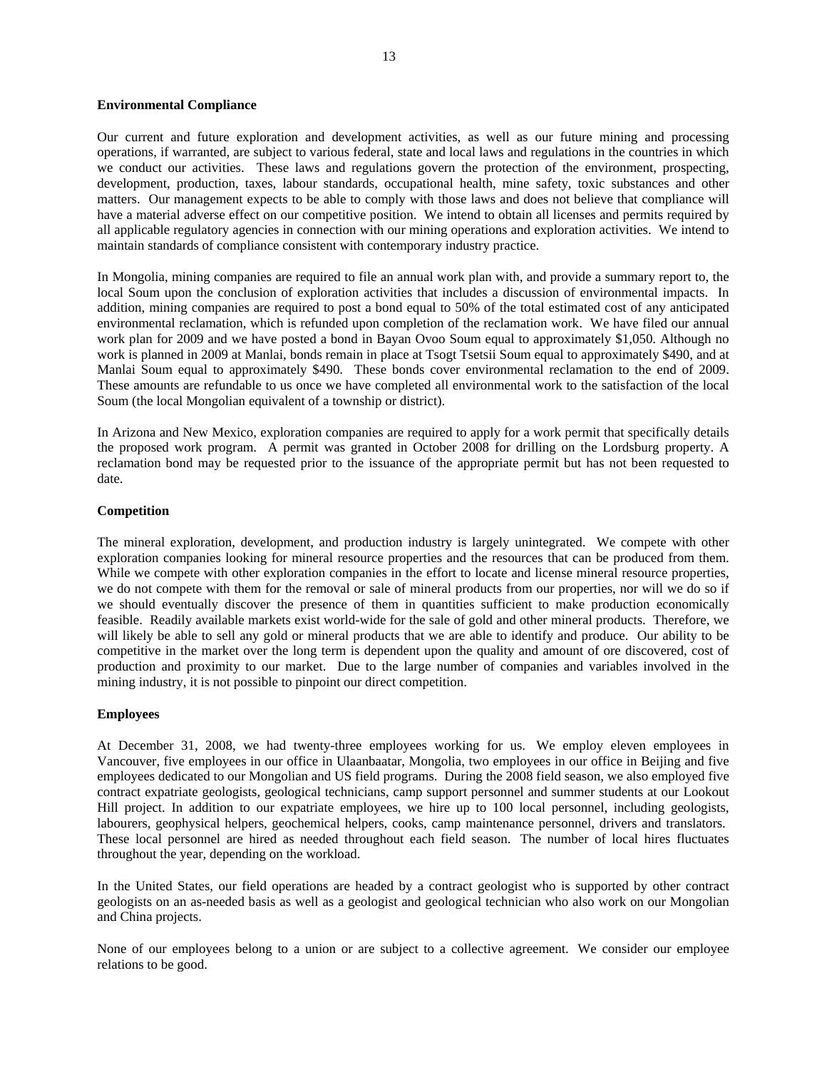**Environmental Compliance**

Our current and future exploration and development activities, as well as our future mining and processing operations, if warranted, are subject to various federal, state and local laws and regulations in the countries in which we conduct our activities. These laws and regulations govern the protection of the environment, prospecting, development, production, taxes, labour standards, occupational health, mine safety, toxic substances and other matters. Our management expects to be able to comply with those laws and does not believe that compliance will have a material adverse effect on our competitive position. We intend to obtain all licenses and permits required by all applicable regulatory agencies in connection with our mining operations and exploration activities. We intend to maintain standards of compliance consistent with contemporary industry practice.

In Mongolia, mining companies are required to file an annual work plan with, and provide a summary report to, the local Soum upon the conclusion of exploration activities that includes a discussion of environmental impacts. In addition, mining companies are required to post a bond equal to 50% of the total estimated cost of any anticipated environmental reclamation, which is refunded upon completion of the reclamation work. We have filed our annual work plan for 2009 and we have posted a bond in Bayan Ovoo Soum equal to approximately $1,050. Although no work is planned in 2009 at Manlai, bonds remain in place at Tsogt Tsetsii Soum equal to approximately $490, and at Manlai Soum equal to approximately $490. These bonds cover environmental reclamation to the end of 2009. These amounts are refundable to us once we have completed all environmental work to the satisfaction of the local Soum (the local Mongolian equivalent of a township or district).

In Arizona and New Mexico, exploration companies are required to apply for a work permit that specifically details the proposed work program. A permit was granted in October 2008 for drilling on the Lordsburg property. A reclamation bond may be requested prior to the issuance of the appropriate permit but has not been requested to date.

**Competition**

The mineral exploration, development, and production industry is largely unintegrated. We compete with other exploration companies looking for mineral resource properties and the resources that can be produced from them. While we compete with other exploration companies in the effort to locate and license mineral resource properties, we do not compete with them for the removal or sale of mineral products from our properties, nor will we do so if we should eventually discover the presence of them in quantities sufficient to make production economically feasible. Readily available markets exist world-wide for the sale of gold and other mineral products. Therefore, we will likely be able to sell any gold or mineral products that we are able to identify and produce. Our ability to be competitive in the market over the long term is dependent upon the quality and amount of ore discovered, cost of production and proximity to our market. Due to the large number of companies and variables involved in the mining industry, it is not possible to pinpoint our direct competition.

**Employees**

At December 31, 2008, we had twenty-three employees working for us. We employ eleven employees in Vancouver, five employees in our office in Ulaanbaatar, Mongolia, two employees in our office in Beijing and five employees dedicated to our Mongolian and US field programs. During the 2008 field season, we also employed five contract expatriate geologists, geological technicians, camp support personnel and summer students at our Lookout Hill project. In addition to our expatriate employees, we hire up to 100 local personnel, including geologists, labourers, geophysical helpers, geochemical helpers, cooks, camp maintenance personnel, drivers and translators. These local personnel are hired as needed throughout each field season. The number of local hires fluctuates throughout the year, depending on the workload.

In the United States, our field operations are headed by a contract geologist who is supported by other contract geologists on an as-needed basis as well as a geologist and geological technician who also work on our Mongolian and China projects.

None of our employees belong to a union or are subject to a collective agreement. We consider our employee relations to be good.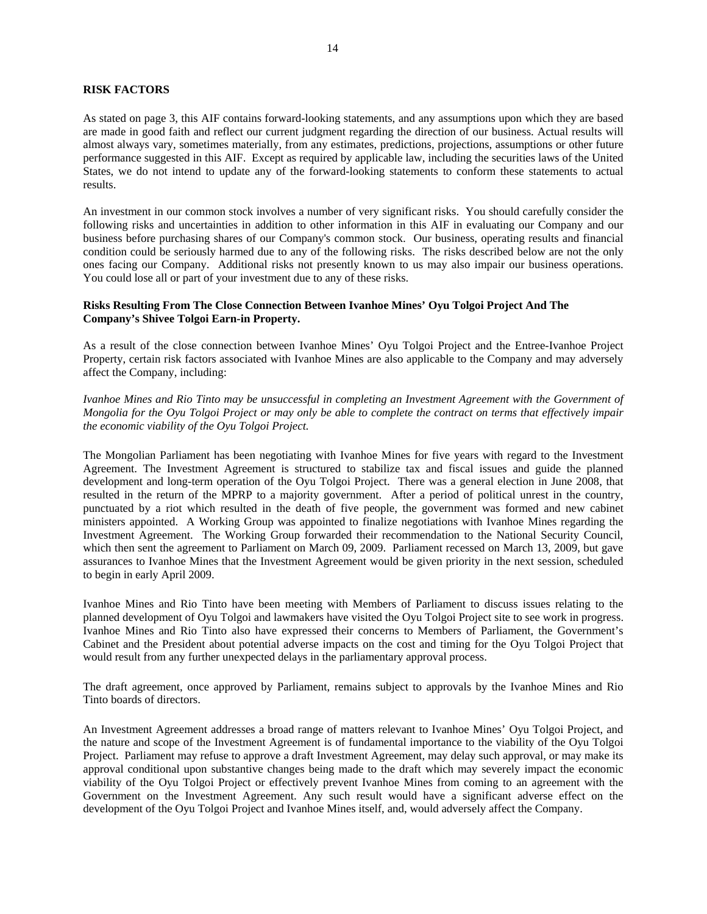## RISK FACTORS

As stated on page 3, this AIF contains forward-looking statements, and any assumptions upon which they are based are made in good faith and reflect our current judgment regarding the direction of our business. Actual results will almost always vary, sometimes materially, from any estimates, predictions, projections, assumptions or other future performance suggested in this AIF. Except as required by applicable law, including the securities laws of the United States, we do not intend to update any of the forward-looking statements to conform these statements to actual results.

An investment in our common stock involves a number of very significant risks. You should carefully consider the following risks and uncertainties in addition to other information in this AIF in evaluating our Company and our business before purchasing shares of our Company's common stock. Our business, operating results and financial condition could be seriously harmed due to any of the following risks. The risks described below are not the only ones facing our Company. Additional risks not presently known to us may also impair our business operations. You could lose all or part of your investment due to any of these risks.

### Risks Resulting From The Close Connection Between Ivanhoe Mines' Oyu Tolgoi Project And The Company's Shivee Tolgoi Earn-in Property.

As a result of the close connection between Ivanhoe Mines' Oyu Tolgoi Project and the Entree-Ivanhoe Project Property, certain risk factors associated with Ivanhoe Mines are also applicable to the Company and may adversely affect the Company, including:

*Ivanhoe Mines and Rio Tinto may be unsuccessful in completing an Investment Agreement with the Government of Mongolia for the Oyu Tolgoi Project or may only be able to complete the contract on terms that effectively impair the economic viability of the Oyu Tolgoi Project.*

The Mongolian Parliament has been negotiating with Ivanhoe Mines for five years with regard to the Investment Agreement. The Investment Agreement is structured to stabilize tax and fiscal issues and guide the planned development and long-term operation of the Oyu Tolgoi Project. There was a general election in June 2008, that resulted in the return of the MPRP to a majority government. After a period of political unrest in the country, punctuated by a riot which resulted in the death of five people, the government was formed and new cabinet ministers appointed. A Working Group was appointed to finalize negotiations with Ivanhoe Mines regarding the Investment Agreement. The Working Group forwarded their recommendation to the National Security Council, which then sent the agreement to Parliament on March 09, 2009. Parliament recessed on March 13, 2009, but gave assurances to Ivanhoe Mines that the Investment Agreement would be given priority in the next session, scheduled to begin in early April 2009.

Ivanhoe Mines and Rio Tinto have been meeting with Members of Parliament to discuss issues relating to the planned development of Oyu Tolgoi and lawmakers have visited the Oyu Tolgoi Project site to see work in progress. Ivanhoe Mines and Rio Tinto also have expressed their concerns to Members of Parliament, the Government's Cabinet and the President about potential adverse impacts on the cost and timing for the Oyu Tolgoi Project that would result from any further unexpected delays in the parliamentary approval process.

The draft agreement, once approved by Parliament, remains subject to approvals by the Ivanhoe Mines and Rio Tinto boards of directors.

An Investment Agreement addresses a broad range of matters relevant to Ivanhoe Mines' Oyu Tolgoi Project, and the nature and scope of the Investment Agreement is of fundamental importance to the viability of the Oyu Tolgoi Project. Parliament may refuse to approve a draft Investment Agreement, may delay such approval, or may make its approval conditional upon substantive changes being made to the draft which may severely impact the economic viability of the Oyu Tolgoi Project or effectively prevent Ivanhoe Mines from coming to an agreement with the Government on the Investment Agreement. Any such result would have a significant adverse effect on the development of the Oyu Tolgoi Project and Ivanhoe Mines itself, and, would adversely affect the Company.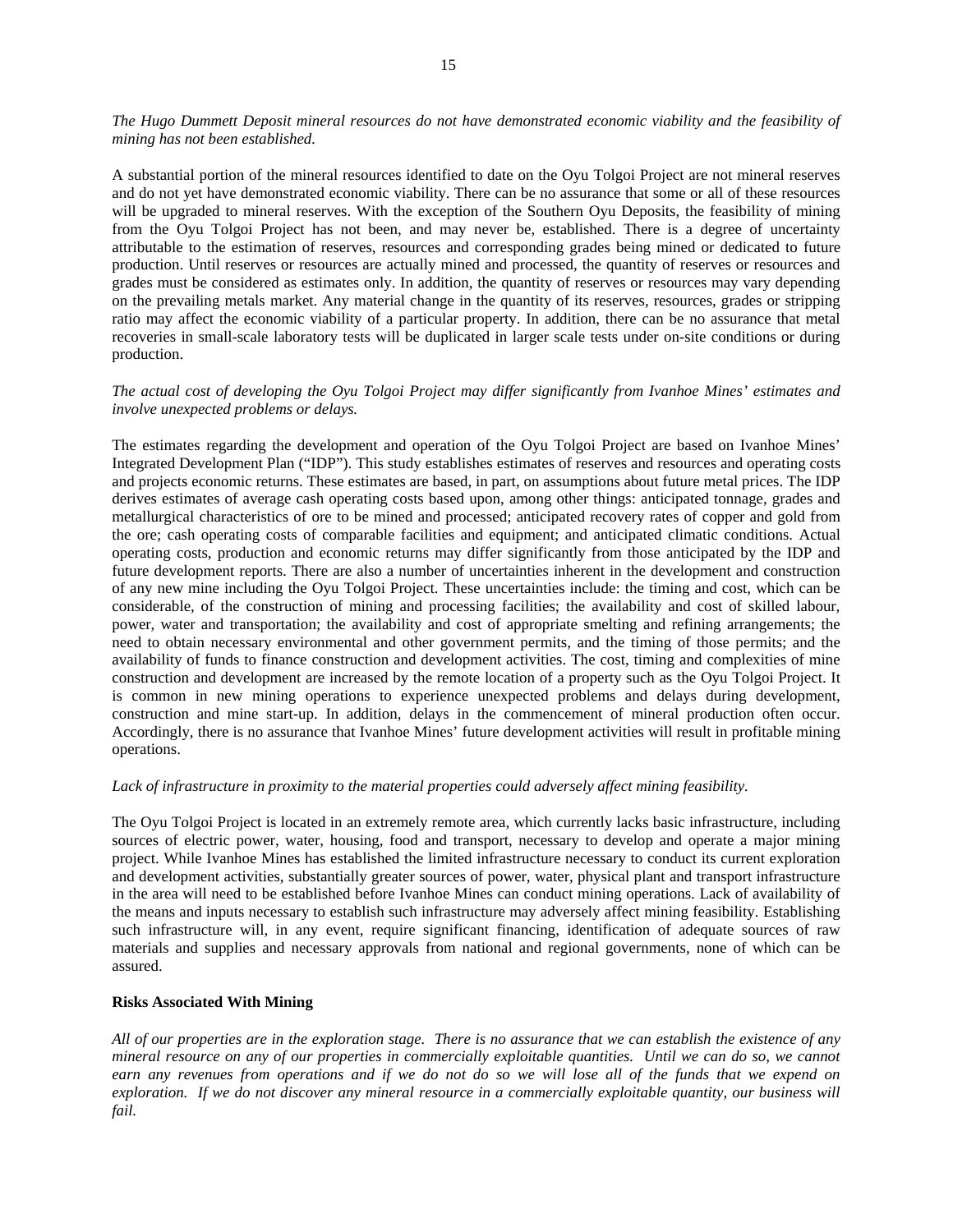*The Hugo Dummett Deposit mineral resources do not have demonstrated economic viability and the feasibility of mining has not been established.*

A substantial portion of the mineral resources identified to date on the Oyu Tolgoi Project are not mineral reserves and do not yet have demonstrated economic viability. There can be no assurance that some or all of these resources will be upgraded to mineral reserves. With the exception of the Southern Oyu Deposits, the feasibility of mining from the Oyu Tolgoi Project has not been, and may never be, established. There is a degree of uncertainty attributable to the estimation of reserves, resources and corresponding grades being mined or dedicated to future production. Until reserves or resources are actually mined and processed, the quantity of reserves or resources and grades must be considered as estimates only. In addition, the quantity of reserves or resources may vary depending on the prevailing metals market. Any material change in the quantity of its reserves, resources, grades or stripping ratio may affect the economic viability of a particular property. In addition, there can be no assurance that metal recoveries in small-scale laboratory tests will be duplicated in larger scale tests under on-site conditions or during production.

*The actual cost of developing the Oyu Tolgoi Project may differ significantly from Ivanhoe Mines' estimates and involve unexpected problems or delays.*

The estimates regarding the development and operation of the Oyu Tolgoi Project are based on Ivanhoe Mines' Integrated Development Plan ("IDP"). This study establishes estimates of reserves and resources and operating costs and projects economic returns. These estimates are based, in part, on assumptions about future metal prices. The IDP derives estimates of average cash operating costs based upon, among other things: anticipated tonnage, grades and metallurgical characteristics of ore to be mined and processed; anticipated recovery rates of copper and gold from the ore; cash operating costs of comparable facilities and equipment; and anticipated climatic conditions. Actual operating costs, production and economic returns may differ significantly from those anticipated by the IDP and future development reports. There are also a number of uncertainties inherent in the development and construction of any new mine including the Oyu Tolgoi Project. These uncertainties include: the timing and cost, which can be considerable, of the construction of mining and processing facilities; the availability and cost of skilled labour, power, water and transportation; the availability and cost of appropriate smelting and refining arrangements; the need to obtain necessary environmental and other government permits, and the timing of those permits; and the availability of funds to finance construction and development activities. The cost, timing and complexities of mine construction and development are increased by the remote location of a property such as the Oyu Tolgoi Project. It is common in new mining operations to experience unexpected problems and delays during development, construction and mine start-up. In addition, delays in the commencement of mineral production often occur. Accordingly, there is no assurance that Ivanhoe Mines' future development activities will result in profitable mining operations.

*Lack of infrastructure in proximity to the material properties could adversely affect mining feasibility.*

The Oyu Tolgoi Project is located in an extremely remote area, which currently lacks basic infrastructure, including sources of electric power, water, housing, food and transport, necessary to develop and operate a major mining project. While Ivanhoe Mines has established the limited infrastructure necessary to conduct its current exploration and development activities, substantially greater sources of power, water, physical plant and transport infrastructure in the area will need to be established before Ivanhoe Mines can conduct mining operations. Lack of availability of the means and inputs necessary to establish such infrastructure may adversely affect mining feasibility. Establishing such infrastructure will, in any event, require significant financing, identification of adequate sources of raw materials and supplies and necessary approvals from national and regional governments, none of which can be assured.

**Risks Associated With Mining**

*All of our properties are in the exploration stage. There is no assurance that we can establish the existence of any mineral resource on any of our properties in commercially exploitable quantities. Until we can do so, we cannot earn any revenues from operations and if we do not do so we will lose all of the funds that we expend on exploration. If we do not discover any mineral resource in a commercially exploitable quantity, our business will fail.*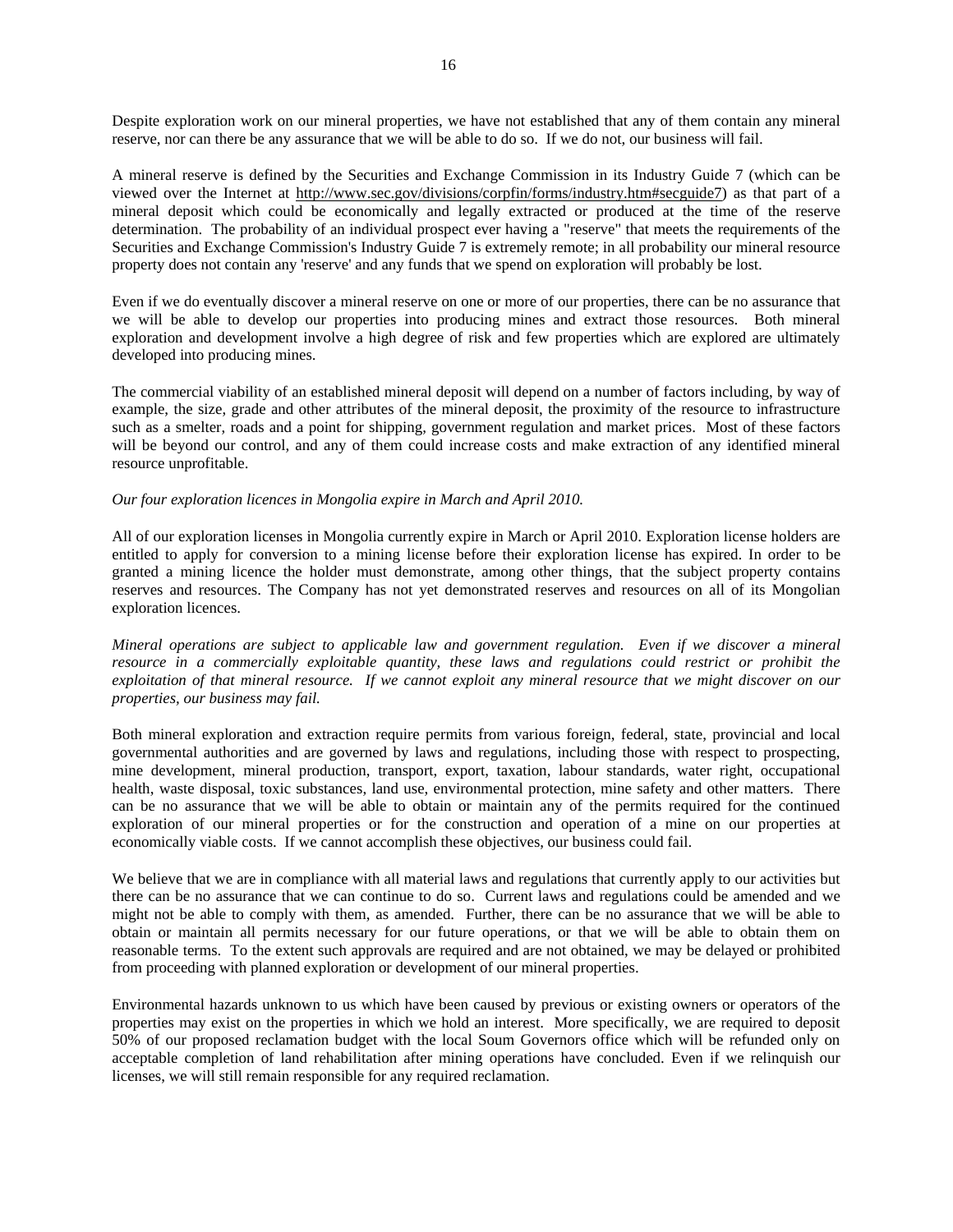Despite exploration work on our mineral properties, we have not established that any of them contain any mineral reserve, nor can there be any assurance that we will be able to do so. If we do not, our business will fail.

A mineral reserve is defined by the Securities and Exchange Commission in its Industry Guide 7 (which can be viewed over the Internet at http://www.sec.gov/divisions/corpfin/forms/industry.htm#secguide7) as that part of a mineral deposit which could be economically and legally extracted or produced at the time of the reserve determination. The probability of an individual prospect ever having a "reserve" that meets the requirements of the Securities and Exchange Commission's Industry Guide 7 is extremely remote; in all probability our mineral resource property does not contain any 'reserve' and any funds that we spend on exploration will probably be lost.

Even if we do eventually discover a mineral reserve on one or more of our properties, there can be no assurance that we will be able to develop our properties into producing mines and extract those resources. Both mineral exploration and development involve a high degree of risk and few properties which are explored are ultimately developed into producing mines.

The commercial viability of an established mineral deposit will depend on a number of factors including, by way of example, the size, grade and other attributes of the mineral deposit, the proximity of the resource to infrastructure such as a smelter, roads and a point for shipping, government regulation and market prices. Most of these factors will be beyond our control, and any of them could increase costs and make extraction of any identified mineral resource unprofitable.

*Our four exploration licences in Mongolia expire in March and April 2010.*

All of our exploration licenses in Mongolia currently expire in March or April 2010. Exploration license holders are entitled to apply for conversion to a mining license before their exploration license has expired. In order to be granted a mining licence the holder must demonstrate, among other things, that the subject property contains reserves and resources. The Company has not yet demonstrated reserves and resources on all of its Mongolian exploration licences.

*Mineral operations are subject to applicable law and government regulation. Even if we discover a mineral resource in a commercially exploitable quantity, these laws and regulations could restrict or prohibit the exploitation of that mineral resource. If we cannot exploit any mineral resource that we might discover on our properties, our business may fail.*

Both mineral exploration and extraction require permits from various foreign, federal, state, provincial and local governmental authorities and are governed by laws and regulations, including those with respect to prospecting, mine development, mineral production, transport, export, taxation, labour standards, water right, occupational health, waste disposal, toxic substances, land use, environmental protection, mine safety and other matters. There can be no assurance that we will be able to obtain or maintain any of the permits required for the continued exploration of our mineral properties or for the construction and operation of a mine on our properties at economically viable costs. If we cannot accomplish these objectives, our business could fail.

We believe that we are in compliance with all material laws and regulations that currently apply to our activities but there can be no assurance that we can continue to do so. Current laws and regulations could be amended and we might not be able to comply with them, as amended. Further, there can be no assurance that we will be able to obtain or maintain all permits necessary for our future operations, or that we will be able to obtain them on reasonable terms. To the extent such approvals are required and are not obtained, we may be delayed or prohibited from proceeding with planned exploration or development of our mineral properties.

Environmental hazards unknown to us which have been caused by previous or existing owners or operators of the properties may exist on the properties in which we hold an interest. More specifically, we are required to deposit 50% of our proposed reclamation budget with the local Soum Governors office which will be refunded only on acceptable completion of land rehabilitation after mining operations have concluded. Even if we relinquish our licenses, we will still remain responsible for any required reclamation.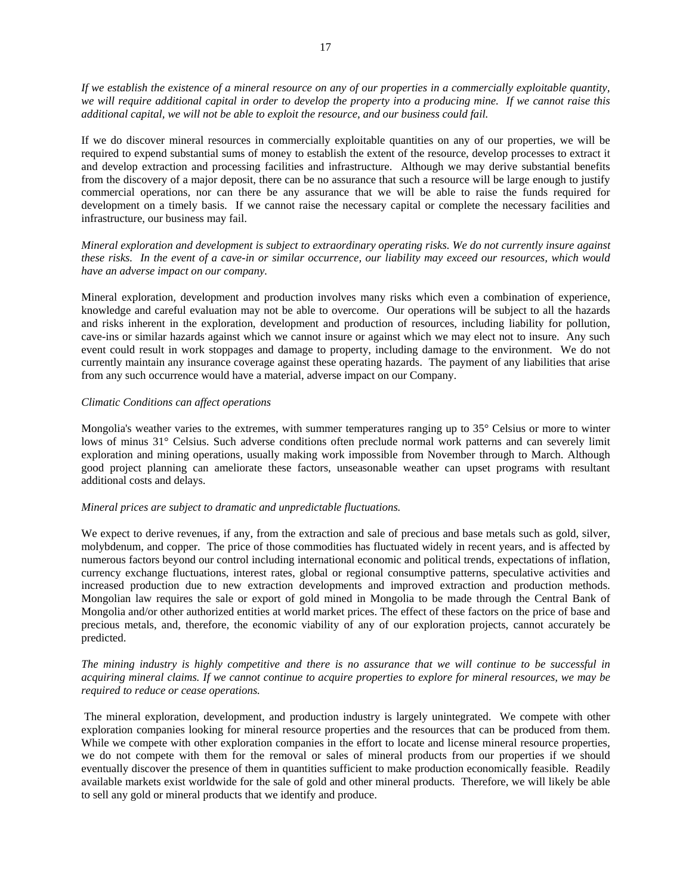*If we establish the existence of a mineral resource on any of our properties in a commercially exploitable quantity, we will require additional capital in order to develop the property into a producing mine. If we cannot raise this additional capital, we will not be able to exploit the resource, and our business could fail.*

If we do discover mineral resources in commercially exploitable quantities on any of our properties, we will be required to expend substantial sums of money to establish the extent of the resource, develop processes to extract it and develop extraction and processing facilities and infrastructure. Although we may derive substantial benefits from the discovery of a major deposit, there can be no assurance that such a resource will be large enough to justify commercial operations, nor can there be any assurance that we will be able to raise the funds required for development on a timely basis. If we cannot raise the necessary capital or complete the necessary facilities and infrastructure, our business may fail.

*Mineral exploration and development is subject to extraordinary operating risks. We do not currently insure against these risks. In the event of a cave-in or similar occurrence, our liability may exceed our resources, which would have an adverse impact on our company.*

Mineral exploration, development and production involves many risks which even a combination of experience, knowledge and careful evaluation may not be able to overcome. Our operations will be subject to all the hazards and risks inherent in the exploration, development and production of resources, including liability for pollution, cave-ins or similar hazards against which we cannot insure or against which we may elect not to insure. Any such event could result in work stoppages and damage to property, including damage to the environment. We do not currently maintain any insurance coverage against these operating hazards. The payment of any liabilities that arise from any such occurrence would have a material, adverse impact on our Company.

*Climatic Conditions can affect operations*

Mongolia's weather varies to the extremes, with summer temperatures ranging up to 35° Celsius or more to winter lows of minus 31° Celsius. Such adverse conditions often preclude normal work patterns and can severely limit exploration and mining operations, usually making work impossible from November through to March. Although good project planning can ameliorate these factors, unseasonable weather can upset programs with resultant additional costs and delays.

*Mineral prices are subject to dramatic and unpredictable fluctuations.*

We expect to derive revenues, if any, from the extraction and sale of precious and base metals such as gold, silver, molybdenum, and copper. The price of those commodities has fluctuated widely in recent years, and is affected by numerous factors beyond our control including international economic and political trends, expectations of inflation, currency exchange fluctuations, interest rates, global or regional consumptive patterns, speculative activities and increased production due to new extraction developments and improved extraction and production methods. Mongolian law requires the sale or export of gold mined in Mongolia to be made through the Central Bank of Mongolia and/or other authorized entities at world market prices. The effect of these factors on the price of base and precious metals, and, therefore, the economic viability of any of our exploration projects, cannot accurately be predicted.

*The mining industry is highly competitive and there is no assurance that we will continue to be successful in acquiring mineral claims. If we cannot continue to acquire properties to explore for mineral resources, we may be required to reduce or cease operations.*

The mineral exploration, development, and production industry is largely unintegrated. We compete with other exploration companies looking for mineral resource properties and the resources that can be produced from them. While we compete with other exploration companies in the effort to locate and license mineral resource properties, we do not compete with them for the removal or sales of mineral products from our properties if we should eventually discover the presence of them in quantities sufficient to make production economically feasible. Readily available markets exist worldwide for the sale of gold and other mineral products. Therefore, we will likely be able to sell any gold or mineral products that we identify and produce.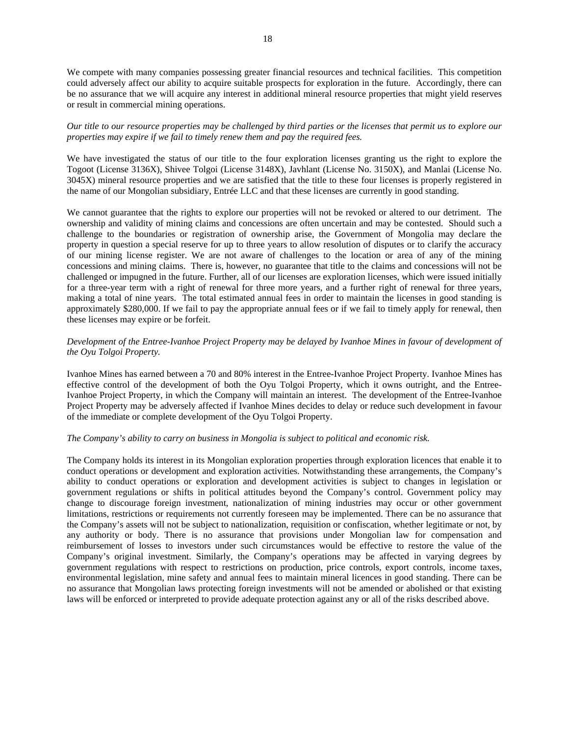We compete with many companies possessing greater financial resources and technical facilities. This competition could adversely affect our ability to acquire suitable prospects for exploration in the future. Accordingly, there can be no assurance that we will acquire any interest in additional mineral resource properties that might yield reserves or result in commercial mining operations.

*Our title to our resource properties may be challenged by third parties or the licenses that permit us to explore our properties may expire if we fail to timely renew them and pay the required fees.*

We have investigated the status of our title to the four exploration licenses granting us the right to explore the Togoot (License 3136X), Shivee Tolgoi (License 3148X), Javhlant (License No. 3150X), and Manlai (License No. 3045X) mineral resource properties and we are satisfied that the title to these four licenses is properly registered in the name of our Mongolian subsidiary, Entrée LLC and that these licenses are currently in good standing.

We cannot guarantee that the rights to explore our properties will not be revoked or altered to our detriment. The ownership and validity of mining claims and concessions are often uncertain and may be contested. Should such a challenge to the boundaries or registration of ownership arise, the Government of Mongolia may declare the property in question a special reserve for up to three years to allow resolution of disputes or to clarify the accuracy of our mining license register. We are not aware of challenges to the location or area of any of the mining concessions and mining claims. There is, however, no guarantee that title to the claims and concessions will not be challenged or impugned in the future. Further, all of our licenses are exploration licenses, which were issued initially for a three-year term with a right of renewal for three more years, and a further right of renewal for three years, making a total of nine years. The total estimated annual fees in order to maintain the licenses in good standing is approximately $280,000. If we fail to pay the appropriate annual fees or if we fail to timely apply for renewal, then these licenses may expire or be forfeit.

*Development of the Entree-Ivanhoe Project Property may be delayed by Ivanhoe Mines in favour of development of the Oyu Tolgoi Property.*

Ivanhoe Mines has earned between a 70 and 80% interest in the Entree-Ivanhoe Project Property. Ivanhoe Mines has effective control of the development of both the Oyu Tolgoi Property, which it owns outright, and the Entree-Ivanhoe Project Property, in which the Company will maintain an interest. The development of the Entree-Ivanhoe Project Property may be adversely affected if Ivanhoe Mines decides to delay or reduce such development in favour of the immediate or complete development of the Oyu Tolgoi Property.

*The Company's ability to carry on business in Mongolia is subject to political and economic risk.*

The Company holds its interest in its Mongolian exploration properties through exploration licences that enable it to conduct operations or development and exploration activities. Notwithstanding these arrangements, the Company's ability to conduct operations or exploration and development activities is subject to changes in legislation or government regulations or shifts in political attitudes beyond the Company's control. Government policy may change to discourage foreign investment, nationalization of mining industries may occur or other government limitations, restrictions or requirements not currently foreseen may be implemented. There can be no assurance that the Company's assets will not be subject to nationalization, requisition or confiscation, whether legitimate or not, by any authority or body. There is no assurance that provisions under Mongolian law for compensation and reimbursement of losses to investors under such circumstances would be effective to restore the value of the Company's original investment. Similarly, the Company's operations may be affected in varying degrees by government regulations with respect to restrictions on production, price controls, export controls, income taxes, environmental legislation, mine safety and annual fees to maintain mineral licences in good standing. There can be no assurance that Mongolian laws protecting foreign investments will not be amended or abolished or that existing laws will be enforced or interpreted to provide adequate protection against any or all of the risks described above.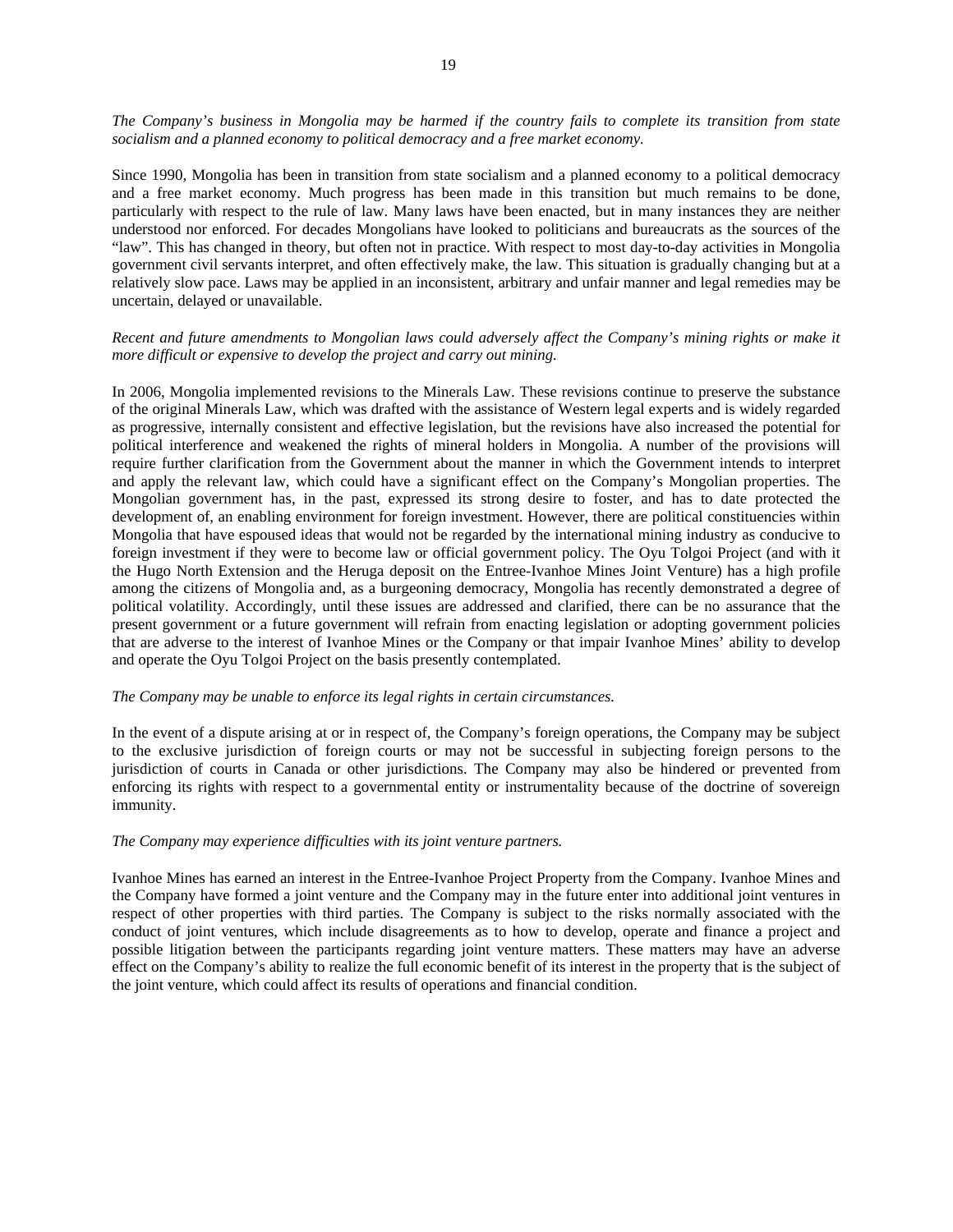*The Company's business in Mongolia may be harmed if the country fails to complete its transition from state socialism and a planned economy to political democracy and a free market economy.*

Since 1990, Mongolia has been in transition from state socialism and a planned economy to a political democracy and a free market economy. Much progress has been made in this transition but much remains to be done, particularly with respect to the rule of law. Many laws have been enacted, but in many instances they are neither understood nor enforced. For decades Mongolians have looked to politicians and bureaucrats as the sources of the "law". This has changed in theory, but often not in practice. With respect to most day-to-day activities in Mongolia government civil servants interpret, and often effectively make, the law. This situation is gradually changing but at a relatively slow pace. Laws may be applied in an inconsistent, arbitrary and unfair manner and legal remedies may be uncertain, delayed or unavailable.

*Recent and future amendments to Mongolian laws could adversely affect the Company's mining rights or make it more difficult or expensive to develop the project and carry out mining.*

In 2006, Mongolia implemented revisions to the Minerals Law. These revisions continue to preserve the substance of the original Minerals Law, which was drafted with the assistance of Western legal experts and is widely regarded as progressive, internally consistent and effective legislation, but the revisions have also increased the potential for political interference and weakened the rights of mineral holders in Mongolia. A number of the provisions will require further clarification from the Government about the manner in which the Government intends to interpret and apply the relevant law, which could have a significant effect on the Company's Mongolian properties. The Mongolian government has, in the past, expressed its strong desire to foster, and has to date protected the development of, an enabling environment for foreign investment. However, there are political constituencies within Mongolia that have espoused ideas that would not be regarded by the international mining industry as conducive to foreign investment if they were to become law or official government policy. The Oyu Tolgoi Project (and with it the Hugo North Extension and the Heruga deposit on the Entree-Ivanhoe Mines Joint Venture) has a high profile among the citizens of Mongolia and, as a burgeoning democracy, Mongolia has recently demonstrated a degree of political volatility. Accordingly, until these issues are addressed and clarified, there can be no assurance that the present government or a future government will refrain from enacting legislation or adopting government policies that are adverse to the interest of Ivanhoe Mines or the Company or that impair Ivanhoe Mines' ability to develop and operate the Oyu Tolgoi Project on the basis presently contemplated.

*The Company may be unable to enforce its legal rights in certain circumstances.*

In the event of a dispute arising at or in respect of, the Company's foreign operations, the Company may be subject to the exclusive jurisdiction of foreign courts or may not be successful in subjecting foreign persons to the jurisdiction of courts in Canada or other jurisdictions. The Company may also be hindered or prevented from enforcing its rights with respect to a governmental entity or instrumentality because of the doctrine of sovereign immunity.

*The Company may experience difficulties with its joint venture partners.*

Ivanhoe Mines has earned an interest in the Entree-Ivanhoe Project Property from the Company. Ivanhoe Mines and the Company have formed a joint venture and the Company may in the future enter into additional joint ventures in respect of other properties with third parties. The Company is subject to the risks normally associated with the conduct of joint ventures, which include disagreements as to how to develop, operate and finance a project and possible litigation between the participants regarding joint venture matters. These matters may have an adverse effect on the Company's ability to realize the full economic benefit of its interest in the property that is the subject of the joint venture, which could affect its results of operations and financial condition.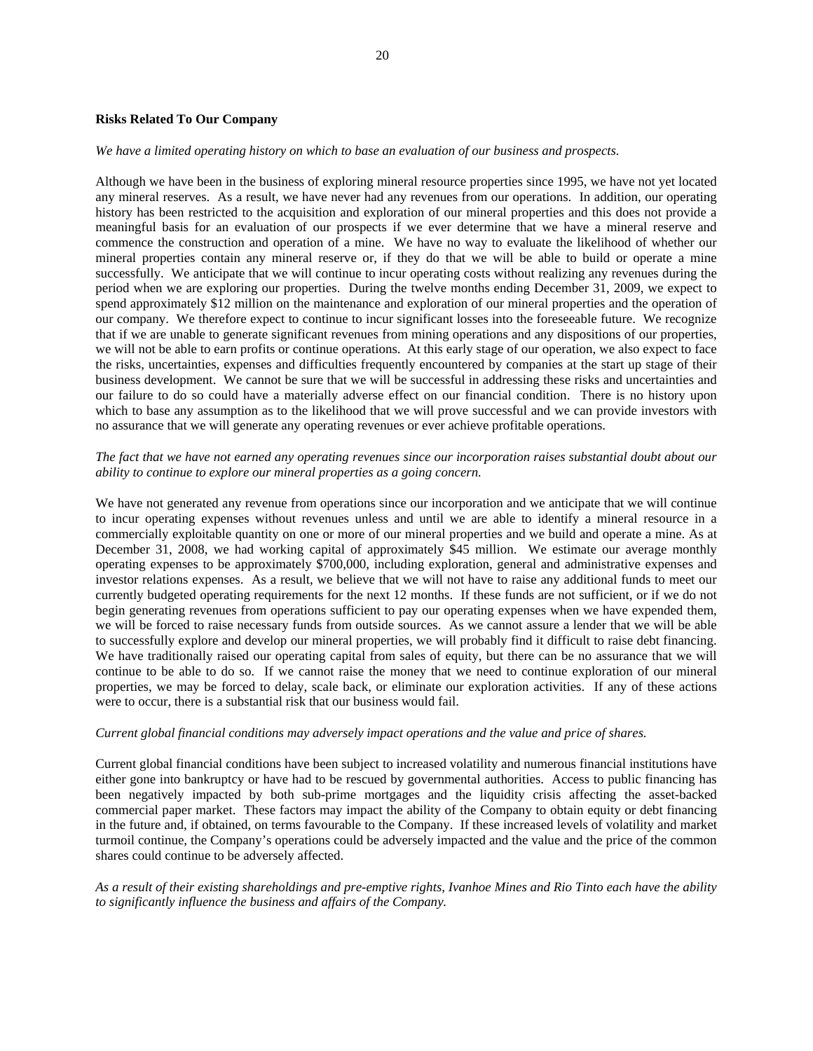**Risks Related To Our Company**

*We have a limited operating history on which to base an evaluation of our business and prospects.*

Although we have been in the business of exploring mineral resource properties since 1995, we have not yet located any mineral reserves. As a result, we have never had any revenues from our operations. In addition, our operating history has been restricted to the acquisition and exploration of our mineral properties and this does not provide a meaningful basis for an evaluation of our prospects if we ever determine that we have a mineral reserve and commence the construction and operation of a mine. We have no way to evaluate the likelihood of whether our mineral properties contain any mineral reserve or, if they do that we will be able to build or operate a mine successfully. We anticipate that we will continue to incur operating costs without realizing any revenues during the period when we are exploring our properties. During the twelve months ending December 31, 2009, we expect to spend approximately \$12 million on the maintenance and exploration of our mineral properties and the operation of our company. We therefore expect to continue to incur significant losses into the foreseeable future. We recognize that if we are unable to generate significant revenues from mining operations and any dispositions of our properties, we will not be able to earn profits or continue operations. At this early stage of our operation, we also expect to face the risks, uncertainties, expenses and difficulties frequently encountered by companies at the start up stage of their business development. We cannot be sure that we will be successful in addressing these risks and uncertainties and our failure to do so could have a materially adverse effect on our financial condition. There is no history upon which to base any assumption as to the likelihood that we will prove successful and we can provide investors with no assurance that we will generate any operating revenues or ever achieve profitable operations.

*The fact that we have not earned any operating revenues since our incorporation raises substantial doubt about our ability to continue to explore our mineral properties as a going concern.*

We have not generated any revenue from operations since our incorporation and we anticipate that we will continue to incur operating expenses without revenues unless and until we are able to identify a mineral resource in a commercially exploitable quantity on one or more of our mineral properties and we build and operate a mine. As at December 31, 2008, we had working capital of approximately \$45 million. We estimate our average monthly operating expenses to be approximately \$700,000, including exploration, general and administrative expenses and investor relations expenses. As a result, we believe that we will not have to raise any additional funds to meet our currently budgeted operating requirements for the next 12 months. If these funds are not sufficient, or if we do not begin generating revenues from operations sufficient to pay our operating expenses when we have expended them, we will be forced to raise necessary funds from outside sources. As we cannot assure a lender that we will be able to successfully explore and develop our mineral properties, we will probably find it difficult to raise debt financing. We have traditionally raised our operating capital from sales of equity, but there can be no assurance that we will continue to be able to do so. If we cannot raise the money that we need to continue exploration of our mineral properties, we may be forced to delay, scale back, or eliminate our exploration activities. If any of these actions were to occur, there is a substantial risk that our business would fail.

*Current global financial conditions may adversely impact operations and the value and price of shares.*

Current global financial conditions have been subject to increased volatility and numerous financial institutions have either gone into bankruptcy or have had to be rescued by governmental authorities. Access to public financing has been negatively impacted by both sub-prime mortgages and the liquidity crisis affecting the asset-backed commercial paper market. These factors may impact the ability of the Company to obtain equity or debt financing in the future and, if obtained, on terms favourable to the Company. If these increased levels of volatility and market turmoil continue, the Company's operations could be adversely impacted and the value and the price of the common shares could continue to be adversely affected.

*As a result of their existing shareholdings and pre-emptive rights, Ivanhoe Mines and Rio Tinto each have the ability to significantly influence the business and affairs of the Company.*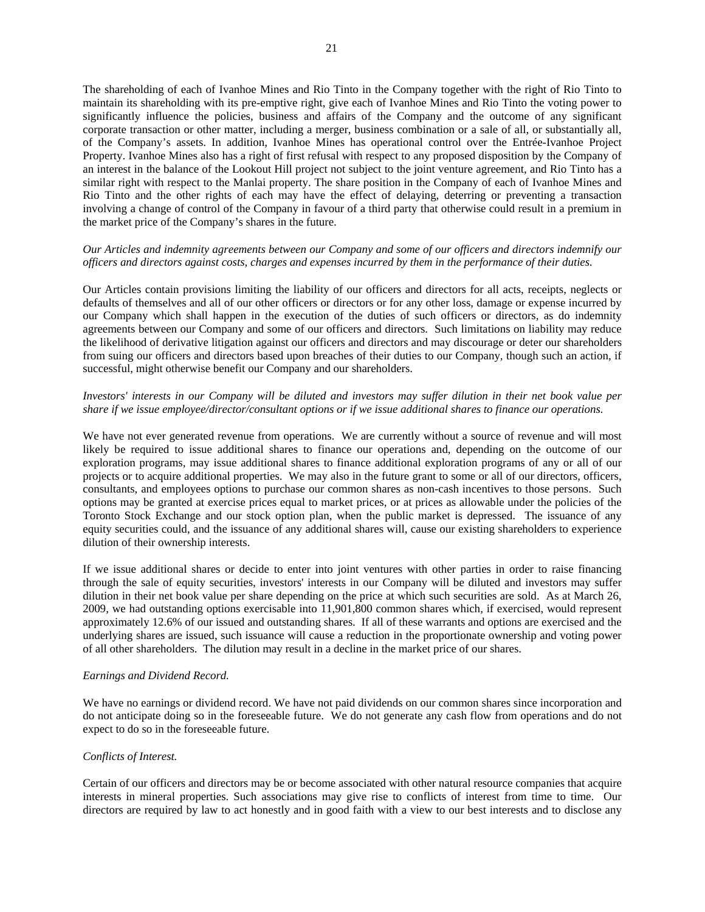The shareholding of each of Ivanhoe Mines and Rio Tinto in the Company together with the right of Rio Tinto to maintain its shareholding with its pre-emptive right, give each of Ivanhoe Mines and Rio Tinto the voting power to significantly influence the policies, business and affairs of the Company and the outcome of any significant corporate transaction or other matter, including a merger, business combination or a sale of all, or substantially all, of the Company's assets. In addition, Ivanhoe Mines has operational control over the Entrée-Ivanhoe Project Property. Ivanhoe Mines also has a right of first refusal with respect to any proposed disposition by the Company of an interest in the balance of the Lookout Hill project not subject to the joint venture agreement, and Rio Tinto has a similar right with respect to the Manlai property. The share position in the Company of each of Ivanhoe Mines and Rio Tinto and the other rights of each may have the effect of delaying, deterring or preventing a transaction involving a change of control of the Company in favour of a third party that otherwise could result in a premium in the market price of the Company's shares in the future.

*Our Articles and indemnity agreements between our Company and some of our officers and directors indemnify our officers and directors against costs, charges and expenses incurred by them in the performance of their duties.*

Our Articles contain provisions limiting the liability of our officers and directors for all acts, receipts, neglects or defaults of themselves and all of our other officers or directors or for any other loss, damage or expense incurred by our Company which shall happen in the execution of the duties of such officers or directors, as do indemnity agreements between our Company and some of our officers and directors. Such limitations on liability may reduce the likelihood of derivative litigation against our officers and directors and may discourage or deter our shareholders from suing our officers and directors based upon breaches of their duties to our Company, though such an action, if successful, might otherwise benefit our Company and our shareholders.

*Investors' interests in our Company will be diluted and investors may suffer dilution in their net book value per share if we issue employee/director/consultant options or if we issue additional shares to finance our operations.*

We have not ever generated revenue from operations. We are currently without a source of revenue and will most likely be required to issue additional shares to finance our operations and, depending on the outcome of our exploration programs, may issue additional shares to finance additional exploration programs of any or all of our projects or to acquire additional properties. We may also in the future grant to some or all of our directors, officers, consultants, and employees options to purchase our common shares as non-cash incentives to those persons. Such options may be granted at exercise prices equal to market prices, or at prices as allowable under the policies of the Toronto Stock Exchange and our stock option plan, when the public market is depressed. The issuance of any equity securities could, and the issuance of any additional shares will, cause our existing shareholders to experience dilution of their ownership interests.

If we issue additional shares or decide to enter into joint ventures with other parties in order to raise financing through the sale of equity securities, investors' interests in our Company will be diluted and investors may suffer dilution in their net book value per share depending on the price at which such securities are sold. As at March 26, 2009, we had outstanding options exercisable into 11,901,800 common shares which, if exercised, would represent approximately 12.6% of our issued and outstanding shares. If all of these warrants and options are exercised and the underlying shares are issued, such issuance will cause a reduction in the proportionate ownership and voting power of all other shareholders. The dilution may result in a decline in the market price of our shares.

*Earnings and Dividend Record.*

We have no earnings or dividend record. We have not paid dividends on our common shares since incorporation and do not anticipate doing so in the foreseeable future. We do not generate any cash flow from operations and do not expect to do so in the foreseeable future.

*Conflicts of Interest.*

Certain of our officers and directors may be or become associated with other natural resource companies that acquire interests in mineral properties. Such associations may give rise to conflicts of interest from time to time. Our directors are required by law to act honestly and in good faith with a view to our best interests and to disclose any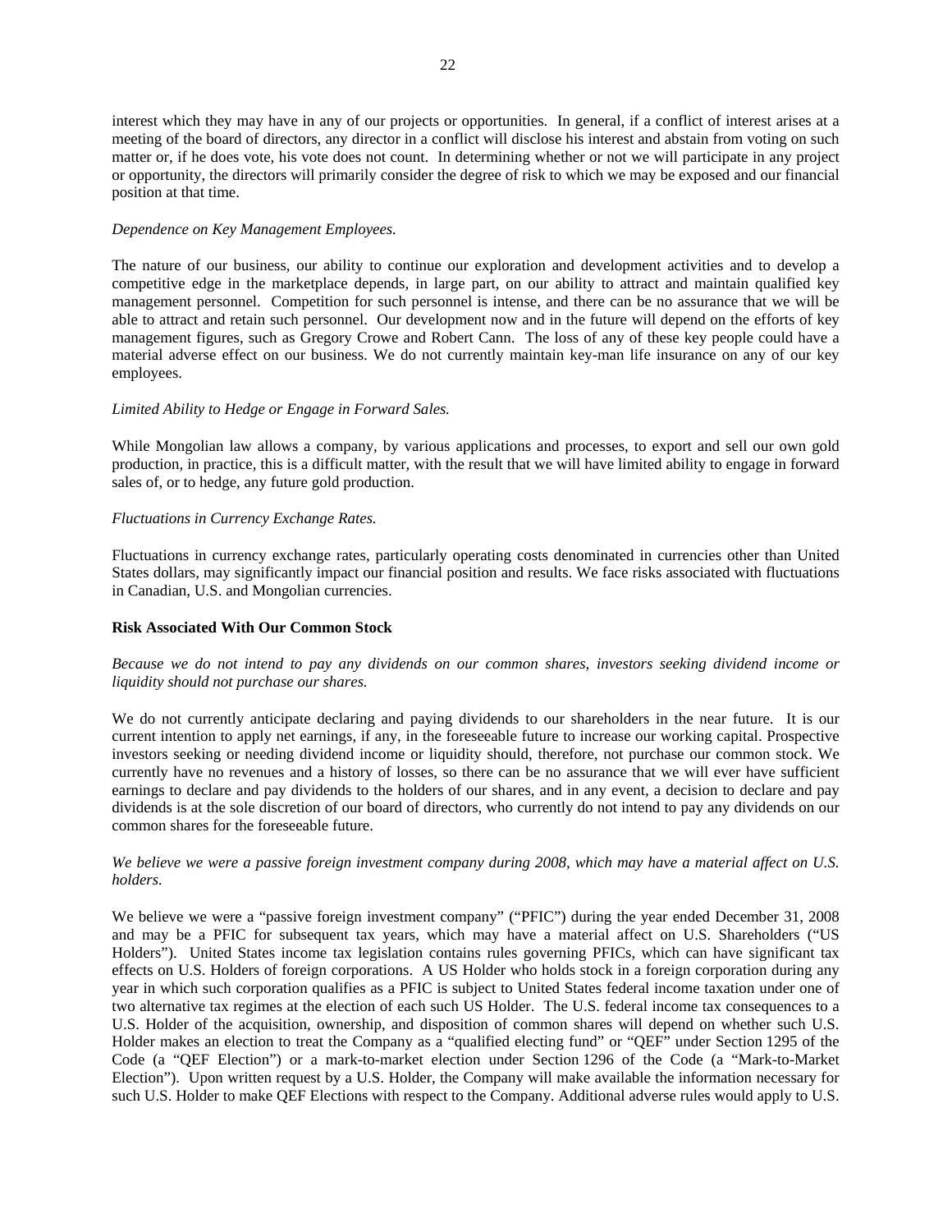interest which they may have in any of our projects or opportunities. In general, if a conflict of interest arises at a meeting of the board of directors, any director in a conflict will disclose his interest and abstain from voting on such matter or, if he does vote, his vote does not count. In determining whether or not we will participate in any project or opportunity, the directors will primarily consider the degree of risk to which we may be exposed and our financial position at that time.

*Dependence on Key Management Employees.*

The nature of our business, our ability to continue our exploration and development activities and to develop a competitive edge in the marketplace depends, in large part, on our ability to attract and maintain qualified key management personnel. Competition for such personnel is intense, and there can be no assurance that we will be able to attract and retain such personnel. Our development now and in the future will depend on the efforts of key management figures, such as Gregory Crowe and Robert Cann. The loss of any of these key people could have a material adverse effect on our business. We do not currently maintain key-man life insurance on any of our key employees.

*Limited Ability to Hedge or Engage in Forward Sales.*

While Mongolian law allows a company, by various applications and processes, to export and sell our own gold production, in practice, this is a difficult matter, with the result that we will have limited ability to engage in forward sales of, or to hedge, any future gold production.

*Fluctuations in Currency Exchange Rates.*

Fluctuations in currency exchange rates, particularly operating costs denominated in currencies other than United States dollars, may significantly impact our financial position and results. We face risks associated with fluctuations in Canadian, U.S. and Mongolian currencies.

**Risk Associated With Our Common Stock**

*Because we do not intend to pay any dividends on our common shares, investors seeking dividend income or liquidity should not purchase our shares.*

We do not currently anticipate declaring and paying dividends to our shareholders in the near future. It is our current intention to apply net earnings, if any, in the foreseeable future to increase our working capital. Prospective investors seeking or needing dividend income or liquidity should, therefore, not purchase our common stock. We currently have no revenues and a history of losses, so there can be no assurance that we will ever have sufficient earnings to declare and pay dividends to the holders of our shares, and in any event, a decision to declare and pay dividends is at the sole discretion of our board of directors, who currently do not intend to pay any dividends on our common shares for the foreseeable future.

*We believe we were a passive foreign investment company during 2008, which may have a material affect on U.S. holders.*

We believe we were a "passive foreign investment company" ("PFIC") during the year ended December 31, 2008 and may be a PFIC for subsequent tax years, which may have a material affect on U.S. Shareholders ("US Holders"). United States income tax legislation contains rules governing PFICs, which can have significant tax effects on U.S. Holders of foreign corporations. A US Holder who holds stock in a foreign corporation during any year in which such corporation qualifies as a PFIC is subject to United States federal income taxation under one of two alternative tax regimes at the election of each such US Holder. The U.S. federal income tax consequences to a U.S. Holder of the acquisition, ownership, and disposition of common shares will depend on whether such U.S. Holder makes an election to treat the Company as a "qualified electing fund" or "QEF" under Section 1295 of the Code (a "QEF Election") or a mark-to-market election under Section 1296 of the Code (a "Mark-to-Market Election"). Upon written request by a U.S. Holder, the Company will make available the information necessary for such U.S. Holder to make QEF Elections with respect to the Company. Additional adverse rules would apply to U.S.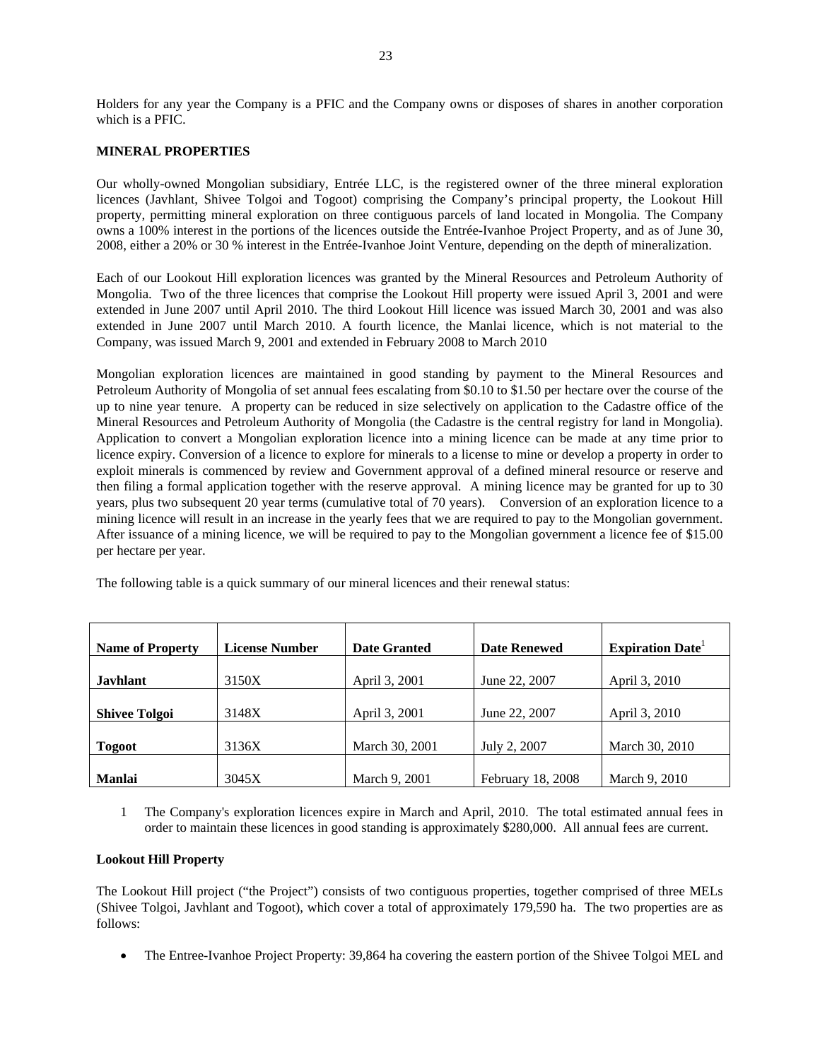Holders for any year the Company is a PFIC and the Company owns or disposes of shares in another corporation which is a PFIC.

**MINERAL PROPERTIES**

Our wholly-owned Mongolian subsidiary, Entrée LLC, is the registered owner of the three mineral exploration licences (Javhlant, Shivee Tolgoi and Togoot) comprising the Company's principal property, the Lookout Hill property, permitting mineral exploration on three contiguous parcels of land located in Mongolia. The Company owns a 100% interest in the portions of the licences outside the Entrée-Ivanhoe Project Property, and as of June 30, 2008, either a 20% or 30 % interest in the Entrée-Ivanhoe Joint Venture, depending on the depth of mineralization.

Each of our Lookout Hill exploration licences was granted by the Mineral Resources and Petroleum Authority of Mongolia. Two of the three licences that comprise the Lookout Hill property were issued April 3, 2001 and were extended in June 2007 until April 2010. The third Lookout Hill licence was issued March 30, 2001 and was also extended in June 2007 until March 2010. A fourth licence, the Manlai licence, which is not material to the Company, was issued March 9, 2001 and extended in February 2008 to March 2010

Mongolian exploration licences are maintained in good standing by payment to the Mineral Resources and Petroleum Authority of Mongolia of set annual fees escalating from $0.10 to $1.50 per hectare over the course of the up to nine year tenure. A property can be reduced in size selectively on application to the Cadastre office of the Mineral Resources and Petroleum Authority of Mongolia (the Cadastre is the central registry for land in Mongolia). Application to convert a Mongolian exploration licence into a mining licence can be made at any time prior to licence expiry. Conversion of a licence to explore for minerals to a license to mine or develop a property in order to exploit minerals is commenced by review and Government approval of a defined mineral resource or reserve and then filing a formal application together with the reserve approval. A mining licence may be granted for up to 30 years, plus two subsequent 20 year terms (cumulative total of 70 years). Conversion of an exploration licence to a mining licence will result in an increase in the yearly fees that we are required to pay to the Mongolian government. After issuance of a mining licence, we will be required to pay to the Mongolian government a licence fee of $15.00 per hectare per year.

The following table is a quick summary of our mineral licences and their renewal status:

| Name of Property | License Number | Date Granted | Date Renewed | Expiration Date[1] |
|---|---|---|---|---|
| **Javhlant** | 3150X | April 3, 2001 | June 22, 2007 | April 3, 2010 |
| **Shivee Tolgoi** | 3148X | April 3, 2001 | June 22, 2007 | April 3, 2010 |
| **Togoot** | 3136X | March 30, 2001 | July 2, 2007 | March 30, 2010 |
| **Manlai** | 3045X | March 9, 2001 | February 18, 2008 | March 9, 2010 |

1 The Company's exploration licences expire in March and April, 2010. The total estimated annual fees in order to maintain these licences in good standing is approximately $280,000. All annual fees are current.

**Lookout Hill Property**

The Lookout Hill project ("the Project") consists of two contiguous properties, together comprised of three MELs (Shivee Tolgoi, Javhlant and Togoot), which cover a total of approximately 179,590 ha. The two properties are as follows:

- The Entree-Ivanhoe Project Property: 39,864 ha covering the eastern portion of the Shivee Tolgoi MEL and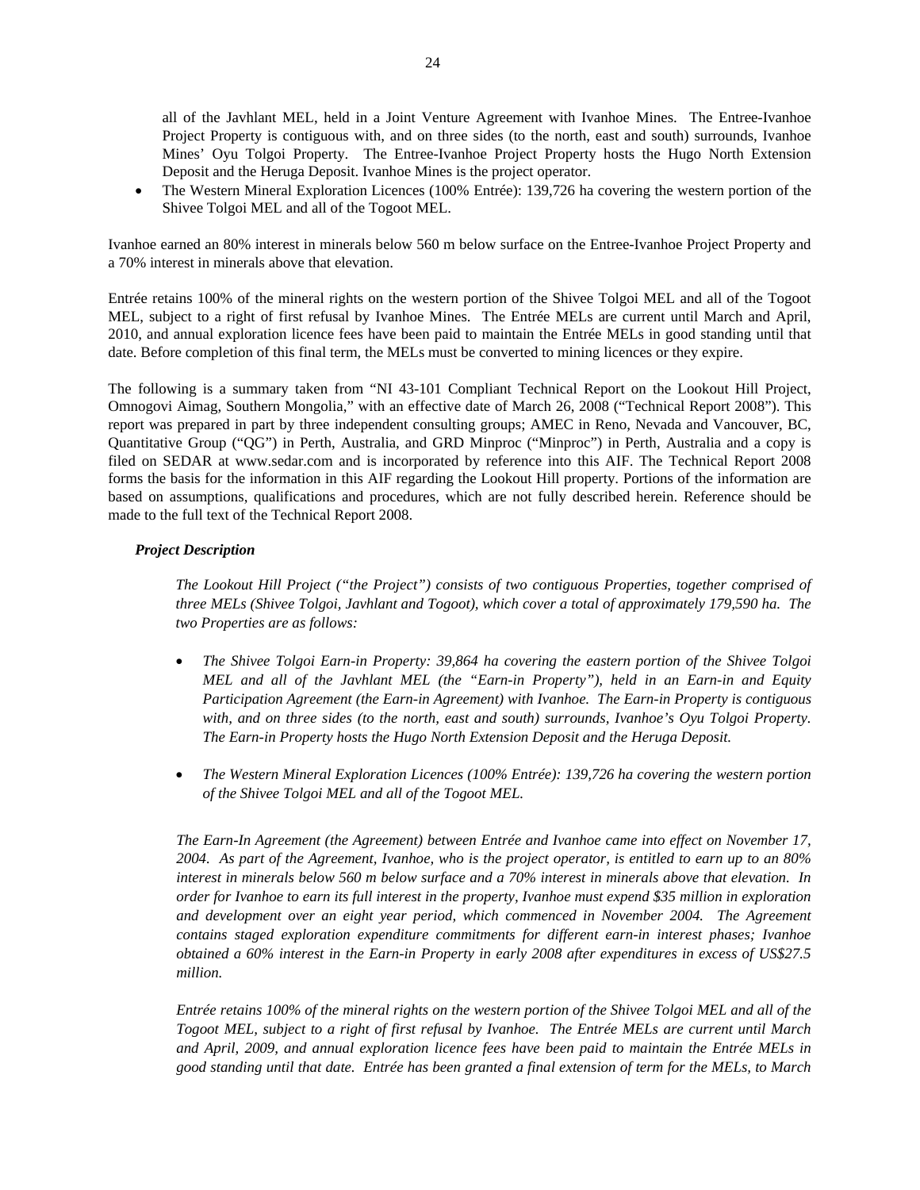all of the Javhlant MEL, held in a Joint Venture Agreement with Ivanhoe Mines. The Entree-Ivanhoe Project Property is contiguous with, and on three sides (to the north, east and south) surrounds, Ivanhoe Mines' Oyu Tolgoi Property. The Entree-Ivanhoe Project Property hosts the Hugo North Extension Deposit and the Heruga Deposit. Ivanhoe Mines is the project operator.

- The Western Mineral Exploration Licences (100% Entrée): 139,726 ha covering the western portion of the Shivee Tolgoi MEL and all of the Togoot MEL.

Ivanhoe earned an 80% interest in minerals below 560 m below surface on the Entree-Ivanhoe Project Property and a 70% interest in minerals above that elevation.

Entrée retains 100% of the mineral rights on the western portion of the Shivee Tolgoi MEL and all of the Togoot MEL, subject to a right of first refusal by Ivanhoe Mines. The Entrée MELs are current until March and April, 2010, and annual exploration licence fees have been paid to maintain the Entrée MELs in good standing until that date. Before completion of this final term, the MELs must be converted to mining licences or they expire.

The following is a summary taken from "NI 43-101 Compliant Technical Report on the Lookout Hill Project, Omnogovi Aimag, Southern Mongolia," with an effective date of March 26, 2008 ("Technical Report 2008"). This report was prepared in part by three independent consulting groups; AMEC in Reno, Nevada and Vancouver, BC, Quantitative Group ("QG") in Perth, Australia, and GRD Minproc ("Minproc") in Perth, Australia and a copy is filed on SEDAR at www.sedar.com and is incorporated by reference into this AIF. The Technical Report 2008 forms the basis for the information in this AIF regarding the Lookout Hill property. Portions of the information are based on assumptions, qualifications and procedures, which are not fully described herein. Reference should be made to the full text of the Technical Report 2008.

### *Project Description*

*The Lookout Hill Project ("the Project") consists of two contiguous Properties, together comprised of three MELs (Shivee Tolgoi, Javhlant and Togoot), which cover a total of approximately 179,590 ha. The two Properties are as follows:*

- *The Shivee Tolgoi Earn-in Property: 39,864 ha covering the eastern portion of the Shivee Tolgoi MEL and all of the Javhlant MEL (the "Earn-in Property"), held in an Earn-in and Equity Participation Agreement (the Earn-in Agreement) with Ivanhoe. The Earn-in Property is contiguous with, and on three sides (to the north, east and south) surrounds, Ivanhoe's Oyu Tolgoi Property. The Earn-in Property hosts the Hugo North Extension Deposit and the Heruga Deposit.*

- *The Western Mineral Exploration Licences (100% Entrée): 139,726 ha covering the western portion of the Shivee Tolgoi MEL and all of the Togoot MEL.*

*The Earn-In Agreement (the Agreement) between Entrée and Ivanhoe came into effect on November 17, 2004. As part of the Agreement, Ivanhoe, who is the project operator, is entitled to earn up to an 80% interest in minerals below 560 m below surface and a 70% interest in minerals above that elevation. In order for Ivanhoe to earn its full interest in the property, Ivanhoe must expend $35 million in exploration and development over an eight year period, which commenced in November 2004. The Agreement contains staged exploration expenditure commitments for different earn-in interest phases; Ivanhoe obtained a 60% interest in the Earn-in Property in early 2008 after expenditures in excess of US$27.5 million.*

*Entrée retains 100% of the mineral rights on the western portion of the Shivee Tolgoi MEL and all of the Togoot MEL, subject to a right of first refusal by Ivanhoe. The Entrée MELs are current until March and April, 2009, and annual exploration licence fees have been paid to maintain the Entrée MELs in good standing until that date. Entrée has been granted a final extension of term for the MELs, to March*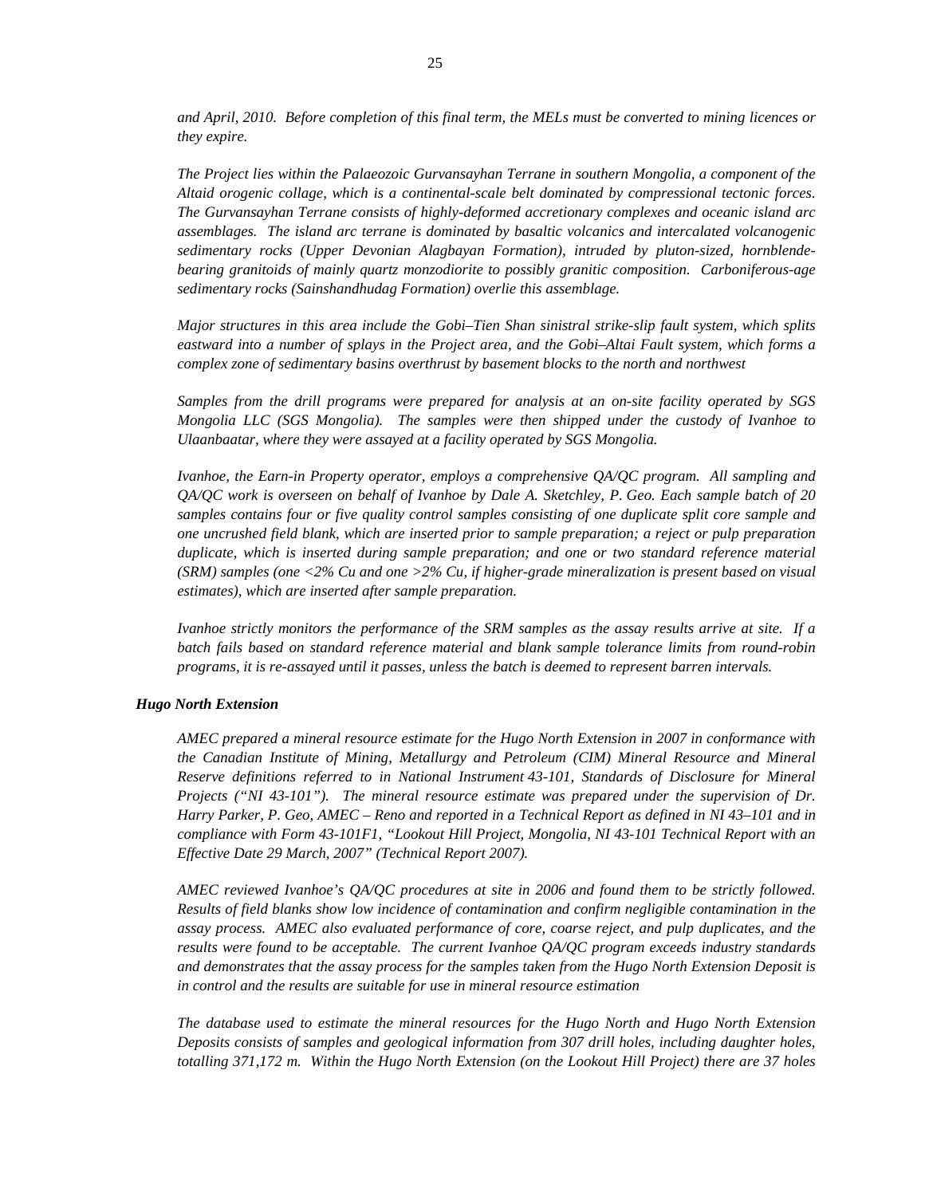*and April, 2010. Before completion of this final term, the MELs must be converted to mining licences or they expire.*

*The Project lies within the Palaeozoic Gurvansayhan Terrane in southern Mongolia, a component of the Altaid orogenic collage, which is a continental-scale belt dominated by compressional tectonic forces. The Gurvansayhan Terrane consists of highly-deformed accretionary complexes and oceanic island arc assemblages. The island arc terrane is dominated by basaltic volcanics and intercalated volcanogenic sedimentary rocks (Upper Devonian Alagbayan Formation), intruded by pluton-sized, hornblende-bearing granitoids of mainly quartz monzodiorite to possibly granitic composition. Carboniferous-age sedimentary rocks (Sainshandhudag Formation) overlie this assemblage.*

*Major structures in this area include the Gobi–Tien Shan sinistral strike-slip fault system, which splits eastward into a number of splays in the Project area, and the Gobi–Altai Fault system, which forms a complex zone of sedimentary basins overthrust by basement blocks to the north and northwest*

*Samples from the drill programs were prepared for analysis at an on-site facility operated by SGS Mongolia LLC (SGS Mongolia). The samples were then shipped under the custody of Ivanhoe to Ulaanbaatar, where they were assayed at a facility operated by SGS Mongolia.*

*Ivanhoe, the Earn-in Property operator, employs a comprehensive QA/QC program. All sampling and QA/QC work is overseen on behalf of Ivanhoe by Dale A. Sketchley, P. Geo. Each sample batch of 20 samples contains four or five quality control samples consisting of one duplicate split core sample and one uncrushed field blank, which are inserted prior to sample preparation; a reject or pulp preparation duplicate, which is inserted during sample preparation; and one or two standard reference material (SRM) samples (one <2% Cu and one >2% Cu, if higher-grade mineralization is present based on visual estimates), which are inserted after sample preparation.*

*Ivanhoe strictly monitors the performance of the SRM samples as the assay results arrive at site. If a batch fails based on standard reference material and blank sample tolerance limits from round-robin programs, it is re-assayed until it passes, unless the batch is deemed to represent barren intervals.*

***Hugo North Extension***

*AMEC prepared a mineral resource estimate for the Hugo North Extension in 2007 in conformance with the Canadian Institute of Mining, Metallurgy and Petroleum (CIM) Mineral Resource and Mineral Reserve definitions referred to in National Instrument 43-101, Standards of Disclosure for Mineral Projects ("NI 43-101"). The mineral resource estimate was prepared under the supervision of Dr. Harry Parker, P. Geo, AMEC – Reno and reported in a Technical Report as defined in NI 43–101 and in compliance with Form 43-101F1, "Lookout Hill Project, Mongolia, NI 43-101 Technical Report with an Effective Date 29 March, 2007" (Technical Report 2007).*

*AMEC reviewed Ivanhoe's QA/QC procedures at site in 2006 and found them to be strictly followed. Results of field blanks show low incidence of contamination and confirm negligible contamination in the assay process. AMEC also evaluated performance of core, coarse reject, and pulp duplicates, and the results were found to be acceptable. The current Ivanhoe QA/QC program exceeds industry standards and demonstrates that the assay process for the samples taken from the Hugo North Extension Deposit is in control and the results are suitable for use in mineral resource estimation*

*The database used to estimate the mineral resources for the Hugo North and Hugo North Extension Deposits consists of samples and geological information from 307 drill holes, including daughter holes, totalling 371,172 m. Within the Hugo North Extension (on the Lookout Hill Project) there are 37 holes*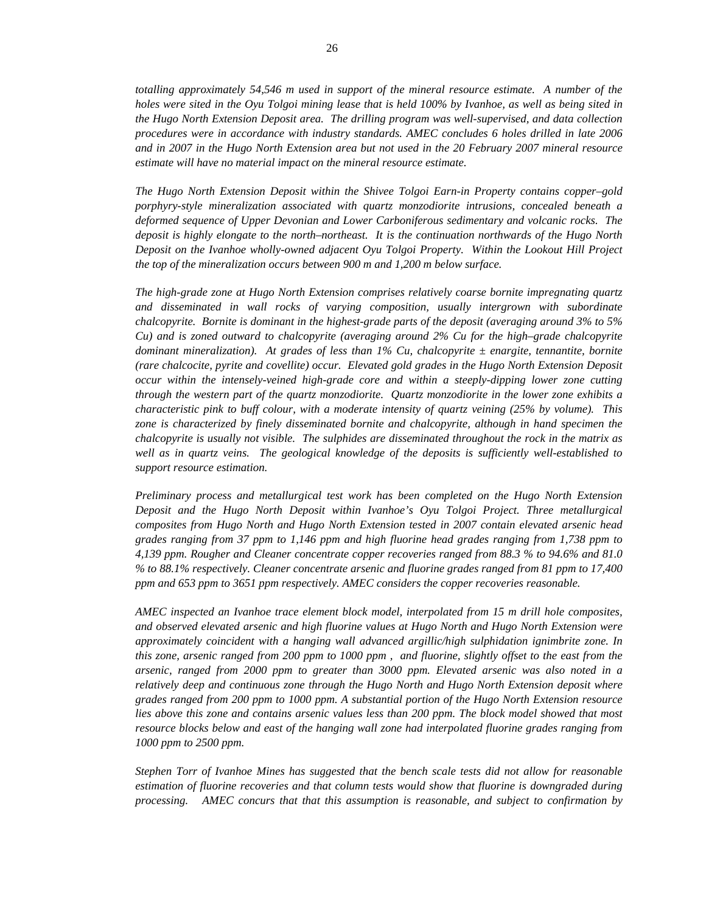*totalling approximately 54,546 m used in support of the mineral resource estimate. A number of the holes were sited in the Oyu Tolgoi mining lease that is held 100% by Ivanhoe, as well as being sited in the Hugo North Extension Deposit area. The drilling program was well-supervised, and data collection procedures were in accordance with industry standards. AMEC concludes 6 holes drilled in late 2006 and in 2007 in the Hugo North Extension area but not used in the 20 February 2007 mineral resource estimate will have no material impact on the mineral resource estimate.*

*The Hugo North Extension Deposit within the Shivee Tolgoi Earn-in Property contains copper–gold porphyry-style mineralization associated with quartz monzodiorite intrusions, concealed beneath a deformed sequence of Upper Devonian and Lower Carboniferous sedimentary and volcanic rocks. The deposit is highly elongate to the north–northeast. It is the continuation northwards of the Hugo North Deposit on the Ivanhoe wholly-owned adjacent Oyu Tolgoi Property. Within the Lookout Hill Project the top of the mineralization occurs between 900 m and 1,200 m below surface.*

*The high-grade zone at Hugo North Extension comprises relatively coarse bornite impregnating quartz and disseminated in wall rocks of varying composition, usually intergrown with subordinate chalcopyrite. Bornite is dominant in the highest-grade parts of the deposit (averaging around 3% to 5% Cu) and is zoned outward to chalcopyrite (averaging around 2% Cu for the high–grade chalcopyrite dominant mineralization). At grades of less than 1% Cu, chalcopyrite ± enargite, tennantite, bornite (rare chalcocite, pyrite and covellite) occur. Elevated gold grades in the Hugo North Extension Deposit occur within the intensely-veined high-grade core and within a steeply-dipping lower zone cutting through the western part of the quartz monzodiorite. Quartz monzodiorite in the lower zone exhibits a characteristic pink to buff colour, with a moderate intensity of quartz veining (25% by volume). This zone is characterized by finely disseminated bornite and chalcopyrite, although in hand specimen the chalcopyrite is usually not visible. The sulphides are disseminated throughout the rock in the matrix as well as in quartz veins. The geological knowledge of the deposits is sufficiently well-established to support resource estimation.*

*Preliminary process and metallurgical test work has been completed on the Hugo North Extension Deposit and the Hugo North Deposit within Ivanhoe's Oyu Tolgoi Project. Three metallurgical composites from Hugo North and Hugo North Extension tested in 2007 contain elevated arsenic head grades ranging from 37 ppm to 1,146 ppm and high fluorine head grades ranging from 1,738 ppm to 4,139 ppm. Rougher and Cleaner concentrate copper recoveries ranged from 88.3 % to 94.6% and 81.0 % to 88.1% respectively. Cleaner concentrate arsenic and fluorine grades ranged from 81 ppm to 17,400 ppm and 653 ppm to 3651 ppm respectively. AMEC considers the copper recoveries reasonable.*

*AMEC inspected an Ivanhoe trace element block model, interpolated from 15 m drill hole composites, and observed elevated arsenic and high fluorine values at Hugo North and Hugo North Extension were approximately coincident with a hanging wall advanced argillic/high sulphidation ignimbrite zone. In this zone, arsenic ranged from 200 ppm to 1000 ppm , and fluorine, slightly offset to the east from the arsenic, ranged from 2000 ppm to greater than 3000 ppm. Elevated arsenic was also noted in a relatively deep and continuous zone through the Hugo North and Hugo North Extension deposit where grades ranged from 200 ppm to 1000 ppm. A substantial portion of the Hugo North Extension resource lies above this zone and contains arsenic values less than 200 ppm. The block model showed that most resource blocks below and east of the hanging wall zone had interpolated fluorine grades ranging from 1000 ppm to 2500 ppm.*

*Stephen Torr of Ivanhoe Mines has suggested that the bench scale tests did not allow for reasonable estimation of fluorine recoveries and that column tests would show that fluorine is downgraded during processing. AMEC concurs that that this assumption is reasonable, and subject to confirmation by*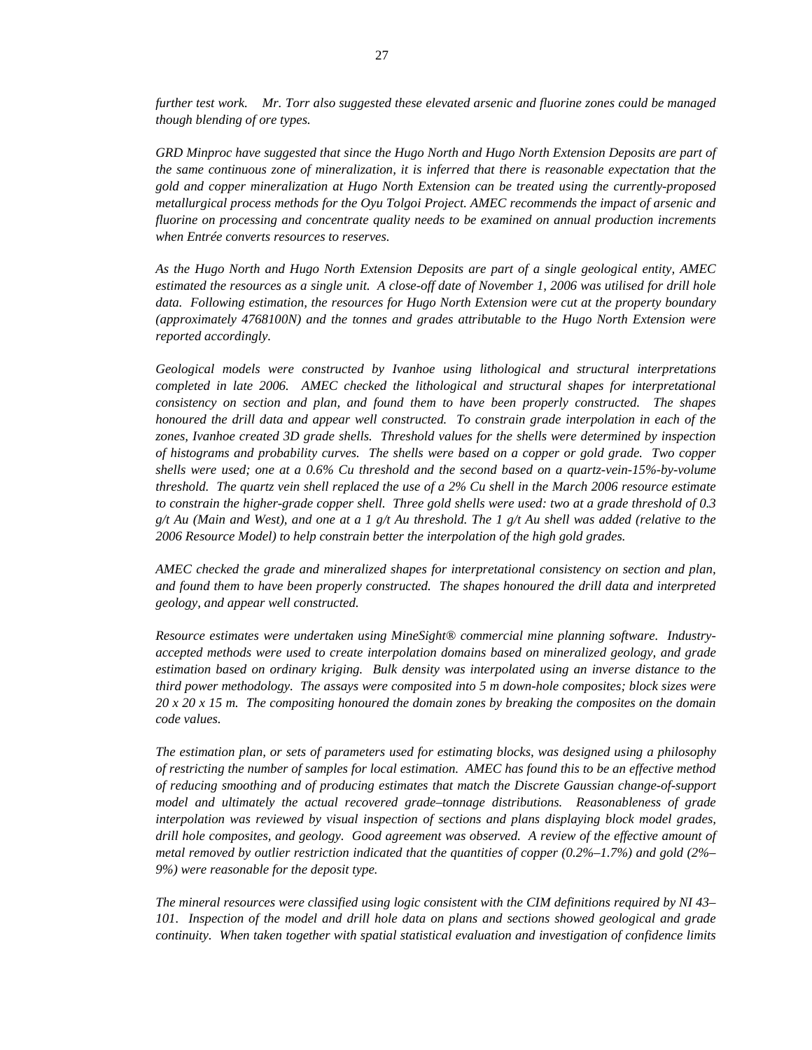*further test work. Mr. Torr also suggested these elevated arsenic and fluorine zones could be managed though blending of ore types.*

*GRD Minproc have suggested that since the Hugo North and Hugo North Extension Deposits are part of the same continuous zone of mineralization, it is inferred that there is reasonable expectation that the gold and copper mineralization at Hugo North Extension can be treated using the currently-proposed metallurgical process methods for the Oyu Tolgoi Project. AMEC recommends the impact of arsenic and fluorine on processing and concentrate quality needs to be examined on annual production increments when Entrée converts resources to reserves.*

*As the Hugo North and Hugo North Extension Deposits are part of a single geological entity, AMEC estimated the resources as a single unit. A close-off date of November 1, 2006 was utilised for drill hole data. Following estimation, the resources for Hugo North Extension were cut at the property boundary (approximately 4768100N) and the tonnes and grades attributable to the Hugo North Extension were reported accordingly.*

*Geological models were constructed by Ivanhoe using lithological and structural interpretations completed in late 2006. AMEC checked the lithological and structural shapes for interpretational consistency on section and plan, and found them to have been properly constructed. The shapes honoured the drill data and appear well constructed. To constrain grade interpolation in each of the zones, Ivanhoe created 3D grade shells. Threshold values for the shells were determined by inspection of histograms and probability curves. The shells were based on a copper or gold grade. Two copper shells were used; one at a 0.6% Cu threshold and the second based on a quartz-vein-15%-by-volume threshold. The quartz vein shell replaced the use of a 2% Cu shell in the March 2006 resource estimate to constrain the higher-grade copper shell. Three gold shells were used: two at a grade threshold of 0.3 g/t Au (Main and West), and one at a 1 g/t Au threshold. The 1 g/t Au shell was added (relative to the 2006 Resource Model) to help constrain better the interpolation of the high gold grades.*

*AMEC checked the grade and mineralized shapes for interpretational consistency on section and plan, and found them to have been properly constructed. The shapes honoured the drill data and interpreted geology, and appear well constructed.*

*Resource estimates were undertaken using MineSight® commercial mine planning software. Industry-accepted methods were used to create interpolation domains based on mineralized geology, and grade estimation based on ordinary kriging. Bulk density was interpolated using an inverse distance to the third power methodology. The assays were composited into 5 m down-hole composites; block sizes were 20 x 20 x 15 m. The compositing honoured the domain zones by breaking the composites on the domain code values.*

*The estimation plan, or sets of parameters used for estimating blocks, was designed using a philosophy of restricting the number of samples for local estimation. AMEC has found this to be an effective method of reducing smoothing and of producing estimates that match the Discrete Gaussian change-of-support model and ultimately the actual recovered grade–tonnage distributions. Reasonableness of grade interpolation was reviewed by visual inspection of sections and plans displaying block model grades, drill hole composites, and geology. Good agreement was observed. A review of the effective amount of metal removed by outlier restriction indicated that the quantities of copper (0.2%–1.7%) and gold (2%–9%) were reasonable for the deposit type.*

*The mineral resources were classified using logic consistent with the CIM definitions required by NI 43–101. Inspection of the model and drill hole data on plans and sections showed geological and grade continuity. When taken together with spatial statistical evaluation and investigation of confidence limits*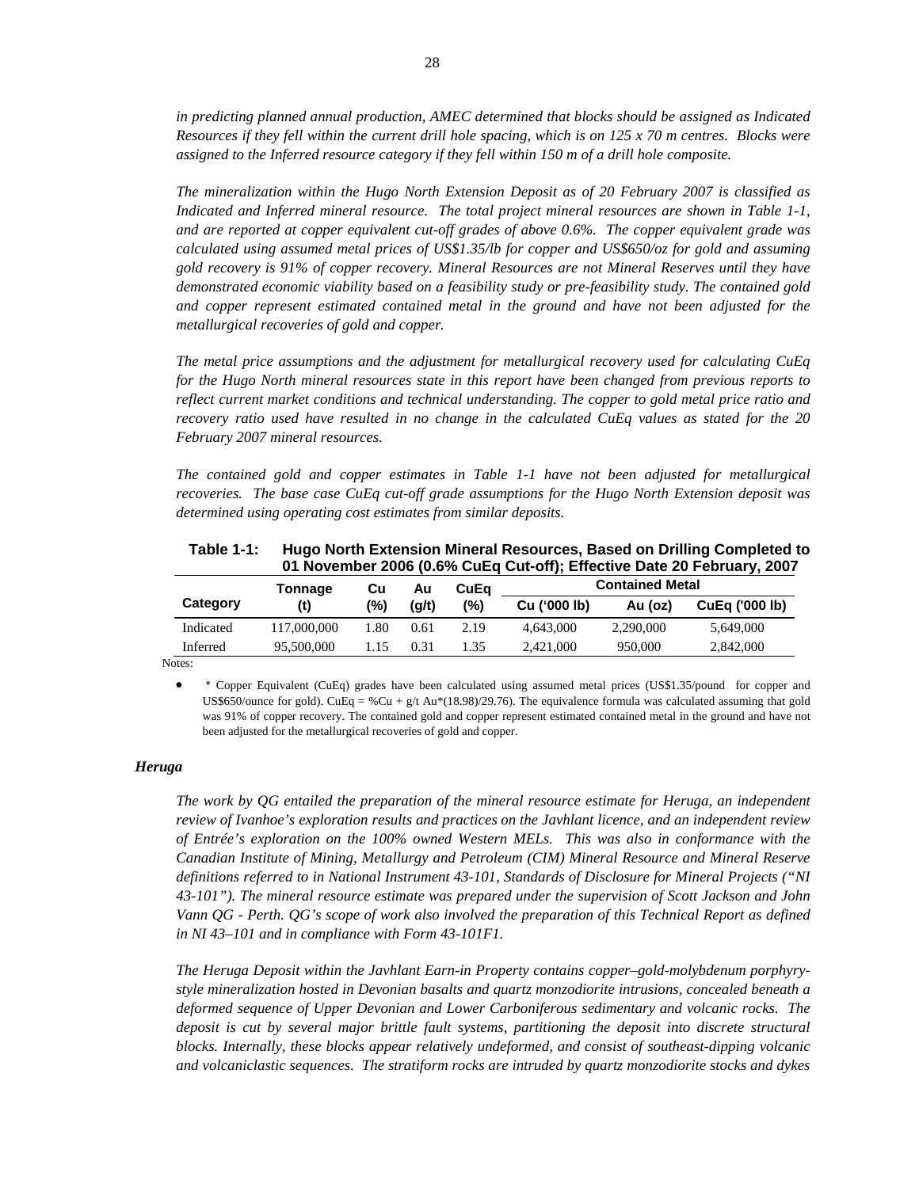*in predicting planned annual production, AMEC determined that blocks should be assigned as Indicated Resources if they fell within the current drill hole spacing, which is on 125 x 70 m centres. Blocks were assigned to the Inferred resource category if they fell within 150 m of a drill hole composite.*

*The mineralization within the Hugo North Extension Deposit as of 20 February 2007 is classified as Indicated and Inferred mineral resource. The total project mineral resources are shown in Table 1-1, and are reported at copper equivalent cut-off grades of above 0.6%. The copper equivalent grade was calculated using assumed metal prices of US$1.35/lb for copper and US$650/oz for gold and assuming gold recovery is 91% of copper recovery. Mineral Resources are not Mineral Reserves until they have demonstrated economic viability based on a feasibility study or pre-feasibility study. The contained gold and copper represent estimated contained metal in the ground and have not been adjusted for the metallurgical recoveries of gold and copper.*

*The metal price assumptions and the adjustment for metallurgical recovery used for calculating CuEq for the Hugo North mineral resources state in this report have been changed from previous reports to reflect current market conditions and technical understanding. The copper to gold metal price ratio and recovery ratio used have resulted in no change in the calculated CuEq values as stated for the 20 February 2007 mineral resources.*

*The contained gold and copper estimates in Table 1-1 have not been adjusted for metallurgical recoveries. The base case CuEq cut-off grade assumptions for the Hugo North Extension deposit was determined using operating cost estimates from similar deposits.*

**Table 1-1: Hugo North Extension Mineral Resources, Based on Drilling Completed to 01 November 2006 (0.6% CuEq Cut-off); Effective Date 20 February, 2007**

| Category | Tonnage (t) | Cu (%) | Au (g/t) | CuEq (%) | Contained Metal | | |
|---|---|---|---|---|---|---|---|
| | | | | | Cu ('000 lb) | Au (oz) | CuEq ('000 lb) |
| Indicated | 117,000,000 | 1.80 | 0.61 | 2.19 | 4,643,000 | 2,290,000 | 5,649,000 |
| Inferred | 95,500,000 | 1.15 | 0.31 | 1.35 | 2,421,000 | 950,000 | 2,842,000 |

Notes:

- \* Copper Equivalent (CuEq) grades have been calculated using assumed metal prices (US$1.35/pound for copper and US$650/ounce for gold). CuEq = %Cu + g/t Au*(18.98)/29.76). The equivalence formula was calculated assuming that gold was 91% of copper recovery. The contained gold and copper represent estimated contained metal in the ground and have not been adjusted for the metallurgical recoveries of gold and copper.

### *Heruga*

*The work by QG entailed the preparation of the mineral resource estimate for Heruga, an independent review of Ivanhoe's exploration results and practices on the Javhlant licence, and an independent review of Entrée's exploration on the 100% owned Western MELs. This was also in conformance with the Canadian Institute of Mining, Metallurgy and Petroleum (CIM) Mineral Resource and Mineral Reserve definitions referred to in National Instrument 43-101, Standards of Disclosure for Mineral Projects ("NI 43-101"). The mineral resource estimate was prepared under the supervision of Scott Jackson and John Vann QG - Perth. QG's scope of work also involved the preparation of this Technical Report as defined in NI 43–101 and in compliance with Form 43-101F1.*

*The Heruga Deposit within the Javhlant Earn-in Property contains copper–gold-molybdenum porphyry-style mineralization hosted in Devonian basalts and quartz monzodiorite intrusions, concealed beneath a deformed sequence of Upper Devonian and Lower Carboniferous sedimentary and volcanic rocks. The deposit is cut by several major brittle fault systems, partitioning the deposit into discrete structural blocks. Internally, these blocks appear relatively undeformed, and consist of southeast-dipping volcanic and volcaniclastic sequences. The stratiform rocks are intruded by quartz monzodiorite stocks and dykes*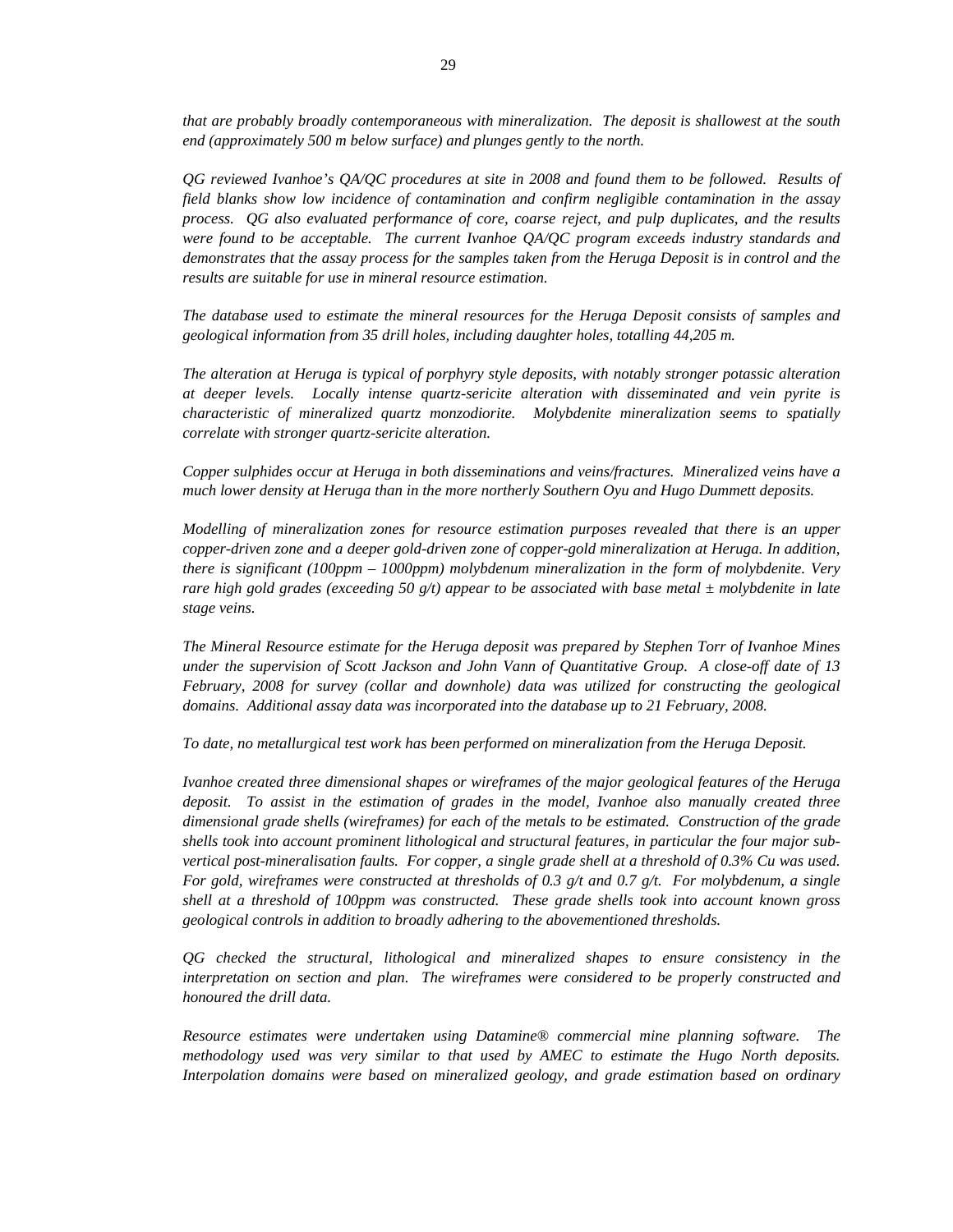*that are probably broadly contemporaneous with mineralization. The deposit is shallowest at the south end (approximately 500 m below surface) and plunges gently to the north.*

*QG reviewed Ivanhoe's QA/QC procedures at site in 2008 and found them to be followed. Results of field blanks show low incidence of contamination and confirm negligible contamination in the assay process. QG also evaluated performance of core, coarse reject, and pulp duplicates, and the results were found to be acceptable. The current Ivanhoe QA/QC program exceeds industry standards and demonstrates that the assay process for the samples taken from the Heruga Deposit is in control and the results are suitable for use in mineral resource estimation.*

*The database used to estimate the mineral resources for the Heruga Deposit consists of samples and geological information from 35 drill holes, including daughter holes, totalling 44,205 m.*

*The alteration at Heruga is typical of porphyry style deposits, with notably stronger potassic alteration at deeper levels. Locally intense quartz-sericite alteration with disseminated and vein pyrite is characteristic of mineralized quartz monzodiorite. Molybdenite mineralization seems to spatially correlate with stronger quartz-sericite alteration.*

*Copper sulphides occur at Heruga in both disseminations and veins/fractures. Mineralized veins have a much lower density at Heruga than in the more northerly Southern Oyu and Hugo Dummett deposits.*

*Modelling of mineralization zones for resource estimation purposes revealed that there is an upper copper-driven zone and a deeper gold-driven zone of copper-gold mineralization at Heruga. In addition, there is significant (100ppm – 1000ppm) molybdenum mineralization in the form of molybdenite. Very rare high gold grades (exceeding 50 g/t) appear to be associated with base metal ± molybdenite in late stage veins.*

*The Mineral Resource estimate for the Heruga deposit was prepared by Stephen Torr of Ivanhoe Mines under the supervision of Scott Jackson and John Vann of Quantitative Group. A close-off date of 13 February, 2008 for survey (collar and downhole) data was utilized for constructing the geological domains. Additional assay data was incorporated into the database up to 21 February, 2008.*

*To date, no metallurgical test work has been performed on mineralization from the Heruga Deposit.*

*Ivanhoe created three dimensional shapes or wireframes of the major geological features of the Heruga deposit. To assist in the estimation of grades in the model, Ivanhoe also manually created three dimensional grade shells (wireframes) for each of the metals to be estimated. Construction of the grade shells took into account prominent lithological and structural features, in particular the four major sub-vertical post-mineralisation faults. For copper, a single grade shell at a threshold of 0.3% Cu was used. For gold, wireframes were constructed at thresholds of 0.3 g/t and 0.7 g/t. For molybdenum, a single shell at a threshold of 100ppm was constructed. These grade shells took into account known gross geological controls in addition to broadly adhering to the abovementioned thresholds.*

*QG checked the structural, lithological and mineralized shapes to ensure consistency in the interpretation on section and plan. The wireframes were considered to be properly constructed and honoured the drill data.*

*Resource estimates were undertaken using Datamine® commercial mine planning software. The methodology used was very similar to that used by AMEC to estimate the Hugo North deposits. Interpolation domains were based on mineralized geology, and grade estimation based on ordinary*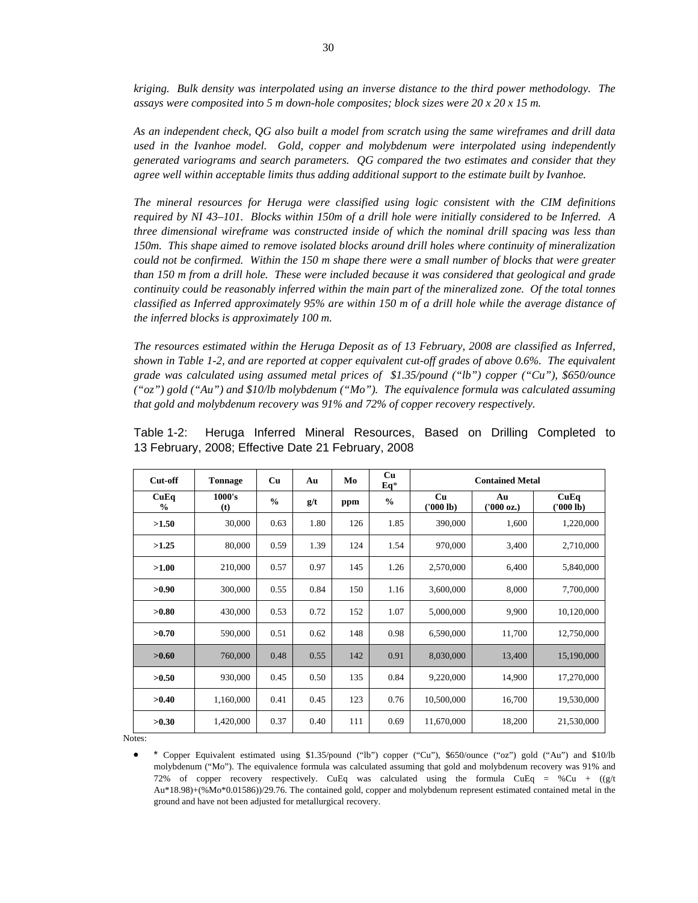*kriging. Bulk density was interpolated using an inverse distance to the third power methodology. The assays were composited into 5 m down-hole composites; block sizes were 20 x 20 x 15 m.*

*As an independent check, QG also built a model from scratch using the same wireframes and drill data used in the Ivanhoe model. Gold, copper and molybdenum were interpolated using independently generated variograms and search parameters. QG compared the two estimates and consider that they agree well within acceptable limits thus adding additional support to the estimate built by Ivanhoe.*

*The mineral resources for Heruga were classified using logic consistent with the CIM definitions required by NI 43–101. Blocks within 150m of a drill hole were initially considered to be Inferred. A three dimensional wireframe was constructed inside of which the nominal drill spacing was less than 150m. This shape aimed to remove isolated blocks around drill holes where continuity of mineralization could not be confirmed. Within the 150 m shape there were a small number of blocks that were greater than 150 m from a drill hole. These were included because it was considered that geological and grade continuity could be reasonably inferred within the main part of the mineralized zone. Of the total tonnes classified as Inferred approximately 95% are within 150 m of a drill hole while the average distance of the inferred blocks is approximately 100 m.*

*The resources estimated within the Heruga Deposit as of 13 February, 2008 are classified as Inferred, shown in Table 1-2, and are reported at copper equivalent cut-off grades of above 0.6%. The equivalent grade was calculated using assumed metal prices of $1.35/pound ("lb") copper ("Cu"), $650/ounce ("oz") gold ("Au") and $10/lb molybdenum ("Mo"). The equivalence formula was calculated assuming that gold and molybdenum recovery was 91% and 72% of copper recovery respectively.*

Table 1-2: Heruga Inferred Mineral Resources, Based on Drilling Completed to 13 February, 2008; Effective Date 21 February, 2008

| Cut-off | Tonnage | Cu | Au | Mo | Cu Eq* | Contained Metal | | |
|---|---|---|---|---|---|---|---|---|
| CuEq % | 1000's (t) | % | g/t | ppm | % | Cu ('000 lb) | Au ('000 oz.) | CuEq ('000 lb) |
| **>1.50** | 30,000 | 0.63 | 1.80 | 126 | 1.85 | 390,000 | 1,600 | 1,220,000 |
| **>1.25** | 80,000 | 0.59 | 1.39 | 124 | 1.54 | 970,000 | 3,400 | 2,710,000 |
| **>1.00** | 210,000 | 0.57 | 0.97 | 145 | 1.26 | 2,570,000 | 6,400 | 5,840,000 |
| **>0.90** | 300,000 | 0.55 | 0.84 | 150 | 1.16 | 3,600,000 | 8,000 | 7,700,000 |
| **>0.80** | 430,000 | 0.53 | 0.72 | 152 | 1.07 | 5,000,000 | 9,900 | 10,120,000 |
| **>0.70** | 590,000 | 0.51 | 0.62 | 148 | 0.98 | 6,590,000 | 11,700 | 12,750,000 |
| **>0.60** | 760,000 | 0.48 | 0.55 | 142 | 0.91 | 8,030,000 | 13,400 | 15,190,000 |
| **>0.50** | 930,000 | 0.45 | 0.50 | 135 | 0.84 | 9,220,000 | 14,900 | 17,270,000 |
| **>0.40** | 1,160,000 | 0.41 | 0.45 | 123 | 0.76 | 10,500,000 | 16,700 | 19,530,000 |
| **>0.30** | 1,420,000 | 0.37 | 0.40 | 111 | 0.69 | 11,670,000 | 18,200 | 21,530,000 |

Notes:

- \* Copper Equivalent estimated using $1.35/pound ("lb") copper ("Cu"), $650/ounce ("oz") gold ("Au") and $10/lb molybdenum ("Mo"). The equivalence formula was calculated assuming that gold and molybdenum recovery was 91% and 72% of copper recovery respectively. CuEq was calculated using the formula CuEq = %Cu + ((g/t Au*18.98)+(%Mo*0.01586))/29.76. The contained gold, copper and molybdenum represent estimated contained metal in the ground and have not been adjusted for metallurgical recovery.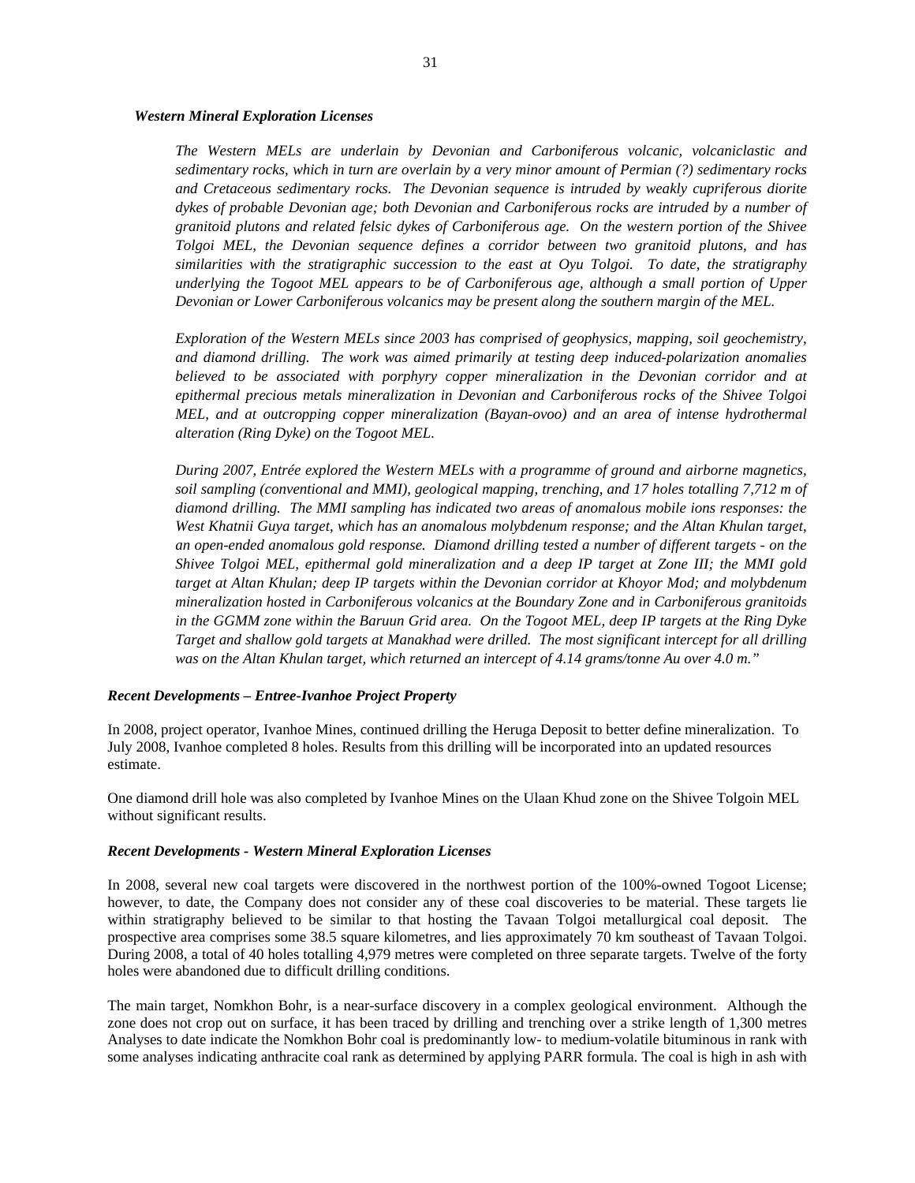***Western Mineral Exploration Licenses***

> *The Western MELs are underlain by Devonian and Carboniferous volcanic, volcaniclastic and sedimentary rocks, which in turn are overlain by a very minor amount of Permian (?) sedimentary rocks and Cretaceous sedimentary rocks. The Devonian sequence is intruded by weakly cupriferous diorite dykes of probable Devonian age; both Devonian and Carboniferous rocks are intruded by a number of granitoid plutons and related felsic dykes of Carboniferous age. On the western portion of the Shivee Tolgoi MEL, the Devonian sequence defines a corridor between two granitoid plutons, and has similarities with the stratigraphic succession to the east at Oyu Tolgoi. To date, the stratigraphy underlying the Togoot MEL appears to be of Carboniferous age, although a small portion of Upper Devonian or Lower Carboniferous volcanics may be present along the southern margin of the MEL.*
>
> *Exploration of the Western MELs since 2003 has comprised of geophysics, mapping, soil geochemistry, and diamond drilling. The work was aimed primarily at testing deep induced-polarization anomalies believed to be associated with porphyry copper mineralization in the Devonian corridor and at epithermal precious metals mineralization in Devonian and Carboniferous rocks of the Shivee Tolgoi MEL, and at outcropping copper mineralization (Bayan-ovoo) and an area of intense hydrothermal alteration (Ring Dyke) on the Togoot MEL.*
>
> *During 2007, Entrée explored the Western MELs with a programme of ground and airborne magnetics, soil sampling (conventional and MMI), geological mapping, trenching, and 17 holes totalling 7,712 m of diamond drilling. The MMI sampling has indicated two areas of anomalous mobile ions responses: the West Khatnii Guya target, which has an anomalous molybdenum response; and the Altan Khulan target, an open-ended anomalous gold response. Diamond drilling tested a number of different targets - on the Shivee Tolgoi MEL, epithermal gold mineralization and a deep IP target at Zone III; the MMI gold target at Altan Khulan; deep IP targets within the Devonian corridor at Khoyor Mod; and molybdenum mineralization hosted in Carboniferous volcanics at the Boundary Zone and in Carboniferous granitoids in the GGMM zone within the Baruun Grid area. On the Togoot MEL, deep IP targets at the Ring Dyke Target and shallow gold targets at Manakhad were drilled. The most significant intercept for all drilling was on the Altan Khulan target, which returned an intercept of 4.14 grams/tonne Au over 4.0 m."*

***Recent Developments – Entree-Ivanhoe Project Property***

In 2008, project operator, Ivanhoe Mines, continued drilling the Heruga Deposit to better define mineralization. To July 2008, Ivanhoe completed 8 holes. Results from this drilling will be incorporated into an updated resources estimate.

One diamond drill hole was also completed by Ivanhoe Mines on the Ulaan Khud zone on the Shivee Tolgoin MEL without significant results.

***Recent Developments - Western Mineral Exploration Licenses***

In 2008, several new coal targets were discovered in the northwest portion of the 100%-owned Togoot License; however, to date, the Company does not consider any of these coal discoveries to be material. These targets lie within stratigraphy believed to be similar to that hosting the Tavaan Tolgoi metallurgical coal deposit. The prospective area comprises some 38.5 square kilometres, and lies approximately 70 km southeast of Tavaan Tolgoi. During 2008, a total of 40 holes totalling 4,979 metres were completed on three separate targets. Twelve of the forty holes were abandoned due to difficult drilling conditions.

The main target, Nomkhon Bohr, is a near-surface discovery in a complex geological environment. Although the zone does not crop out on surface, it has been traced by drilling and trenching over a strike length of 1,300 metres Analyses to date indicate the Nomkhon Bohr coal is predominantly low- to medium-volatile bituminous in rank with some analyses indicating anthracite coal rank as determined by applying PARR formula. The coal is high in ash with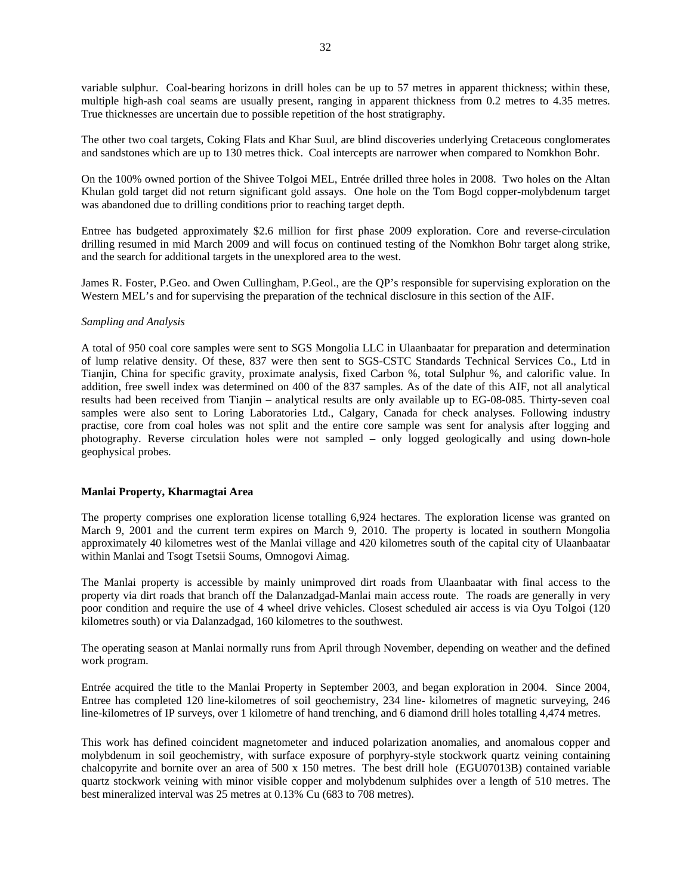variable sulphur. Coal-bearing horizons in drill holes can be up to 57 metres in apparent thickness; within these, multiple high-ash coal seams are usually present, ranging in apparent thickness from 0.2 metres to 4.35 metres. True thicknesses are uncertain due to possible repetition of the host stratigraphy.

The other two coal targets, Coking Flats and Khar Suul, are blind discoveries underlying Cretaceous conglomerates and sandstones which are up to 130 metres thick. Coal intercepts are narrower when compared to Nomkhon Bohr.

On the 100% owned portion of the Shivee Tolgoi MEL, Entrée drilled three holes in 2008. Two holes on the Altan Khulan gold target did not return significant gold assays. One hole on the Tom Bogd copper-molybdenum target was abandoned due to drilling conditions prior to reaching target depth.

Entree has budgeted approximately $2.6 million for first phase 2009 exploration. Core and reverse-circulation drilling resumed in mid March 2009 and will focus on continued testing of the Nomkhon Bohr target along strike, and the search for additional targets in the unexplored area to the west.

James R. Foster, P.Geo. and Owen Cullingham, P.Geol., are the QP's responsible for supervising exploration on the Western MEL's and for supervising the preparation of the technical disclosure in this section of the AIF.

*Sampling and Analysis*

A total of 950 coal core samples were sent to SGS Mongolia LLC in Ulaanbaatar for preparation and determination of lump relative density. Of these, 837 were then sent to SGS-CSTC Standards Technical Services Co., Ltd in Tianjin, China for specific gravity, proximate analysis, fixed Carbon %, total Sulphur %, and calorific value. In addition, free swell index was determined on 400 of the 837 samples. As of the date of this AIF, not all analytical results had been received from Tianjin – analytical results are only available up to EG-08-085. Thirty-seven coal samples were also sent to Loring Laboratories Ltd., Calgary, Canada for check analyses. Following industry practise, core from coal holes was not split and the entire core sample was sent for analysis after logging and photography. Reverse circulation holes were not sampled – only logged geologically and using down-hole geophysical probes.

**Manlai Property, Kharmagtai Area**

The property comprises one exploration license totalling 6,924 hectares. The exploration license was granted on March 9, 2001 and the current term expires on March 9, 2010. The property is located in southern Mongolia approximately 40 kilometres west of the Manlai village and 420 kilometres south of the capital city of Ulaanbaatar within Manlai and Tsogt Tsetsii Soums, Omnogovi Aimag.

The Manlai property is accessible by mainly unimproved dirt roads from Ulaanbaatar with final access to the property via dirt roads that branch off the Dalanzadgad-Manlai main access route. The roads are generally in very poor condition and require the use of 4 wheel drive vehicles. Closest scheduled air access is via Oyu Tolgoi (120 kilometres south) or via Dalanzadgad, 160 kilometres to the southwest.

The operating season at Manlai normally runs from April through November, depending on weather and the defined work program.

Entrée acquired the title to the Manlai Property in September 2003, and began exploration in 2004. Since 2004, Entree has completed 120 line-kilometres of soil geochemistry, 234 line- kilometres of magnetic surveying, 246 line-kilometres of IP surveys, over 1 kilometre of hand trenching, and 6 diamond drill holes totalling 4,474 metres.

This work has defined coincident magnetometer and induced polarization anomalies, and anomalous copper and molybdenum in soil geochemistry, with surface exposure of porphyry-style stockwork quartz veining containing chalcopyrite and bornite over an area of 500 x 150 metres. The best drill hole (EGU07013B) contained variable quartz stockwork veining with minor visible copper and molybdenum sulphides over a length of 510 metres. The best mineralized interval was 25 metres at 0.13% Cu (683 to 708 metres).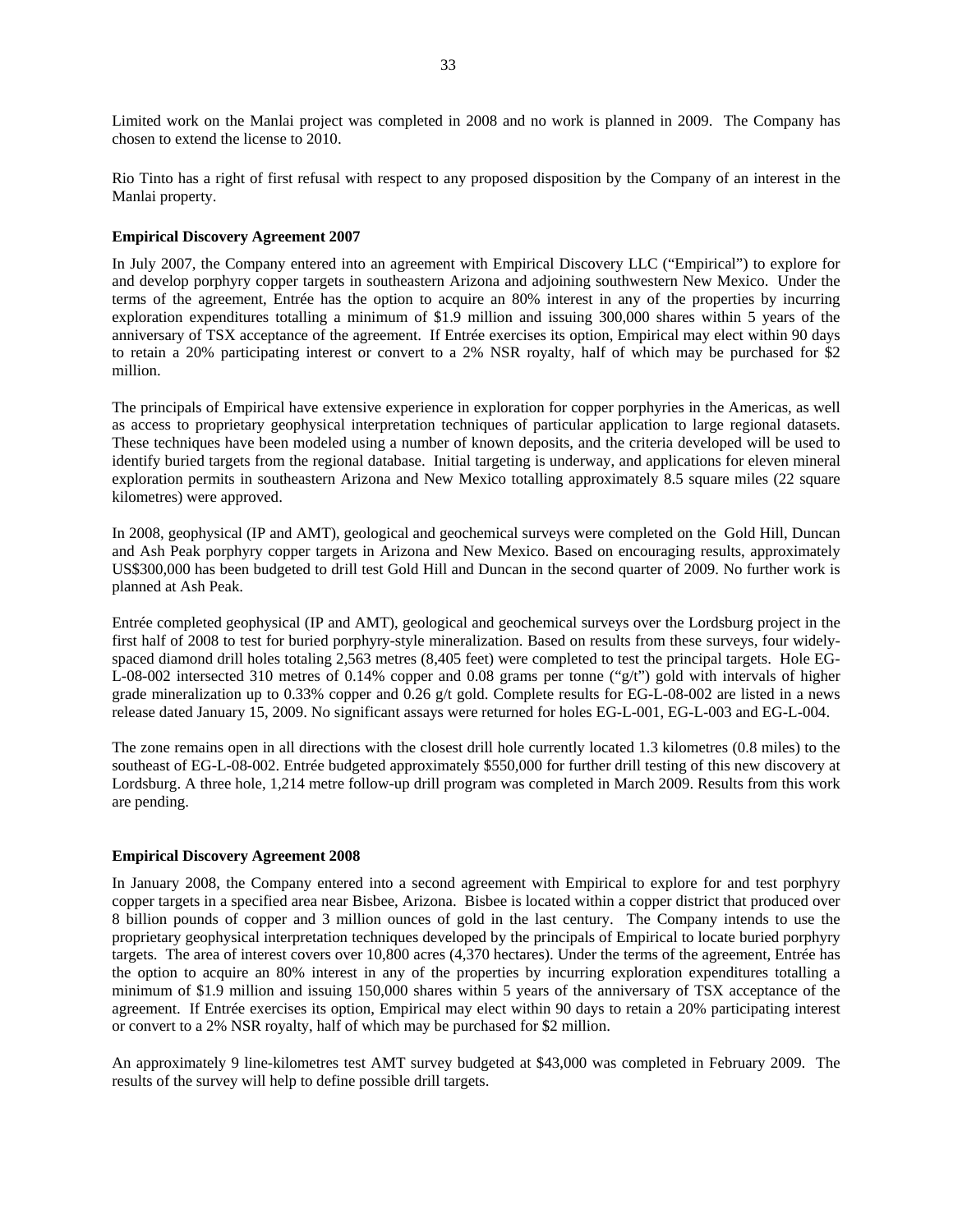Limited work on the Manlai project was completed in 2008 and no work is planned in 2009. The Company has chosen to extend the license to 2010.

Rio Tinto has a right of first refusal with respect to any proposed disposition by the Company of an interest in the Manlai property.

**Empirical Discovery Agreement 2007**

In July 2007, the Company entered into an agreement with Empirical Discovery LLC ("Empirical") to explore for and develop porphyry copper targets in southeastern Arizona and adjoining southwestern New Mexico. Under the terms of the agreement, Entrée has the option to acquire an 80% interest in any of the properties by incurring exploration expenditures totalling a minimum of $1.9 million and issuing 300,000 shares within 5 years of the anniversary of TSX acceptance of the agreement. If Entrée exercises its option, Empirical may elect within 90 days to retain a 20% participating interest or convert to a 2% NSR royalty, half of which may be purchased for $2 million.

The principals of Empirical have extensive experience in exploration for copper porphyries in the Americas, as well as access to proprietary geophysical interpretation techniques of particular application to large regional datasets. These techniques have been modeled using a number of known deposits, and the criteria developed will be used to identify buried targets from the regional database. Initial targeting is underway, and applications for eleven mineral exploration permits in southeastern Arizona and New Mexico totalling approximately 8.5 square miles (22 square kilometres) were approved.

In 2008, geophysical (IP and AMT), geological and geochemical surveys were completed on the Gold Hill, Duncan and Ash Peak porphyry copper targets in Arizona and New Mexico. Based on encouraging results, approximately US$300,000 has been budgeted to drill test Gold Hill and Duncan in the second quarter of 2009. No further work is planned at Ash Peak.

Entrée completed geophysical (IP and AMT), geological and geochemical surveys over the Lordsburg project in the first half of 2008 to test for buried porphyry-style mineralization. Based on results from these surveys, four widely-spaced diamond drill holes totaling 2,563 metres (8,405 feet) were completed to test the principal targets. Hole EG-L-08-002 intersected 310 metres of 0.14% copper and 0.08 grams per tonne ("g/t") gold with intervals of higher grade mineralization up to 0.33% copper and 0.26 g/t gold. Complete results for EG-L-08-002 are listed in a news release dated January 15, 2009. No significant assays were returned for holes EG-L-001, EG-L-003 and EG-L-004.

The zone remains open in all directions with the closest drill hole currently located 1.3 kilometres (0.8 miles) to the southeast of EG-L-08-002. Entrée budgeted approximately $550,000 for further drill testing of this new discovery at Lordsburg. A three hole, 1,214 metre follow-up drill program was completed in March 2009. Results from this work are pending.

**Empirical Discovery Agreement 2008**

In January 2008, the Company entered into a second agreement with Empirical to explore for and test porphyry copper targets in a specified area near Bisbee, Arizona. Bisbee is located within a copper district that produced over 8 billion pounds of copper and 3 million ounces of gold in the last century. The Company intends to use the proprietary geophysical interpretation techniques developed by the principals of Empirical to locate buried porphyry targets. The area of interest covers over 10,800 acres (4,370 hectares). Under the terms of the agreement, Entrée has the option to acquire an 80% interest in any of the properties by incurring exploration expenditures totalling a minimum of $1.9 million and issuing 150,000 shares within 5 years of the anniversary of TSX acceptance of the agreement. If Entrée exercises its option, Empirical may elect within 90 days to retain a 20% participating interest or convert to a 2% NSR royalty, half of which may be purchased for $2 million.

An approximately 9 line-kilometres test AMT survey budgeted at $43,000 was completed in February 2009. The results of the survey will help to define possible drill targets.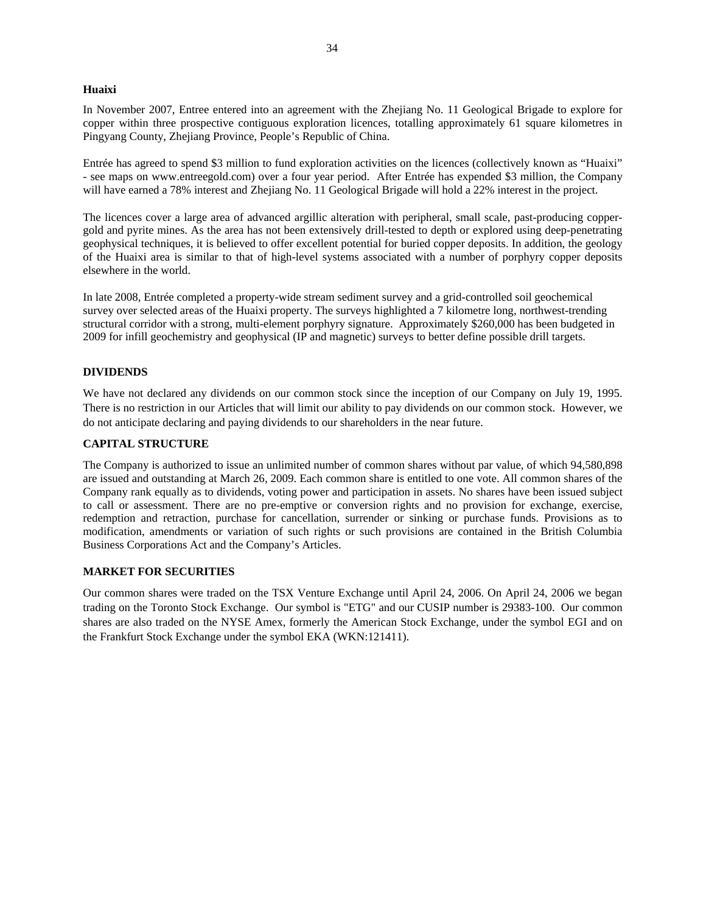**Huaixi**

In November 2007, Entree entered into an agreement with the Zhejiang No. 11 Geological Brigade to explore for copper within three prospective contiguous exploration licences, totalling approximately 61 square kilometres in Pingyang County, Zhejiang Province, People's Republic of China.

Entrée has agreed to spend $3 million to fund exploration activities on the licences (collectively known as "Huaixi" - see maps on www.entreegold.com) over a four year period. After Entrée has expended $3 million, the Company will have earned a 78% interest and Zhejiang No. 11 Geological Brigade will hold a 22% interest in the project.

The licences cover a large area of advanced argillic alteration with peripheral, small scale, past-producing copper-gold and pyrite mines. As the area has not been extensively drill-tested to depth or explored using deep-penetrating geophysical techniques, it is believed to offer excellent potential for buried copper deposits. In addition, the geology of the Huaixi area is similar to that of high-level systems associated with a number of porphyry copper deposits elsewhere in the world.

In late 2008, Entrée completed a property-wide stream sediment survey and a grid-controlled soil geochemical survey over selected areas of the Huaixi property. The surveys highlighted a 7 kilometre long, northwest-trending structural corridor with a strong, multi-element porphyry signature. Approximately $260,000 has been budgeted in 2009 for infill geochemistry and geophysical (IP and magnetic) surveys to better define possible drill targets.

## DIVIDENDS

We have not declared any dividends on our common stock since the inception of our Company on July 19, 1995. There is no restriction in our Articles that will limit our ability to pay dividends on our common stock. However, we do not anticipate declaring and paying dividends to our shareholders in the near future.

## CAPITAL STRUCTURE

The Company is authorized to issue an unlimited number of common shares without par value, of which 94,580,898 are issued and outstanding at March 26, 2009. Each common share is entitled to one vote. All common shares of the Company rank equally as to dividends, voting power and participation in assets. No shares have been issued subject to call or assessment. There are no pre-emptive or conversion rights and no provision for exchange, exercise, redemption and retraction, purchase for cancellation, surrender or sinking or purchase funds. Provisions as to modification, amendments or variation of such rights or such provisions are contained in the British Columbia Business Corporations Act and the Company's Articles.

## MARKET FOR SECURITIES

Our common shares were traded on the TSX Venture Exchange until April 24, 2006. On April 24, 2006 we began trading on the Toronto Stock Exchange. Our symbol is "ETG" and our CUSIP number is 29383-100. Our common shares are also traded on the NYSE Amex, formerly the American Stock Exchange, under the symbol EGI and on the Frankfurt Stock Exchange under the symbol EKA (WKN:121411).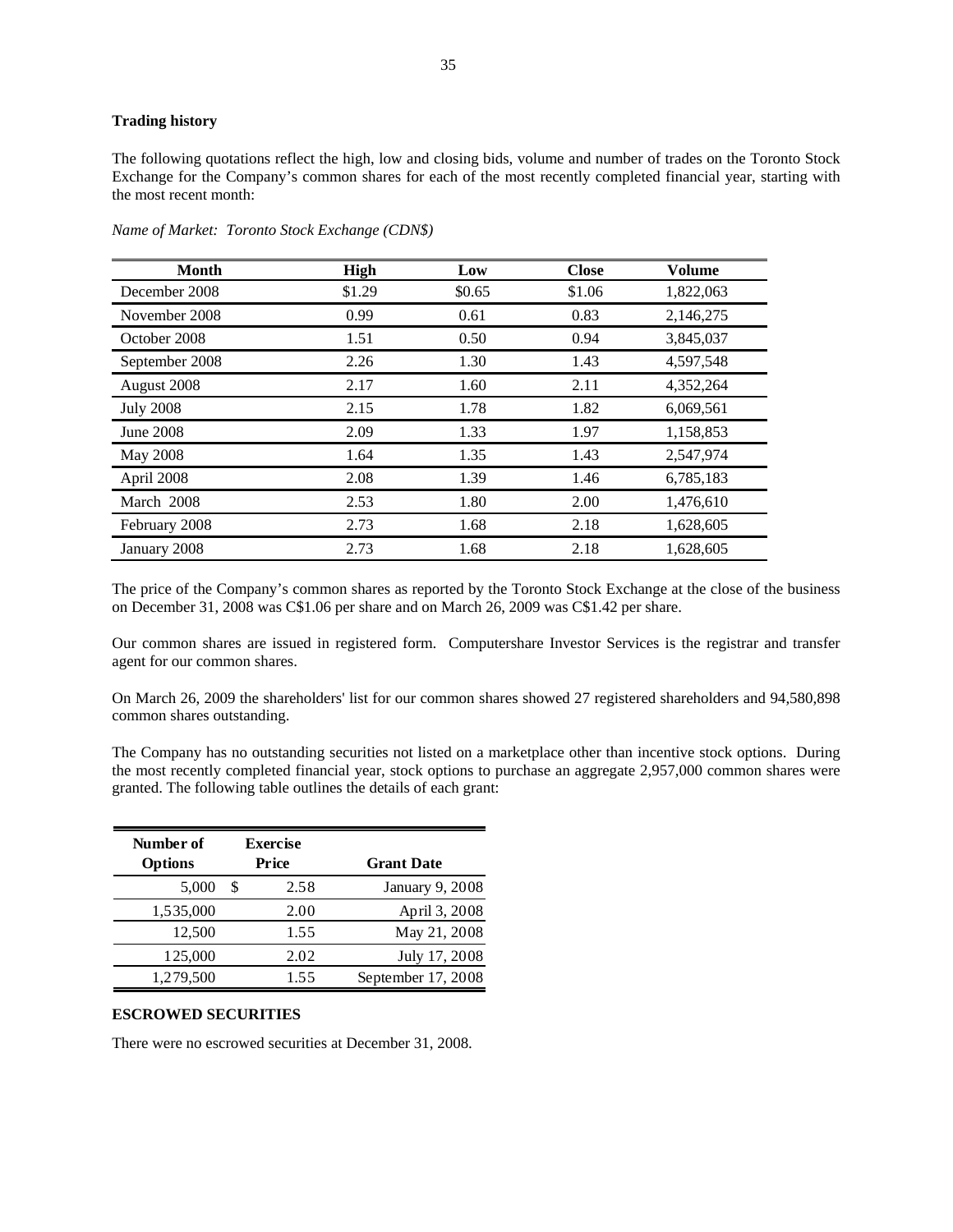**Trading history**

The following quotations reflect the high, low and closing bids, volume and number of trades on the Toronto Stock Exchange for the Company's common shares for each of the most recently completed financial year, starting with the most recent month:

*Name of Market: Toronto Stock Exchange (CDN$)*

| Month | High | Low | Close | Volume |
|---|---|---|---|---|
| December 2008 | $1.29 | $0.65 | $1.06 | 1,822,063 |
| November 2008 | 0.99 | 0.61 | 0.83 | 2,146,275 |
| October 2008 | 1.51 | 0.50 | 0.94 | 3,845,037 |
| September 2008 | 2.26 | 1.30 | 1.43 | 4,597,548 |
| August 2008 | 2.17 | 1.60 | 2.11 | 4,352,264 |
| July 2008 | 2.15 | 1.78 | 1.82 | 6,069,561 |
| June 2008 | 2.09 | 1.33 | 1.97 | 1,158,853 |
| May 2008 | 1.64 | 1.35 | 1.43 | 2,547,974 |
| April 2008 | 2.08 | 1.39 | 1.46 | 6,785,183 |
| March 2008 | 2.53 | 1.80 | 2.00 | 1,476,610 |
| February 2008 | 2.73 | 1.68 | 2.18 | 1,628,605 |
| January 2008 | 2.73 | 1.68 | 2.18 | 1,628,605 |

The price of the Company's common shares as reported by the Toronto Stock Exchange at the close of the business on December 31, 2008 was C$1.06 per share and on March 26, 2009 was C$1.42 per share.

Our common shares are issued in registered form. Computershare Investor Services is the registrar and transfer agent for our common shares.

On March 26, 2009 the shareholders' list for our common shares showed 27 registered shareholders and 94,580,898 common shares outstanding.

The Company has no outstanding securities not listed on a marketplace other than incentive stock options. During the most recently completed financial year, stock options to purchase an aggregate 2,957,000 common shares were granted. The following table outlines the details of each grant:

| Number of Options | Exercise Price | Grant Date |
|---|---|---|
| 5,000 | $ 2.58 | January 9, 2008 |
| 1,535,000 | 2.00 | April 3, 2008 |
| 12,500 | 1.55 | May 21, 2008 |
| 125,000 | 2.02 | July 17, 2008 |
| 1,279,500 | 1.55 | September 17, 2008 |

**ESCROWED SECURITIES**

There were no escrowed securities at December 31, 2008.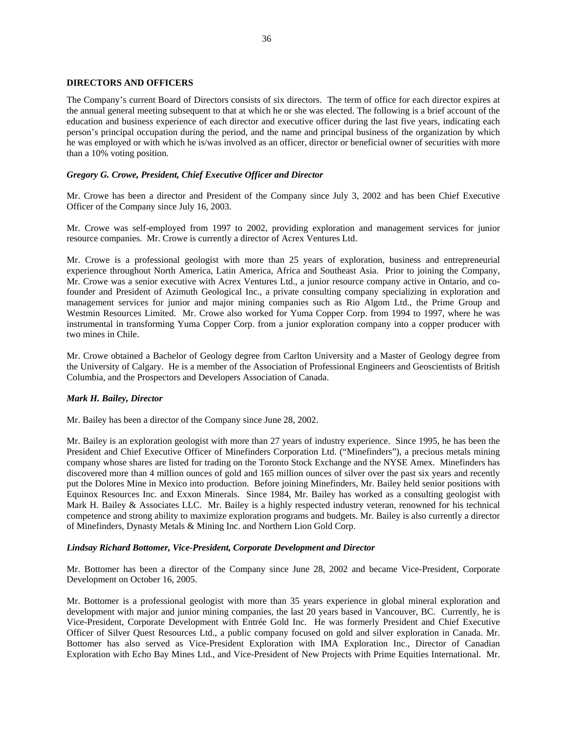**DIRECTORS AND OFFICERS**

The Company's current Board of Directors consists of six directors. The term of office for each director expires at the annual general meeting subsequent to that at which he or she was elected. The following is a brief account of the education and business experience of each director and executive officer during the last five years, indicating each person's principal occupation during the period, and the name and principal business of the organization by which he was employed or with which he is/was involved as an officer, director or beneficial owner of securities with more than a 10% voting position.

***Gregory G. Crowe, President, Chief Executive Officer and Director***

Mr. Crowe has been a director and President of the Company since July 3, 2002 and has been Chief Executive Officer of the Company since July 16, 2003.

Mr. Crowe was self-employed from 1997 to 2002, providing exploration and management services for junior resource companies. Mr. Crowe is currently a director of Acrex Ventures Ltd.

Mr. Crowe is a professional geologist with more than 25 years of exploration, business and entrepreneurial experience throughout North America, Latin America, Africa and Southeast Asia. Prior to joining the Company, Mr. Crowe was a senior executive with Acrex Ventures Ltd., a junior resource company active in Ontario, and co-founder and President of Azimuth Geological Inc., a private consulting company specializing in exploration and management services for junior and major mining companies such as Rio Algom Ltd., the Prime Group and Westmin Resources Limited. Mr. Crowe also worked for Yuma Copper Corp. from 1994 to 1997, where he was instrumental in transforming Yuma Copper Corp. from a junior exploration company into a copper producer with two mines in Chile.

Mr. Crowe obtained a Bachelor of Geology degree from Carlton University and a Master of Geology degree from the University of Calgary. He is a member of the Association of Professional Engineers and Geoscientists of British Columbia, and the Prospectors and Developers Association of Canada.

***Mark H. Bailey, Director***

Mr. Bailey has been a director of the Company since June 28, 2002.

Mr. Bailey is an exploration geologist with more than 27 years of industry experience. Since 1995, he has been the President and Chief Executive Officer of Minefinders Corporation Ltd. ("Minefinders"), a precious metals mining company whose shares are listed for trading on the Toronto Stock Exchange and the NYSE Amex. Minefinders has discovered more than 4 million ounces of gold and 165 million ounces of silver over the past six years and recently put the Dolores Mine in Mexico into production. Before joining Minefinders, Mr. Bailey held senior positions with Equinox Resources Inc. and Exxon Minerals. Since 1984, Mr. Bailey has worked as a consulting geologist with Mark H. Bailey & Associates LLC. Mr. Bailey is a highly respected industry veteran, renowned for his technical competence and strong ability to maximize exploration programs and budgets. Mr. Bailey is also currently a director of Minefinders, Dynasty Metals & Mining Inc. and Northern Lion Gold Corp.

***Lindsay Richard Bottomer, Vice-President, Corporate Development and Director***

Mr. Bottomer has been a director of the Company since June 28, 2002 and became Vice-President, Corporate Development on October 16, 2005.

Mr. Bottomer is a professional geologist with more than 35 years experience in global mineral exploration and development with major and junior mining companies, the last 20 years based in Vancouver, BC. Currently, he is Vice-President, Corporate Development with Entrée Gold Inc. He was formerly President and Chief Executive Officer of Silver Quest Resources Ltd., a public company focused on gold and silver exploration in Canada. Mr. Bottomer has also served as Vice-President Exploration with IMA Exploration Inc., Director of Canadian Exploration with Echo Bay Mines Ltd., and Vice-President of New Projects with Prime Equities International. Mr.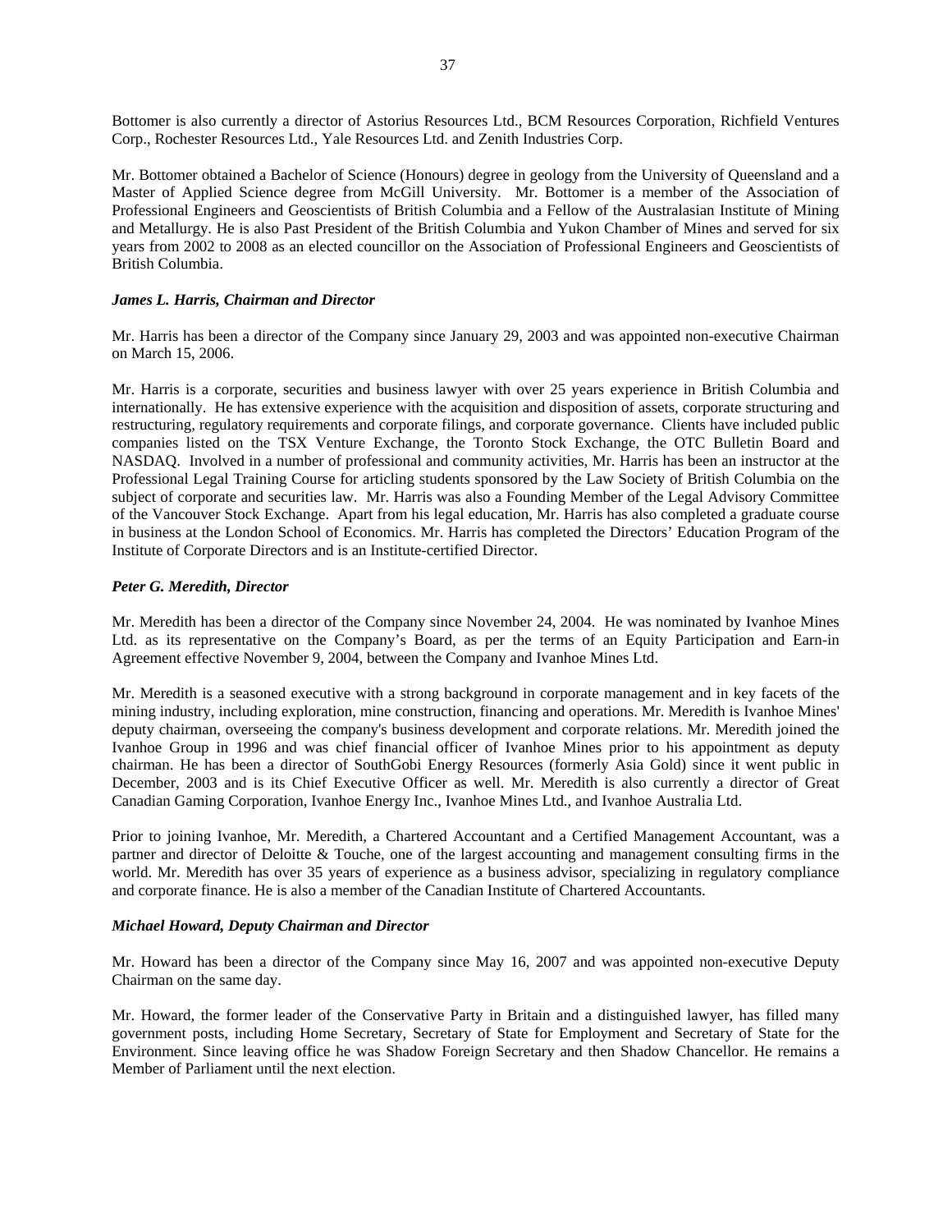Bottomer is also currently a director of Astorius Resources Ltd., BCM Resources Corporation, Richfield Ventures Corp., Rochester Resources Ltd., Yale Resources Ltd. and Zenith Industries Corp.

Mr. Bottomer obtained a Bachelor of Science (Honours) degree in geology from the University of Queensland and a Master of Applied Science degree from McGill University. Mr. Bottomer is a member of the Association of Professional Engineers and Geoscientists of British Columbia and a Fellow of the Australasian Institute of Mining and Metallurgy. He is also Past President of the British Columbia and Yukon Chamber of Mines and served for six years from 2002 to 2008 as an elected councillor on the Association of Professional Engineers and Geoscientists of British Columbia.

***James L. Harris, Chairman and Director***

Mr. Harris has been a director of the Company since January 29, 2003 and was appointed non-executive Chairman on March 15, 2006.

Mr. Harris is a corporate, securities and business lawyer with over 25 years experience in British Columbia and internationally. He has extensive experience with the acquisition and disposition of assets, corporate structuring and restructuring, regulatory requirements and corporate filings, and corporate governance. Clients have included public companies listed on the TSX Venture Exchange, the Toronto Stock Exchange, the OTC Bulletin Board and NASDAQ. Involved in a number of professional and community activities, Mr. Harris has been an instructor at the Professional Legal Training Course for articling students sponsored by the Law Society of British Columbia on the subject of corporate and securities law. Mr. Harris was also a Founding Member of the Legal Advisory Committee of the Vancouver Stock Exchange. Apart from his legal education, Mr. Harris has also completed a graduate course in business at the London School of Economics. Mr. Harris has completed the Directors' Education Program of the Institute of Corporate Directors and is an Institute-certified Director.

***Peter G. Meredith, Director***

Mr. Meredith has been a director of the Company since November 24, 2004. He was nominated by Ivanhoe Mines Ltd. as its representative on the Company's Board, as per the terms of an Equity Participation and Earn-in Agreement effective November 9, 2004, between the Company and Ivanhoe Mines Ltd.

Mr. Meredith is a seasoned executive with a strong background in corporate management and in key facets of the mining industry, including exploration, mine construction, financing and operations. Mr. Meredith is Ivanhoe Mines' deputy chairman, overseeing the company's business development and corporate relations. Mr. Meredith joined the Ivanhoe Group in 1996 and was chief financial officer of Ivanhoe Mines prior to his appointment as deputy chairman. He has been a director of SouthGobi Energy Resources (formerly Asia Gold) since it went public in December, 2003 and is its Chief Executive Officer as well. Mr. Meredith is also currently a director of Great Canadian Gaming Corporation, Ivanhoe Energy Inc., Ivanhoe Mines Ltd., and Ivanhoe Australia Ltd.

Prior to joining Ivanhoe, Mr. Meredith, a Chartered Accountant and a Certified Management Accountant, was a partner and director of Deloitte & Touche, one of the largest accounting and management consulting firms in the world. Mr. Meredith has over 35 years of experience as a business advisor, specializing in regulatory compliance and corporate finance. He is also a member of the Canadian Institute of Chartered Accountants.

***Michael Howard, Deputy Chairman and Director***

Mr. Howard has been a director of the Company since May 16, 2007 and was appointed non-executive Deputy Chairman on the same day.

Mr. Howard, the former leader of the Conservative Party in Britain and a distinguished lawyer, has filled many government posts, including Home Secretary, Secretary of State for Employment and Secretary of State for the Environment. Since leaving office he was Shadow Foreign Secretary and then Shadow Chancellor. He remains a Member of Parliament until the next election.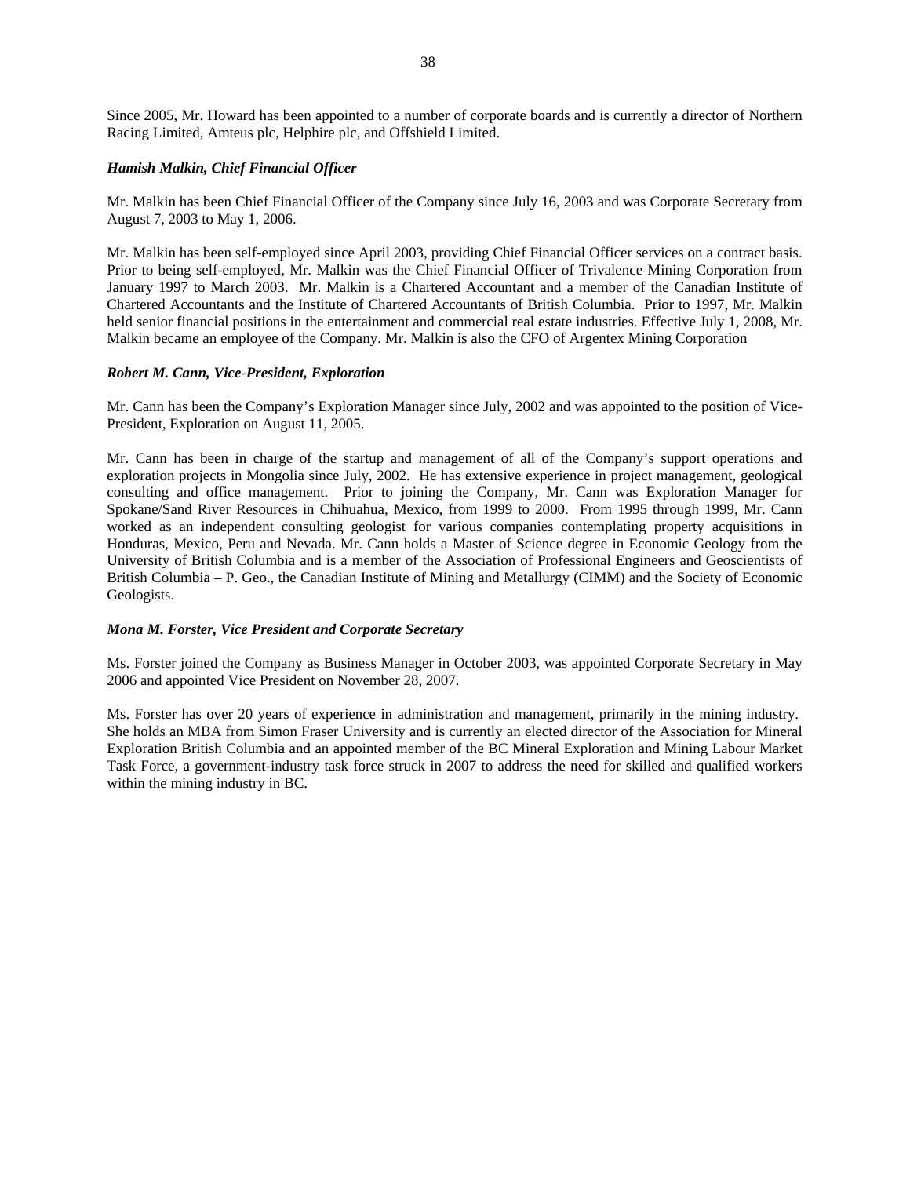Since 2005, Mr. Howard has been appointed to a number of corporate boards and is currently a director of Northern Racing Limited, Amteus plc, Helphire plc, and Offshield Limited.

***Hamish Malkin, Chief Financial Officer***

Mr. Malkin has been Chief Financial Officer of the Company since July 16, 2003 and was Corporate Secretary from August 7, 2003 to May 1, 2006.

Mr. Malkin has been self-employed since April 2003, providing Chief Financial Officer services on a contract basis. Prior to being self-employed, Mr. Malkin was the Chief Financial Officer of Trivalence Mining Corporation from January 1997 to March 2003. Mr. Malkin is a Chartered Accountant and a member of the Canadian Institute of Chartered Accountants and the Institute of Chartered Accountants of British Columbia. Prior to 1997, Mr. Malkin held senior financial positions in the entertainment and commercial real estate industries. Effective July 1, 2008, Mr. Malkin became an employee of the Company. Mr. Malkin is also the CFO of Argentex Mining Corporation

***Robert M. Cann, Vice-President, Exploration***

Mr. Cann has been the Company's Exploration Manager since July, 2002 and was appointed to the position of Vice-President, Exploration on August 11, 2005.

Mr. Cann has been in charge of the startup and management of all of the Company's support operations and exploration projects in Mongolia since July, 2002. He has extensive experience in project management, geological consulting and office management. Prior to joining the Company, Mr. Cann was Exploration Manager for Spokane/Sand River Resources in Chihuahua, Mexico, from 1999 to 2000. From 1995 through 1999, Mr. Cann worked as an independent consulting geologist for various companies contemplating property acquisitions in Honduras, Mexico, Peru and Nevada. Mr. Cann holds a Master of Science degree in Economic Geology from the University of British Columbia and is a member of the Association of Professional Engineers and Geoscientists of British Columbia – P. Geo., the Canadian Institute of Mining and Metallurgy (CIMM) and the Society of Economic Geologists.

***Mona M. Forster, Vice President and Corporate Secretary***

Ms. Forster joined the Company as Business Manager in October 2003, was appointed Corporate Secretary in May 2006 and appointed Vice President on November 28, 2007.

Ms. Forster has over 20 years of experience in administration and management, primarily in the mining industry. She holds an MBA from Simon Fraser University and is currently an elected director of the Association for Mineral Exploration British Columbia and an appointed member of the BC Mineral Exploration and Mining Labour Market Task Force, a government-industry task force struck in 2007 to address the need for skilled and qualified workers within the mining industry in BC.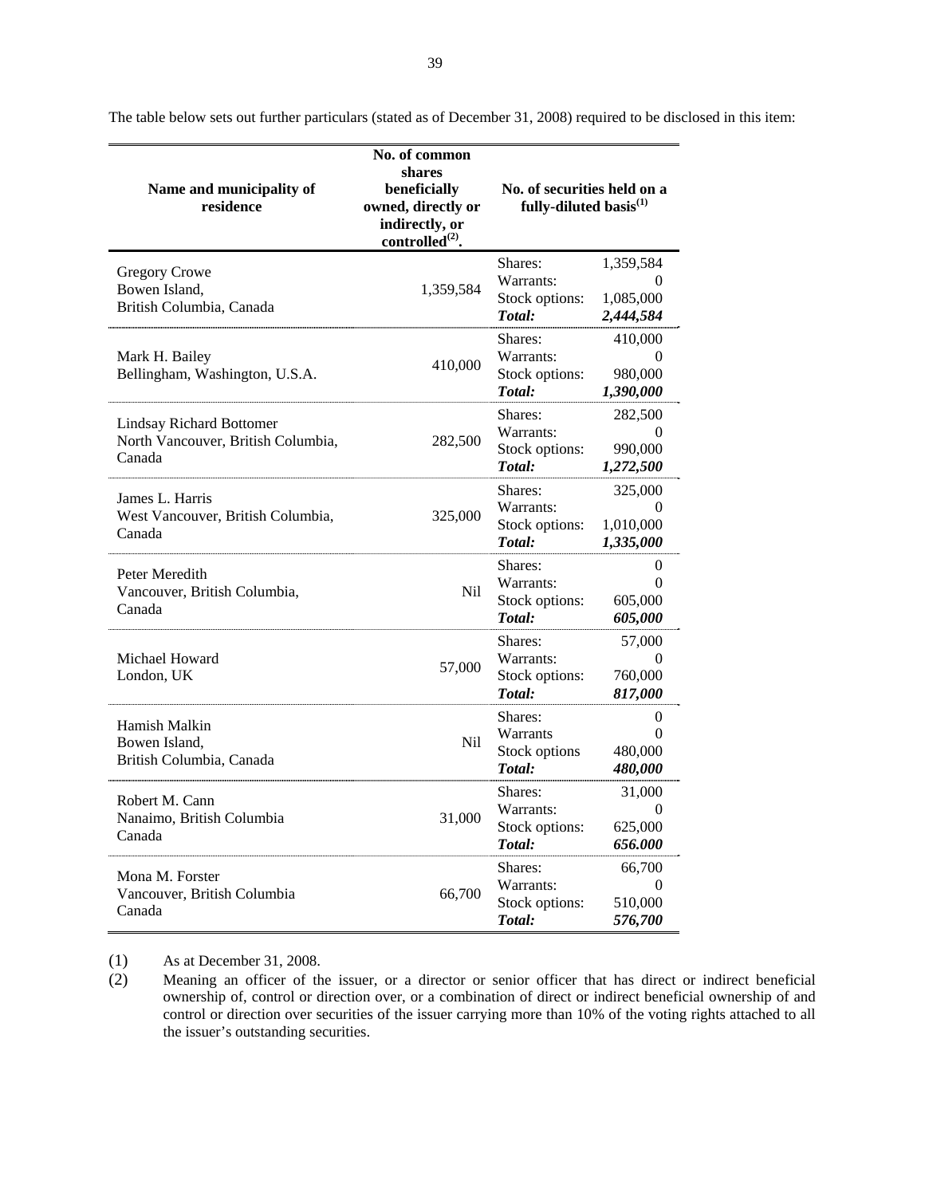The table below sets out further particulars (stated as of December 31, 2008) required to be disclosed in this item:

| Name and municipality of residence | No. of common shares beneficially owned, directly or indirectly, or controlled[(2)]. | No. of securities held on a fully-diluted basis[(1)] | |
|---|---|---|---|
| Gregory Crowe<br>Bowen Island,<br>British Columbia, Canada | 1,359,584 | Shares:<br>Warrants:<br>Stock options:<br>***Total:*** | 1,359,584<br>0<br>1,085,000<br>***2,444,584*** |
| Mark H. Bailey<br>Bellingham, Washington, U.S.A. | 410,000 | Shares:<br>Warrants:<br>Stock options:<br>***Total:*** | 410,000<br>0<br>980,000<br>***1,390,000*** |
| Lindsay Richard Bottomer<br>North Vancouver, British Columbia, Canada | 282,500 | Shares:<br>Warrants:<br>Stock options:<br>***Total:*** | 282,500<br>0<br>990,000<br>***1,272,500*** |
| James L. Harris<br>West Vancouver, British Columbia, Canada | 325,000 | Shares:<br>Warrants:<br>Stock options:<br>***Total:*** | 325,000<br>0<br>1,010,000<br>***1,335,000*** |
| Peter Meredith<br>Vancouver, British Columbia, Canada | Nil | Shares:<br>Warrants:<br>Stock options:<br>***Total:*** | 0<br>0<br>605,000<br>***605,000*** |
| Michael Howard<br>London, UK | 57,000 | Shares:<br>Warrants:<br>Stock options:<br>***Total:*** | 57,000<br>0<br>760,000<br>***817,000*** |
| Hamish Malkin<br>Bowen Island,<br>British Columbia, Canada | Nil | Shares:<br>Warrants<br>Stock options<br>***Total:*** | 0<br>0<br>480,000<br>***480,000*** |
| Robert M. Cann<br>Nanaimo, British Columbia<br>Canada | 31,000 | Shares:<br>Warrants:<br>Stock options:<br>***Total:*** | 31,000<br>0<br>625,000<br>***656.000*** |
| Mona M. Forster<br>Vancouver, British Columbia<br>Canada | 66,700 | Shares:<br>Warrants:<br>Stock options:<br>***Total:*** | 66,700<br>0<br>510,000<br>***576,700*** |

(1) As at December 31, 2008.

(2) Meaning an officer of the issuer, or a director or senior officer that has direct or indirect beneficial ownership of, control or direction over, or a combination of direct or indirect beneficial ownership of and control or direction over securities of the issuer carrying more than 10% of the voting rights attached to all the issuer's outstanding securities.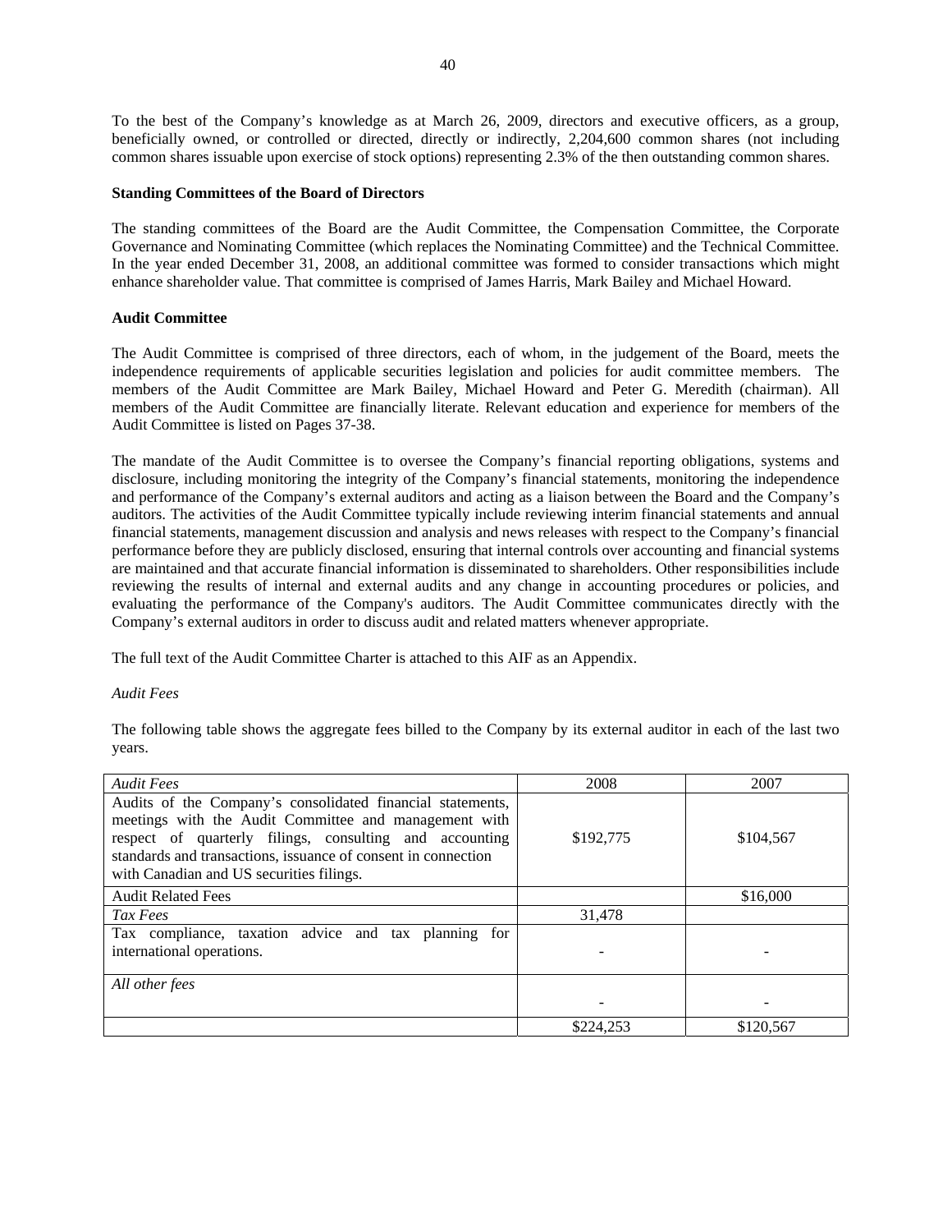To the best of the Company's knowledge as at March 26, 2009, directors and executive officers, as a group, beneficially owned, or controlled or directed, directly or indirectly, 2,204,600 common shares (not including common shares issuable upon exercise of stock options) representing 2.3% of the then outstanding common shares.

**Standing Committees of the Board of Directors**

The standing committees of the Board are the Audit Committee, the Compensation Committee, the Corporate Governance and Nominating Committee (which replaces the Nominating Committee) and the Technical Committee. In the year ended December 31, 2008, an additional committee was formed to consider transactions which might enhance shareholder value. That committee is comprised of James Harris, Mark Bailey and Michael Howard.

**Audit Committee**

The Audit Committee is comprised of three directors, each of whom, in the judgement of the Board, meets the independence requirements of applicable securities legislation and policies for audit committee members. The members of the Audit Committee are Mark Bailey, Michael Howard and Peter G. Meredith (chairman). All members of the Audit Committee are financially literate. Relevant education and experience for members of the Audit Committee is listed on Pages 37-38.

The mandate of the Audit Committee is to oversee the Company's financial reporting obligations, systems and disclosure, including monitoring the integrity of the Company's financial statements, monitoring the independence and performance of the Company's external auditors and acting as a liaison between the Board and the Company's auditors. The activities of the Audit Committee typically include reviewing interim financial statements and annual financial statements, management discussion and analysis and news releases with respect to the Company's financial performance before they are publicly disclosed, ensuring that internal controls over accounting and financial systems are maintained and that accurate financial information is disseminated to shareholders. Other responsibilities include reviewing the results of internal and external audits and any change in accounting procedures or policies, and evaluating the performance of the Company's auditors. The Audit Committee communicates directly with the Company's external auditors in order to discuss audit and related matters whenever appropriate.

The full text of the Audit Committee Charter is attached to this AIF as an Appendix.

*Audit Fees*

The following table shows the aggregate fees billed to the Company by its external auditor in each of the last two years.

| *Audit Fees* | 2008 | 2007 |
|---|---|---|
| Audits of the Company's consolidated financial statements, meetings with the Audit Committee and management with respect of quarterly filings, consulting and accounting standards and transactions, issuance of consent in connection with Canadian and US securities filings. | $192,775 | $104,567 |
| Audit Related Fees | | $16,000 |
| *Tax Fees* | 31,478 | |
| Tax compliance, taxation advice and tax planning for international operations. | - | - |
| *All other fees* | - | - |
| | $224,253 | $120,567 |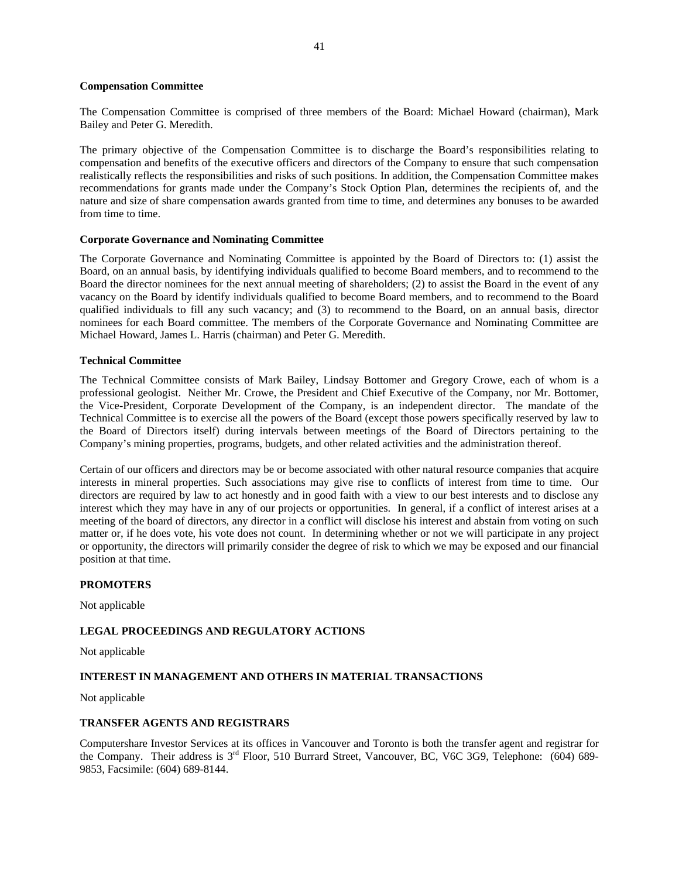**Compensation Committee**

The Compensation Committee is comprised of three members of the Board: Michael Howard (chairman), Mark Bailey and Peter G. Meredith.

The primary objective of the Compensation Committee is to discharge the Board's responsibilities relating to compensation and benefits of the executive officers and directors of the Company to ensure that such compensation realistically reflects the responsibilities and risks of such positions. In addition, the Compensation Committee makes recommendations for grants made under the Company's Stock Option Plan, determines the recipients of, and the nature and size of share compensation awards granted from time to time, and determines any bonuses to be awarded from time to time.

**Corporate Governance and Nominating Committee**

The Corporate Governance and Nominating Committee is appointed by the Board of Directors to: (1) assist the Board, on an annual basis, by identifying individuals qualified to become Board members, and to recommend to the Board the director nominees for the next annual meeting of shareholders; (2) to assist the Board in the event of any vacancy on the Board by identify individuals qualified to become Board members, and to recommend to the Board qualified individuals to fill any such vacancy; and (3) to recommend to the Board, on an annual basis, director nominees for each Board committee. The members of the Corporate Governance and Nominating Committee are Michael Howard, James L. Harris (chairman) and Peter G. Meredith.

**Technical Committee**

The Technical Committee consists of Mark Bailey, Lindsay Bottomer and Gregory Crowe, each of whom is a professional geologist. Neither Mr. Crowe, the President and Chief Executive of the Company, nor Mr. Bottomer, the Vice-President, Corporate Development of the Company, is an independent director. The mandate of the Technical Committee is to exercise all the powers of the Board (except those powers specifically reserved by law to the Board of Directors itself) during intervals between meetings of the Board of Directors pertaining to the Company's mining properties, programs, budgets, and other related activities and the administration thereof.

Certain of our officers and directors may be or become associated with other natural resource companies that acquire interests in mineral properties. Such associations may give rise to conflicts of interest from time to time. Our directors are required by law to act honestly and in good faith with a view to our best interests and to disclose any interest which they may have in any of our projects or opportunities. In general, if a conflict of interest arises at a meeting of the board of directors, any director in a conflict will disclose his interest and abstain from voting on such matter or, if he does vote, his vote does not count. In determining whether or not we will participate in any project or opportunity, the directors will primarily consider the degree of risk to which we may be exposed and our financial position at that time.

## PROMOTERS

Not applicable

## LEGAL PROCEEDINGS AND REGULATORY ACTIONS

Not applicable

## INTEREST IN MANAGEMENT AND OTHERS IN MATERIAL TRANSACTIONS

Not applicable

## TRANSFER AGENTS AND REGISTRARS

Computershare Investor Services at its offices in Vancouver and Toronto is both the transfer agent and registrar for the Company. Their address is 3rd Floor, 510 Burrard Street, Vancouver, BC, V6C 3G9, Telephone: (604) 689-9853, Facsimile: (604) 689-8144.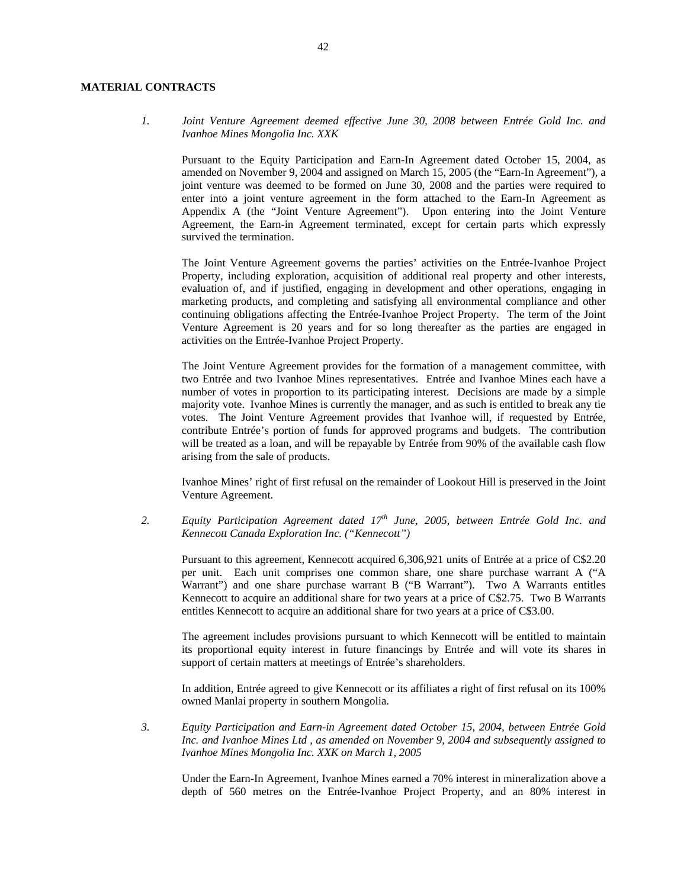## MATERIAL CONTRACTS

1. *Joint Venture Agreement deemed effective June 30, 2008 between Entrée Gold Inc. and Ivanhoe Mines Mongolia Inc. XXK*

   Pursuant to the Equity Participation and Earn-In Agreement dated October 15, 2004, as amended on November 9, 2004 and assigned on March 15, 2005 (the "Earn-In Agreement"), a joint venture was deemed to be formed on June 30, 2008 and the parties were required to enter into a joint venture agreement in the form attached to the Earn-In Agreement as Appendix A (the "Joint Venture Agreement"). Upon entering into the Joint Venture Agreement, the Earn-in Agreement terminated, except for certain parts which expressly survived the termination.

   The Joint Venture Agreement governs the parties' activities on the Entrée-Ivanhoe Project Property, including exploration, acquisition of additional real property and other interests, evaluation of, and if justified, engaging in development and other operations, engaging in marketing products, and completing and satisfying all environmental compliance and other continuing obligations affecting the Entrée-Ivanhoe Project Property. The term of the Joint Venture Agreement is 20 years and for so long thereafter as the parties are engaged in activities on the Entrée-Ivanhoe Project Property.

   The Joint Venture Agreement provides for the formation of a management committee, with two Entrée and two Ivanhoe Mines representatives. Entrée and Ivanhoe Mines each have a number of votes in proportion to its participating interest. Decisions are made by a simple majority vote. Ivanhoe Mines is currently the manager, and as such is entitled to break any tie votes. The Joint Venture Agreement provides that Ivanhoe will, if requested by Entrée, contribute Entrée's portion of funds for approved programs and budgets. The contribution will be treated as a loan, and will be repayable by Entrée from 90% of the available cash flow arising from the sale of products.

   Ivanhoe Mines' right of first refusal on the remainder of Lookout Hill is preserved in the Joint Venture Agreement.

2. *Equity Participation Agreement dated 17th June, 2005, between Entrée Gold Inc. and Kennecott Canada Exploration Inc. ("Kennecott")*

   Pursuant to this agreement, Kennecott acquired 6,306,921 units of Entrée at a price of C$2.20 per unit. Each unit comprises one common share, one share purchase warrant A ("A Warrant") and one share purchase warrant B ("B Warrant"). Two A Warrants entitles Kennecott to acquire an additional share for two years at a price of C$2.75. Two B Warrants entitles Kennecott to acquire an additional share for two years at a price of C$3.00.

   The agreement includes provisions pursuant to which Kennecott will be entitled to maintain its proportional equity interest in future financings by Entrée and will vote its shares in support of certain matters at meetings of Entrée's shareholders.

   In addition, Entrée agreed to give Kennecott or its affiliates a right of first refusal on its 100% owned Manlai property in southern Mongolia.

3. *Equity Participation and Earn-in Agreement dated October 15, 2004, between Entrée Gold Inc. and Ivanhoe Mines Ltd , as amended on November 9, 2004 and subsequently assigned to Ivanhoe Mines Mongolia Inc. XXK on March 1, 2005*

   Under the Earn-In Agreement, Ivanhoe Mines earned a 70% interest in mineralization above a depth of 560 metres on the Entrée-Ivanhoe Project Property, and an 80% interest in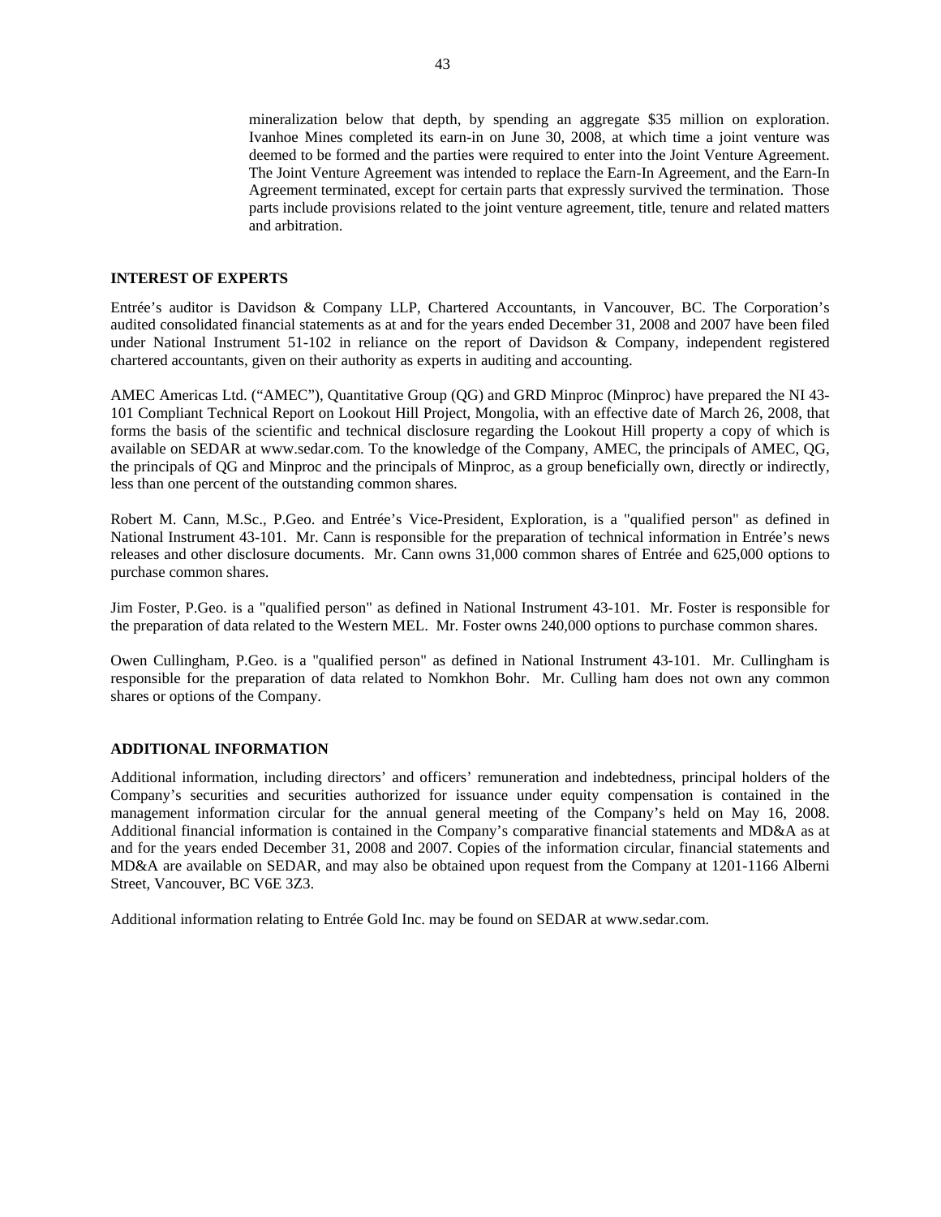mineralization below that depth, by spending an aggregate $35 million on exploration. Ivanhoe Mines completed its earn-in on June 30, 2008, at which time a joint venture was deemed to be formed and the parties were required to enter into the Joint Venture Agreement. The Joint Venture Agreement was intended to replace the Earn-In Agreement, and the Earn-In Agreement terminated, except for certain parts that expressly survived the termination. Those parts include provisions related to the joint venture agreement, title, tenure and related matters and arbitration.

## INTEREST OF EXPERTS

Entrée's auditor is Davidson & Company LLP, Chartered Accountants, in Vancouver, BC. The Corporation's audited consolidated financial statements as at and for the years ended December 31, 2008 and 2007 have been filed under National Instrument 51-102 in reliance on the report of Davidson & Company, independent registered chartered accountants, given on their authority as experts in auditing and accounting.

AMEC Americas Ltd. ("AMEC"), Quantitative Group (QG) and GRD Minproc (Minproc) have prepared the NI 43-101 Compliant Technical Report on Lookout Hill Project, Mongolia, with an effective date of March 26, 2008, that forms the basis of the scientific and technical disclosure regarding the Lookout Hill property a copy of which is available on SEDAR at www.sedar.com. To the knowledge of the Company, AMEC, the principals of AMEC, QG, the principals of QG and Minproc and the principals of Minproc, as a group beneficially own, directly or indirectly, less than one percent of the outstanding common shares.

Robert M. Cann, M.Sc., P.Geo. and Entrée's Vice-President, Exploration, is a "qualified person" as defined in National Instrument 43-101. Mr. Cann is responsible for the preparation of technical information in Entrée's news releases and other disclosure documents. Mr. Cann owns 31,000 common shares of Entrée and 625,000 options to purchase common shares.

Jim Foster, P.Geo. is a "qualified person" as defined in National Instrument 43-101. Mr. Foster is responsible for the preparation of data related to the Western MEL. Mr. Foster owns 240,000 options to purchase common shares.

Owen Cullingham, P.Geo. is a "qualified person" as defined in National Instrument 43-101. Mr. Cullingham is responsible for the preparation of data related to Nomkhon Bohr. Mr. Culling ham does not own any common shares or options of the Company.

## ADDITIONAL INFORMATION

Additional information, including directors' and officers' remuneration and indebtedness, principal holders of the Company's securities and securities authorized for issuance under equity compensation is contained in the management information circular for the annual general meeting of the Company's held on May 16, 2008. Additional financial information is contained in the Company's comparative financial statements and MD&A as at and for the years ended December 31, 2008 and 2007. Copies of the information circular, financial statements and MD&A are available on SEDAR, and may also be obtained upon request from the Company at 1201-1166 Alberni Street, Vancouver, BC V6E 3Z3.

Additional information relating to Entrée Gold Inc. may be found on SEDAR at www.sedar.com.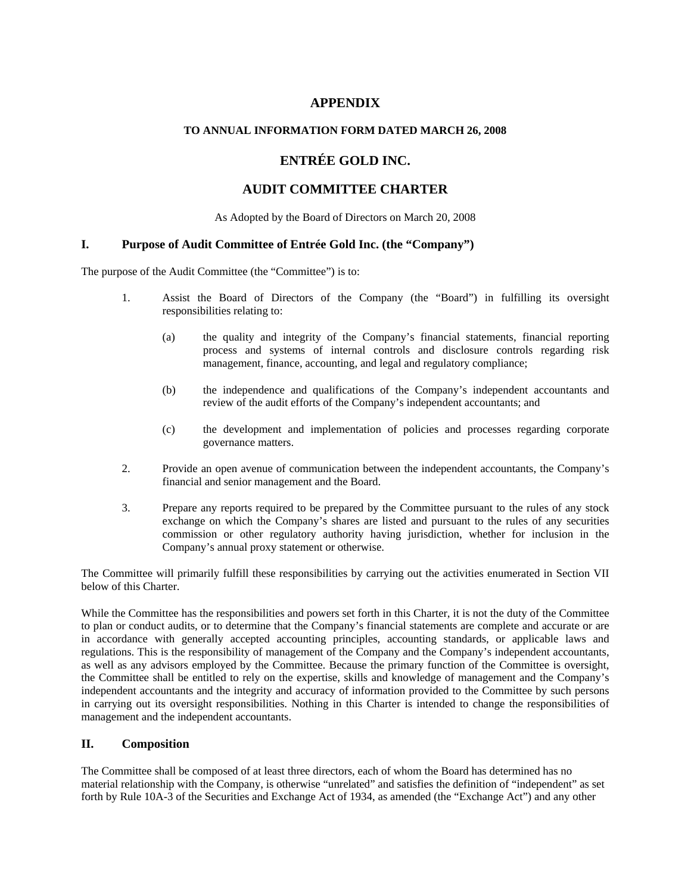# APPENDIX

## TO ANNUAL INFORMATION FORM DATED MARCH 26, 2008

# ENTRÉE GOLD INC.

# AUDIT COMMITTEE CHARTER

As Adopted by the Board of Directors on March 20, 2008

## I. Purpose of Audit Committee of Entrée Gold Inc. (the "Company")

The purpose of the Audit Committee (the "Committee") is to:

1. Assist the Board of Directors of the Company (the "Board") in fulfilling its oversight responsibilities relating to:

   (a) the quality and integrity of the Company's financial statements, financial reporting process and systems of internal controls and disclosure controls regarding risk management, finance, accounting, and legal and regulatory compliance;

   (b) the independence and qualifications of the Company's independent accountants and review of the audit efforts of the Company's independent accountants; and

   (c) the development and implementation of policies and processes regarding corporate governance matters.

2. Provide an open avenue of communication between the independent accountants, the Company's financial and senior management and the Board.

3. Prepare any reports required to be prepared by the Committee pursuant to the rules of any stock exchange on which the Company's shares are listed and pursuant to the rules of any securities commission or other regulatory authority having jurisdiction, whether for inclusion in the Company's annual proxy statement or otherwise.

The Committee will primarily fulfill these responsibilities by carrying out the activities enumerated in Section VII below of this Charter.

While the Committee has the responsibilities and powers set forth in this Charter, it is not the duty of the Committee to plan or conduct audits, or to determine that the Company's financial statements are complete and accurate or are in accordance with generally accepted accounting principles, accounting standards, or applicable laws and regulations. This is the responsibility of management of the Company and the Company's independent accountants, as well as any advisors employed by the Committee. Because the primary function of the Committee is oversight, the Committee shall be entitled to rely on the expertise, skills and knowledge of management and the Company's independent accountants and the integrity and accuracy of information provided to the Committee by such persons in carrying out its oversight responsibilities. Nothing in this Charter is intended to change the responsibilities of management and the independent accountants.

## II. Composition

The Committee shall be composed of at least three directors, each of whom the Board has determined has no material relationship with the Company, is otherwise "unrelated" and satisfies the definition of "independent" as set forth by Rule 10A-3 of the Securities and Exchange Act of 1934, as amended (the "Exchange Act") and any other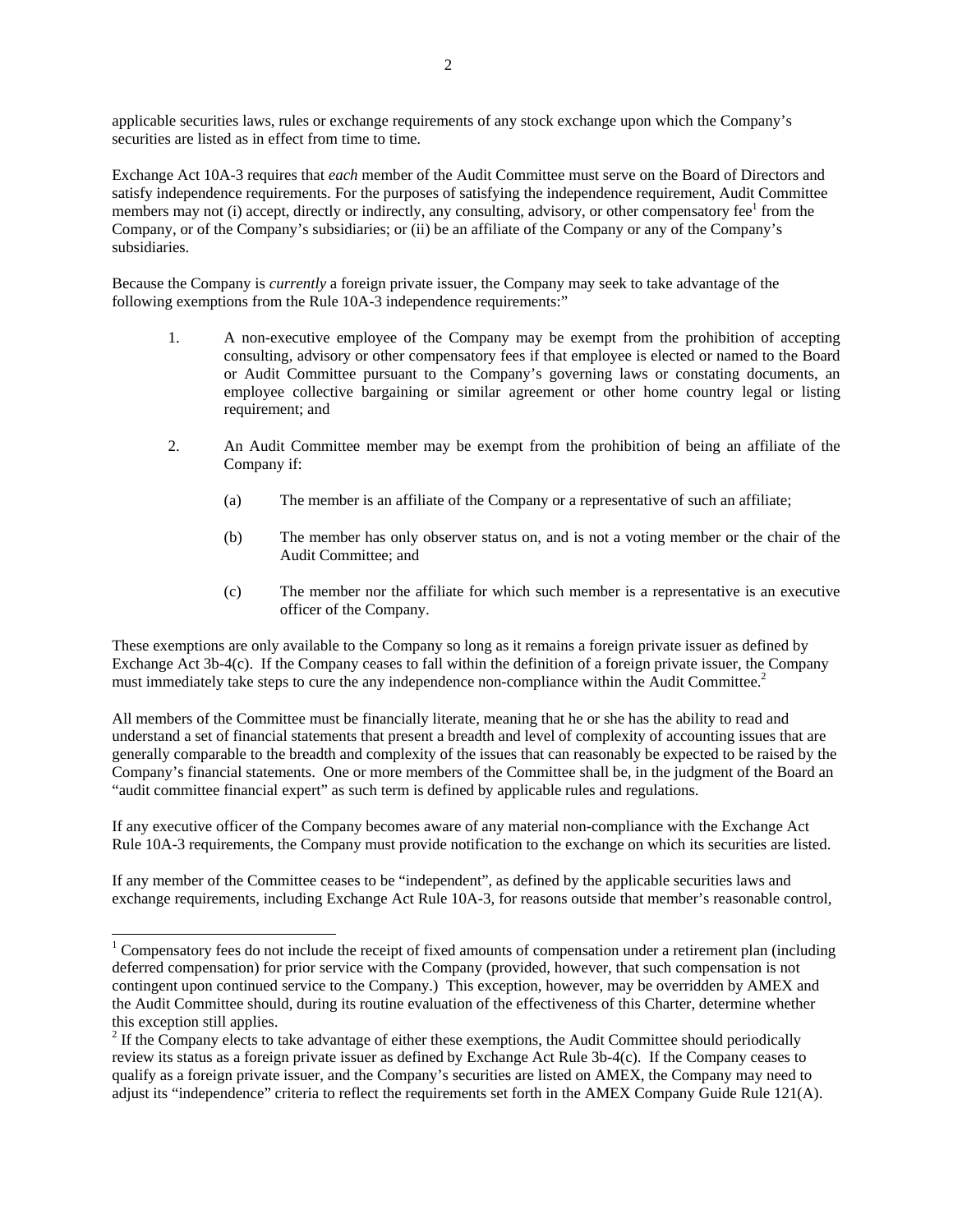applicable securities laws, rules or exchange requirements of any stock exchange upon which the Company's securities are listed as in effect from time to time.

Exchange Act 10A-3 requires that *each* member of the Audit Committee must serve on the Board of Directors and satisfy independence requirements. For the purposes of satisfying the independence requirement, Audit Committee members may not (i) accept, directly or indirectly, any consulting, advisory, or other compensatory fee[1] from the Company, or of the Company's subsidiaries; or (ii) be an affiliate of the Company or any of the Company's subsidiaries.

Because the Company is *currently* a foreign private issuer, the Company may seek to take advantage of the following exemptions from the Rule 10A-3 independence requirements:"

1. A non-executive employee of the Company may be exempt from the prohibition of accepting consulting, advisory or other compensatory fees if that employee is elected or named to the Board or Audit Committee pursuant to the Company's governing laws or constating documents, an employee collective bargaining or similar agreement or other home country legal or listing requirement; and

2. An Audit Committee member may be exempt from the prohibition of being an affiliate of the Company if:

   (a) The member is an affiliate of the Company or a representative of such an affiliate;

   (b) The member has only observer status on, and is not a voting member or the chair of the Audit Committee; and

   (c) The member nor the affiliate for which such member is a representative is an executive officer of the Company.

These exemptions are only available to the Company so long as it remains a foreign private issuer as defined by Exchange Act 3b-4(c). If the Company ceases to fall within the definition of a foreign private issuer, the Company must immediately take steps to cure the any independence non-compliance within the Audit Committee.[2]

All members of the Committee must be financially literate, meaning that he or she has the ability to read and understand a set of financial statements that present a breadth and level of complexity of accounting issues that are generally comparable to the breadth and complexity of the issues that can reasonably be expected to be raised by the Company's financial statements. One or more members of the Committee shall be, in the judgment of the Board an "audit committee financial expert" as such term is defined by applicable rules and regulations.

If any executive officer of the Company becomes aware of any material non-compliance with the Exchange Act Rule 10A-3 requirements, the Company must provide notification to the exchange on which its securities are listed.

If any member of the Committee ceases to be "independent", as defined by the applicable securities laws and exchange requirements, including Exchange Act Rule 10A-3, for reasons outside that member's reasonable control,

---

[1] Compensatory fees do not include the receipt of fixed amounts of compensation under a retirement plan (including deferred compensation) for prior service with the Company (provided, however, that such compensation is not contingent upon continued service to the Company.) This exception, however, may be overridden by AMEX and the Audit Committee should, during its routine evaluation of the effectiveness of this Charter, determine whether this exception still applies.

[2] If the Company elects to take advantage of either these exemptions, the Audit Committee should periodically review its status as a foreign private issuer as defined by Exchange Act Rule 3b-4(c). If the Company ceases to qualify as a foreign private issuer, and the Company's securities are listed on AMEX, the Company may need to adjust its "independence" criteria to reflect the requirements set forth in the AMEX Company Guide Rule 121(A).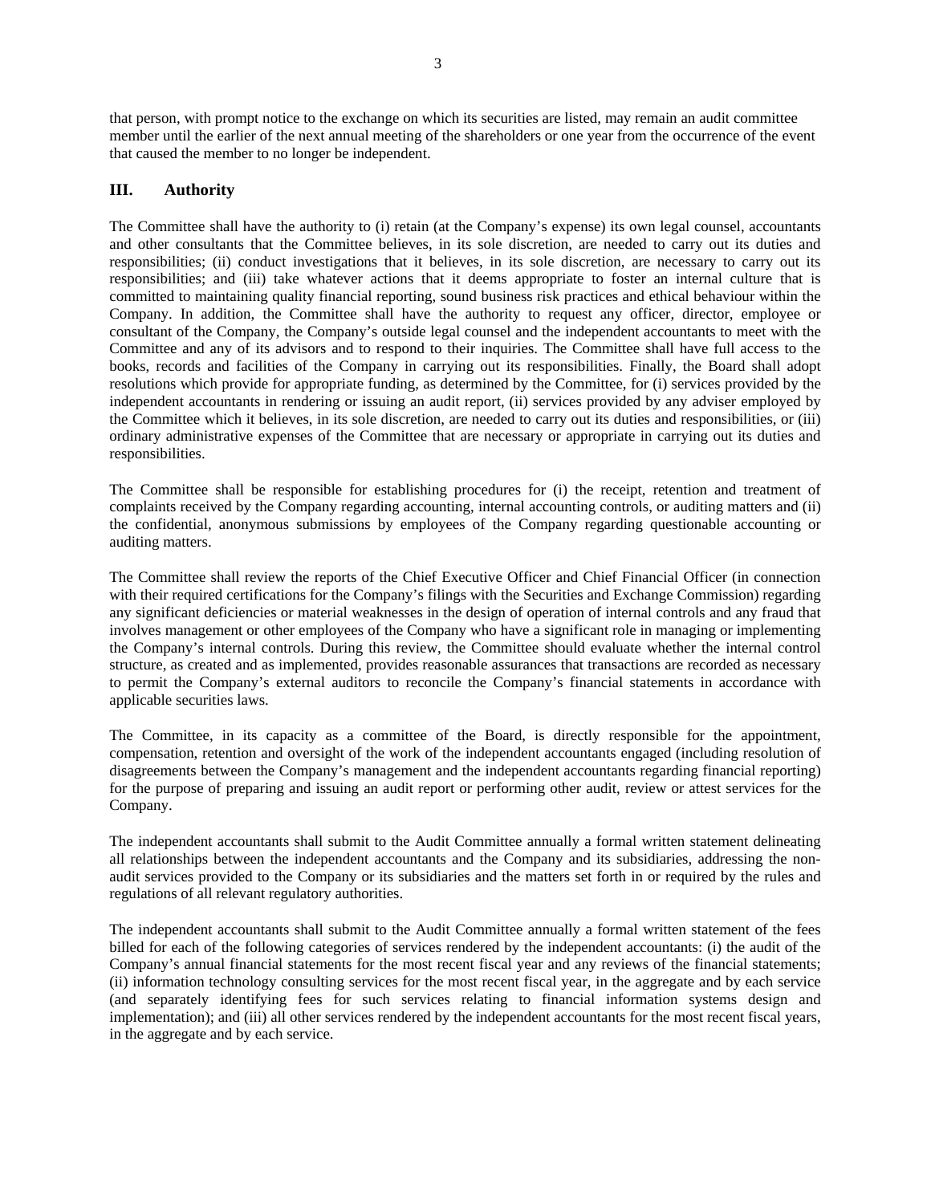that person, with prompt notice to the exchange on which its securities are listed, may remain an audit committee member until the earlier of the next annual meeting of the shareholders or one year from the occurrence of the event that caused the member to no longer be independent.

## III. Authority

The Committee shall have the authority to (i) retain (at the Company's expense) its own legal counsel, accountants and other consultants that the Committee believes, in its sole discretion, are needed to carry out its duties and responsibilities; (ii) conduct investigations that it believes, in its sole discretion, are necessary to carry out its responsibilities; and (iii) take whatever actions that it deems appropriate to foster an internal culture that is committed to maintaining quality financial reporting, sound business risk practices and ethical behaviour within the Company. In addition, the Committee shall have the authority to request any officer, director, employee or consultant of the Company, the Company's outside legal counsel and the independent accountants to meet with the Committee and any of its advisors and to respond to their inquiries. The Committee shall have full access to the books, records and facilities of the Company in carrying out its responsibilities. Finally, the Board shall adopt resolutions which provide for appropriate funding, as determined by the Committee, for (i) services provided by the independent accountants in rendering or issuing an audit report, (ii) services provided by any adviser employed by the Committee which it believes, in its sole discretion, are needed to carry out its duties and responsibilities, or (iii) ordinary administrative expenses of the Committee that are necessary or appropriate in carrying out its duties and responsibilities.

The Committee shall be responsible for establishing procedures for (i) the receipt, retention and treatment of complaints received by the Company regarding accounting, internal accounting controls, or auditing matters and (ii) the confidential, anonymous submissions by employees of the Company regarding questionable accounting or auditing matters.

The Committee shall review the reports of the Chief Executive Officer and Chief Financial Officer (in connection with their required certifications for the Company's filings with the Securities and Exchange Commission) regarding any significant deficiencies or material weaknesses in the design of operation of internal controls and any fraud that involves management or other employees of the Company who have a significant role in managing or implementing the Company's internal controls. During this review, the Committee should evaluate whether the internal control structure, as created and as implemented, provides reasonable assurances that transactions are recorded as necessary to permit the Company's external auditors to reconcile the Company's financial statements in accordance with applicable securities laws.

The Committee, in its capacity as a committee of the Board, is directly responsible for the appointment, compensation, retention and oversight of the work of the independent accountants engaged (including resolution of disagreements between the Company's management and the independent accountants regarding financial reporting) for the purpose of preparing and issuing an audit report or performing other audit, review or attest services for the Company.

The independent accountants shall submit to the Audit Committee annually a formal written statement delineating all relationships between the independent accountants and the Company and its subsidiaries, addressing the non-audit services provided to the Company or its subsidiaries and the matters set forth in or required by the rules and regulations of all relevant regulatory authorities.

The independent accountants shall submit to the Audit Committee annually a formal written statement of the fees billed for each of the following categories of services rendered by the independent accountants: (i) the audit of the Company's annual financial statements for the most recent fiscal year and any reviews of the financial statements; (ii) information technology consulting services for the most recent fiscal year, in the aggregate and by each service (and separately identifying fees for such services relating to financial information systems design and implementation); and (iii) all other services rendered by the independent accountants for the most recent fiscal years, in the aggregate and by each service.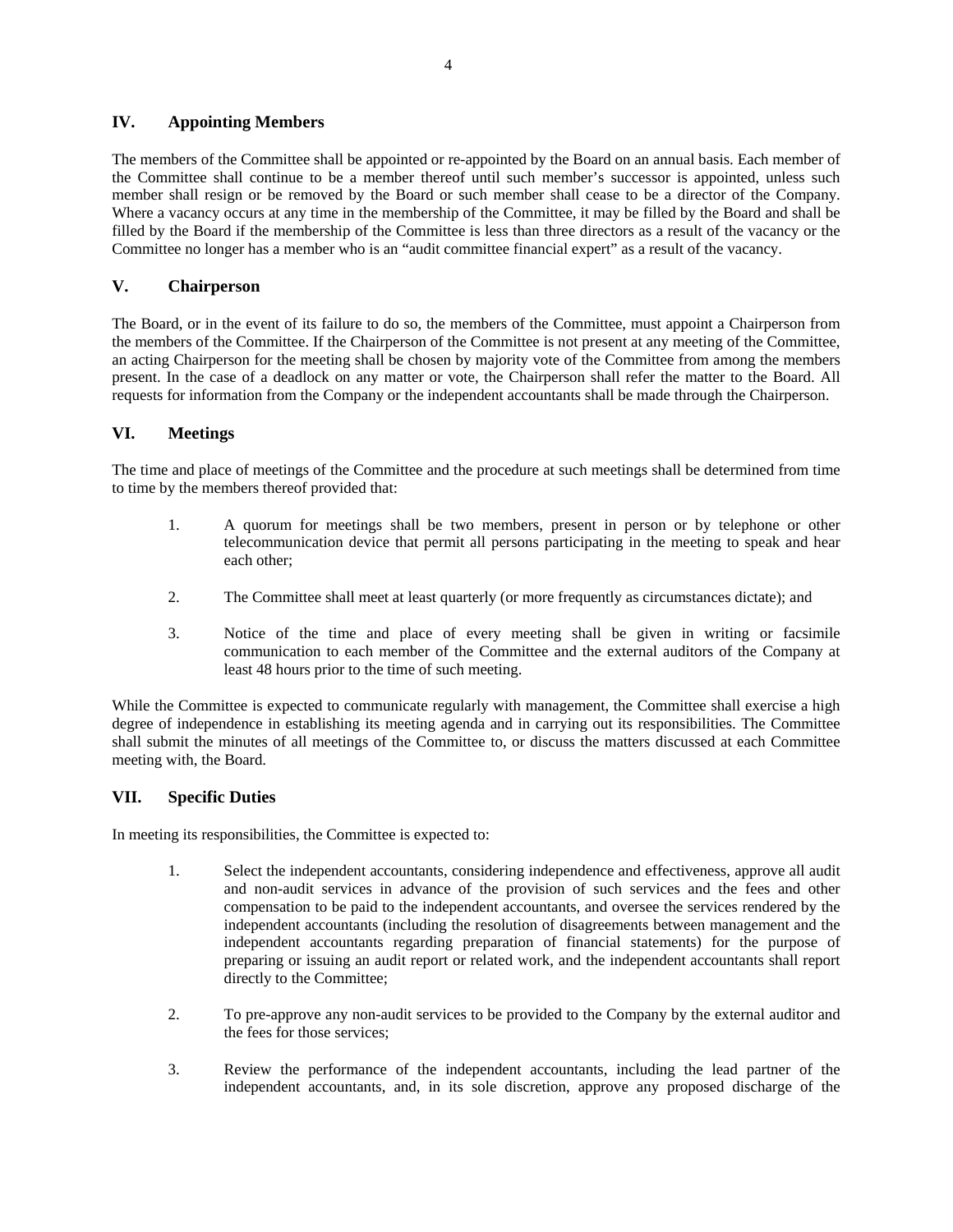## IV. Appointing Members

The members of the Committee shall be appointed or re-appointed by the Board on an annual basis. Each member of the Committee shall continue to be a member thereof until such member's successor is appointed, unless such member shall resign or be removed by the Board or such member shall cease to be a director of the Company. Where a vacancy occurs at any time in the membership of the Committee, it may be filled by the Board and shall be filled by the Board if the membership of the Committee is less than three directors as a result of the vacancy or the Committee no longer has a member who is an "audit committee financial expert" as a result of the vacancy.

## V. Chairperson

The Board, or in the event of its failure to do so, the members of the Committee, must appoint a Chairperson from the members of the Committee. If the Chairperson of the Committee is not present at any meeting of the Committee, an acting Chairperson for the meeting shall be chosen by majority vote of the Committee from among the members present. In the case of a deadlock on any matter or vote, the Chairperson shall refer the matter to the Board. All requests for information from the Company or the independent accountants shall be made through the Chairperson.

## VI. Meetings

The time and place of meetings of the Committee and the procedure at such meetings shall be determined from time to time by the members thereof provided that:

1. A quorum for meetings shall be two members, present in person or by telephone or other telecommunication device that permit all persons participating in the meeting to speak and hear each other;

2. The Committee shall meet at least quarterly (or more frequently as circumstances dictate); and

3. Notice of the time and place of every meeting shall be given in writing or facsimile communication to each member of the Committee and the external auditors of the Company at least 48 hours prior to the time of such meeting.

While the Committee is expected to communicate regularly with management, the Committee shall exercise a high degree of independence in establishing its meeting agenda and in carrying out its responsibilities. The Committee shall submit the minutes of all meetings of the Committee to, or discuss the matters discussed at each Committee meeting with, the Board.

## VII. Specific Duties

In meeting its responsibilities, the Committee is expected to:

1. Select the independent accountants, considering independence and effectiveness, approve all audit and non-audit services in advance of the provision of such services and the fees and other compensation to be paid to the independent accountants, and oversee the services rendered by the independent accountants (including the resolution of disagreements between management and the independent accountants regarding preparation of financial statements) for the purpose of preparing or issuing an audit report or related work, and the independent accountants shall report directly to the Committee;

2. To pre-approve any non-audit services to be provided to the Company by the external auditor and the fees for those services;

3. Review the performance of the independent accountants, including the lead partner of the independent accountants, and, in its sole discretion, approve any proposed discharge of the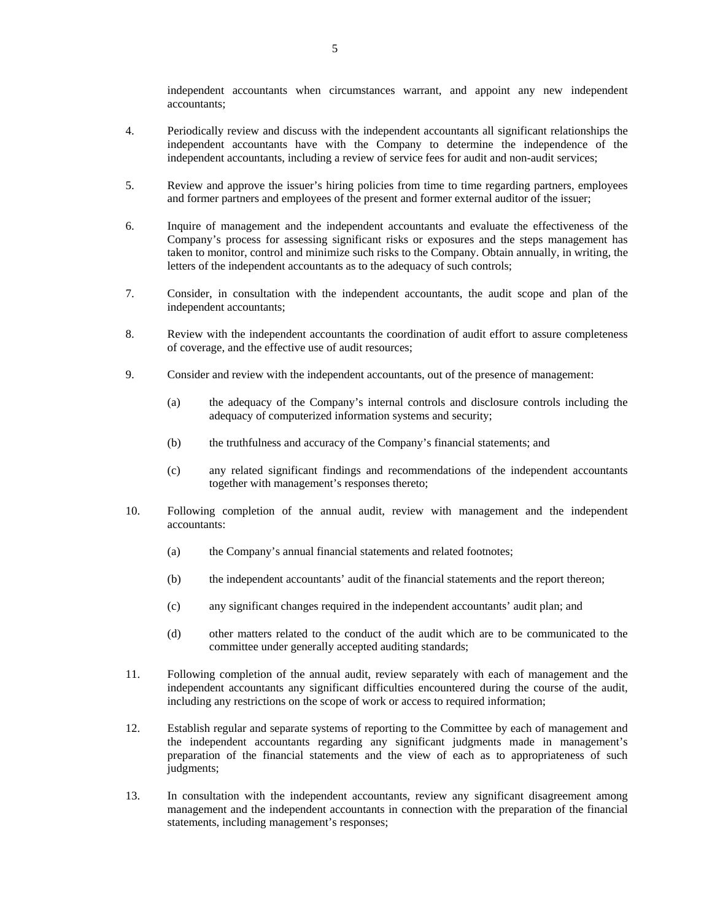independent accountants when circumstances warrant, and appoint any new independent accountants;

4. Periodically review and discuss with the independent accountants all significant relationships the independent accountants have with the Company to determine the independence of the independent accountants, including a review of service fees for audit and non-audit services;

5. Review and approve the issuer's hiring policies from time to time regarding partners, employees and former partners and employees of the present and former external auditor of the issuer;

6. Inquire of management and the independent accountants and evaluate the effectiveness of the Company's process for assessing significant risks or exposures and the steps management has taken to monitor, control and minimize such risks to the Company. Obtain annually, in writing, the letters of the independent accountants as to the adequacy of such controls;

7. Consider, in consultation with the independent accountants, the audit scope and plan of the independent accountants;

8. Review with the independent accountants the coordination of audit effort to assure completeness of coverage, and the effective use of audit resources;

9. Consider and review with the independent accountants, out of the presence of management:

    (a) the adequacy of the Company's internal controls and disclosure controls including the adequacy of computerized information systems and security;

    (b) the truthfulness and accuracy of the Company's financial statements; and

    (c) any related significant findings and recommendations of the independent accountants together with management's responses thereto;

10. Following completion of the annual audit, review with management and the independent accountants:

    (a) the Company's annual financial statements and related footnotes;

    (b) the independent accountants' audit of the financial statements and the report thereon;

    (c) any significant changes required in the independent accountants' audit plan; and

    (d) other matters related to the conduct of the audit which are to be communicated to the committee under generally accepted auditing standards;

11. Following completion of the annual audit, review separately with each of management and the independent accountants any significant difficulties encountered during the course of the audit, including any restrictions on the scope of work or access to required information;

12. Establish regular and separate systems of reporting to the Committee by each of management and the independent accountants regarding any significant judgments made in management's preparation of the financial statements and the view of each as to appropriateness of such judgments;

13. In consultation with the independent accountants, review any significant disagreement among management and the independent accountants in connection with the preparation of the financial statements, including management's responses;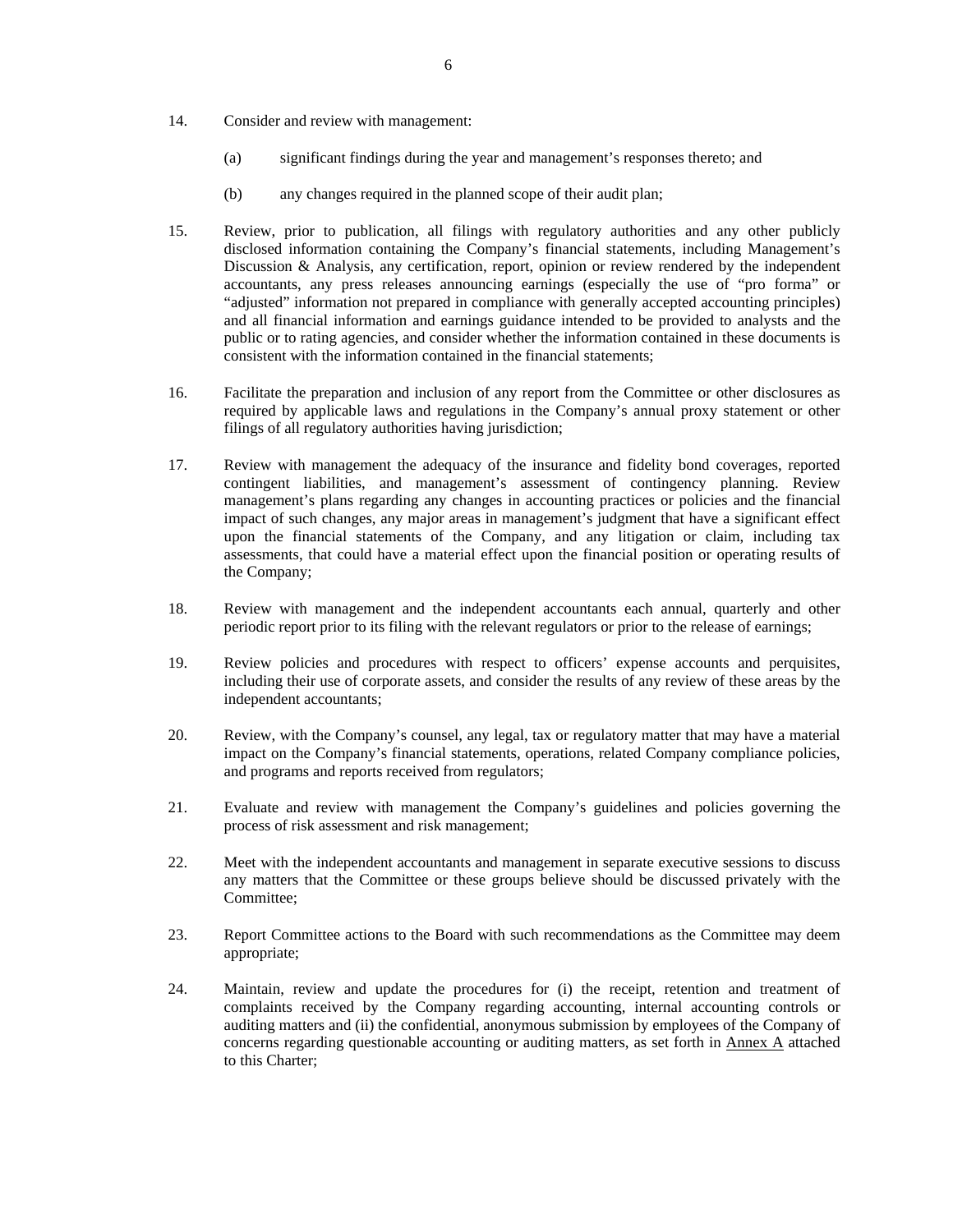14. Consider and review with management:

    (a) significant findings during the year and management's responses thereto; and

    (b) any changes required in the planned scope of their audit plan;

15. Review, prior to publication, all filings with regulatory authorities and any other publicly disclosed information containing the Company's financial statements, including Management's Discussion & Analysis, any certification, report, opinion or review rendered by the independent accountants, any press releases announcing earnings (especially the use of "pro forma" or "adjusted" information not prepared in compliance with generally accepted accounting principles) and all financial information and earnings guidance intended to be provided to analysts and the public or to rating agencies, and consider whether the information contained in these documents is consistent with the information contained in the financial statements;

16. Facilitate the preparation and inclusion of any report from the Committee or other disclosures as required by applicable laws and regulations in the Company's annual proxy statement or other filings of all regulatory authorities having jurisdiction;

17. Review with management the adequacy of the insurance and fidelity bond coverages, reported contingent liabilities, and management's assessment of contingency planning. Review management's plans regarding any changes in accounting practices or policies and the financial impact of such changes, any major areas in management's judgment that have a significant effect upon the financial statements of the Company, and any litigation or claim, including tax assessments, that could have a material effect upon the financial position or operating results of the Company;

18. Review with management and the independent accountants each annual, quarterly and other periodic report prior to its filing with the relevant regulators or prior to the release of earnings;

19. Review policies and procedures with respect to officers' expense accounts and perquisites, including their use of corporate assets, and consider the results of any review of these areas by the independent accountants;

20. Review, with the Company's counsel, any legal, tax or regulatory matter that may have a material impact on the Company's financial statements, operations, related Company compliance policies, and programs and reports received from regulators;

21. Evaluate and review with management the Company's guidelines and policies governing the process of risk assessment and risk management;

22. Meet with the independent accountants and management in separate executive sessions to discuss any matters that the Committee or these groups believe should be discussed privately with the Committee;

23. Report Committee actions to the Board with such recommendations as the Committee may deem appropriate;

24. Maintain, review and update the procedures for (i) the receipt, retention and treatment of complaints received by the Company regarding accounting, internal accounting controls or auditing matters and (ii) the confidential, anonymous submission by employees of the Company of concerns regarding questionable accounting or auditing matters, as set forth in Annex A attached to this Charter;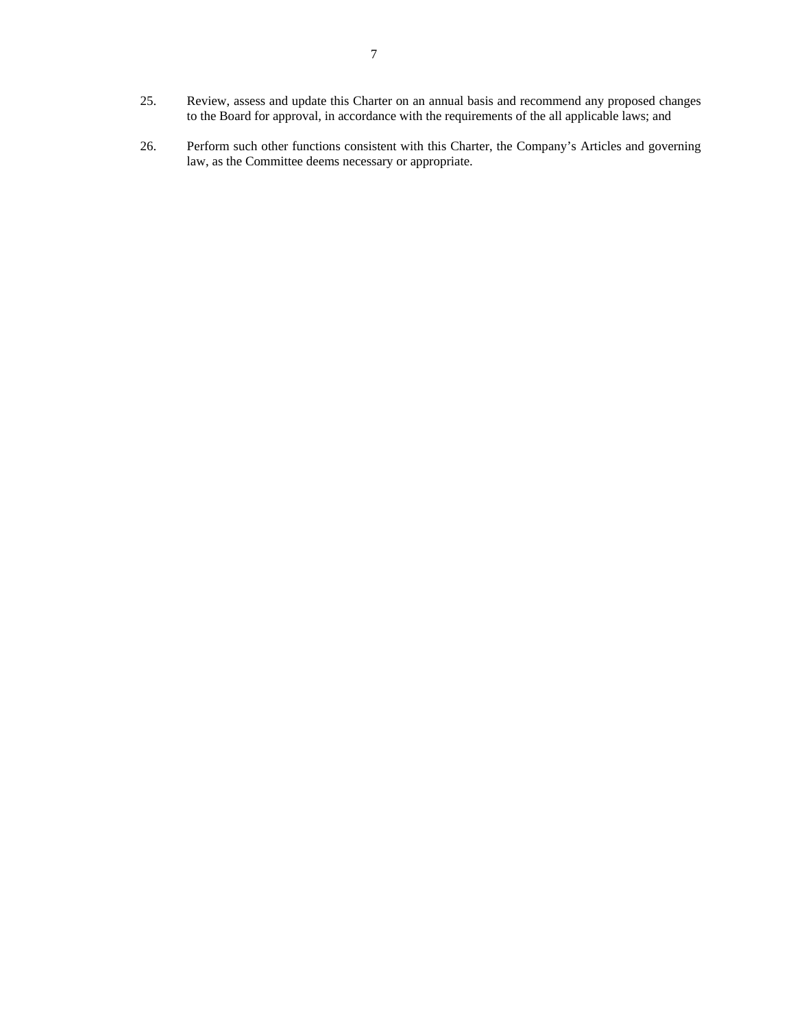25. Review, assess and update this Charter on an annual basis and recommend any proposed changes to the Board for approval, in accordance with the requirements of the all applicable laws; and

26. Perform such other functions consistent with this Charter, the Company's Articles and governing law, as the Committee deems necessary or appropriate.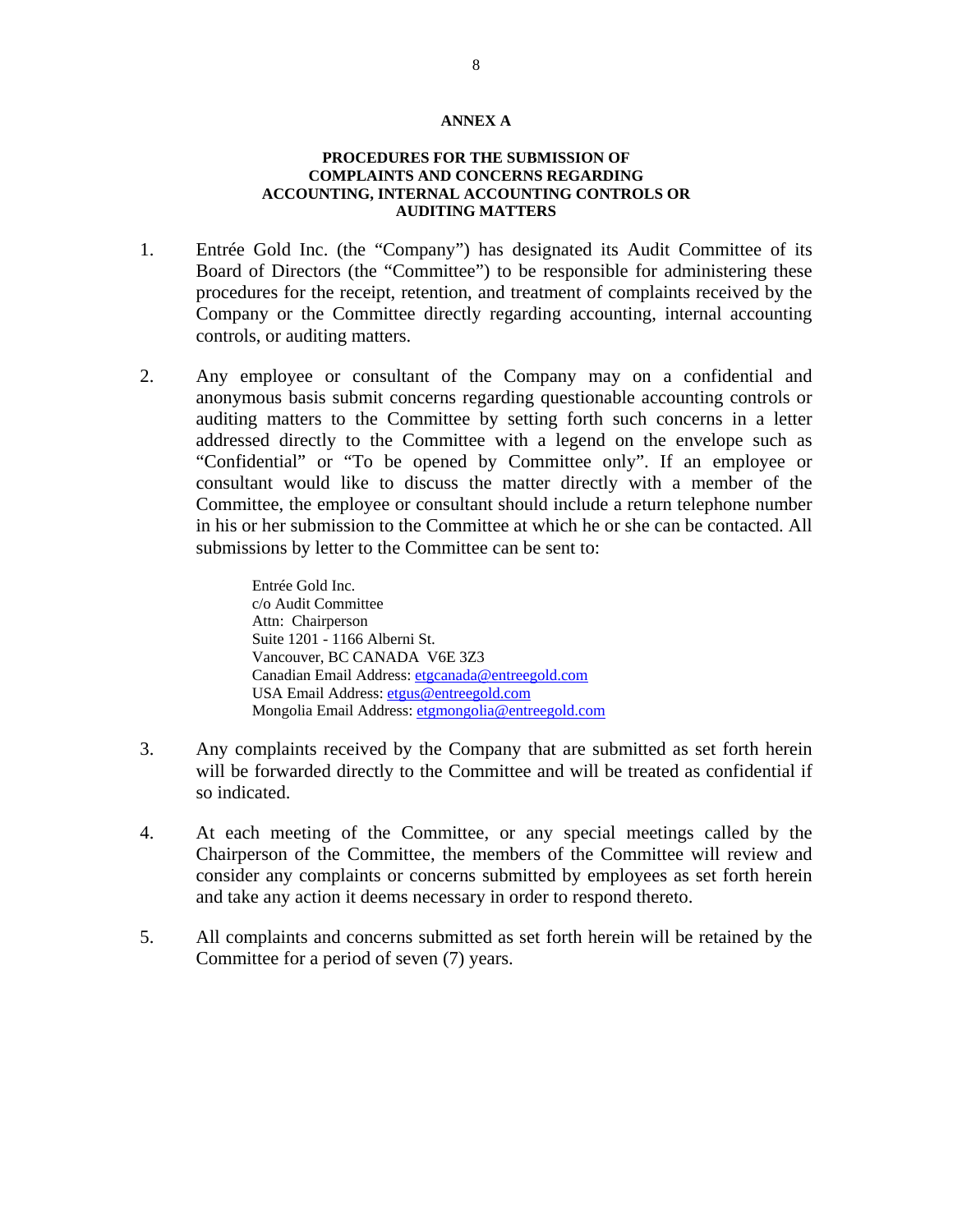## ANNEX A

### PROCEDURES FOR THE SUBMISSION OF COMPLAINTS AND CONCERNS REGARDING ACCOUNTING, INTERNAL ACCOUNTING CONTROLS OR AUDITING MATTERS

1. Entrée Gold Inc. (the "Company") has designated its Audit Committee of its Board of Directors (the "Committee") to be responsible for administering these procedures for the receipt, retention, and treatment of complaints received by the Company or the Committee directly regarding accounting, internal accounting controls, or auditing matters.

2. Any employee or consultant of the Company may on a confidential and anonymous basis submit concerns regarding questionable accounting controls or auditing matters to the Committee by setting forth such concerns in a letter addressed directly to the Committee with a legend on the envelope such as "Confidential" or "To be opened by Committee only". If an employee or consultant would like to discuss the matter directly with a member of the Committee, the employee or consultant should include a return telephone number in his or her submission to the Committee at which he or she can be contacted. All submissions by letter to the Committee can be sent to:

   Entrée Gold Inc.
   c/o Audit Committee
   Attn: Chairperson
   Suite 1201 - 1166 Alberni St.
   Vancouver, BC CANADA V6E 3Z3
   Canadian Email Address: etgcanada@entreegold.com
   USA Email Address: etgus@entreegold.com
   Mongolia Email Address: etgmongolia@entreegold.com

3. Any complaints received by the Company that are submitted as set forth herein will be forwarded directly to the Committee and will be treated as confidential if so indicated.

4. At each meeting of the Committee, or any special meetings called by the Chairperson of the Committee, the members of the Committee will review and consider any complaints or concerns submitted by employees as set forth herein and take any action it deems necessary in order to respond thereto.

5. All complaints and concerns submitted as set forth herein will be retained by the Committee for a period of seven (7) years.